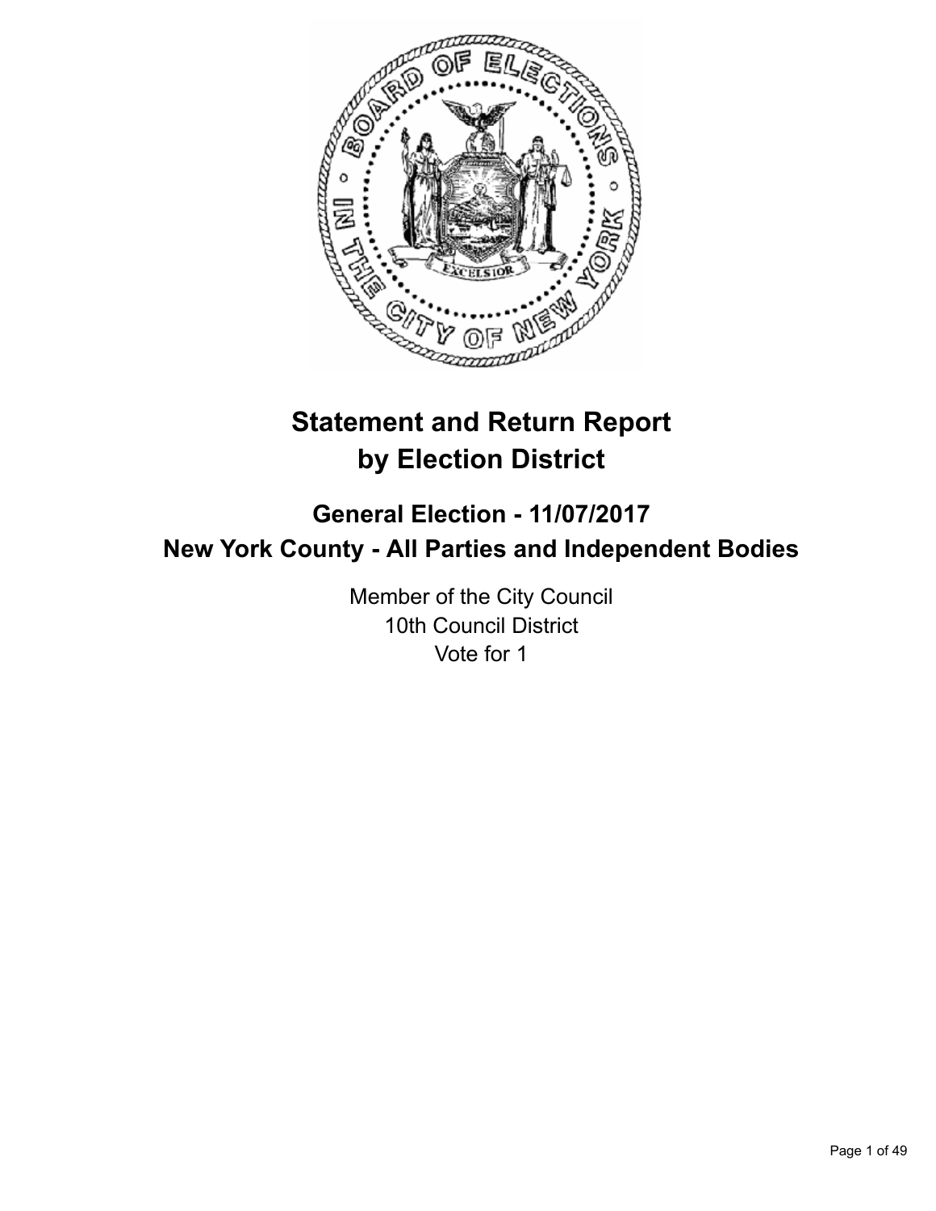# Statement and Return Report by Election District

## General Election - 11/07/2017
## New York County - All Parties and Independent Bodies

Member of the City Council
10th Council District
Vote for 1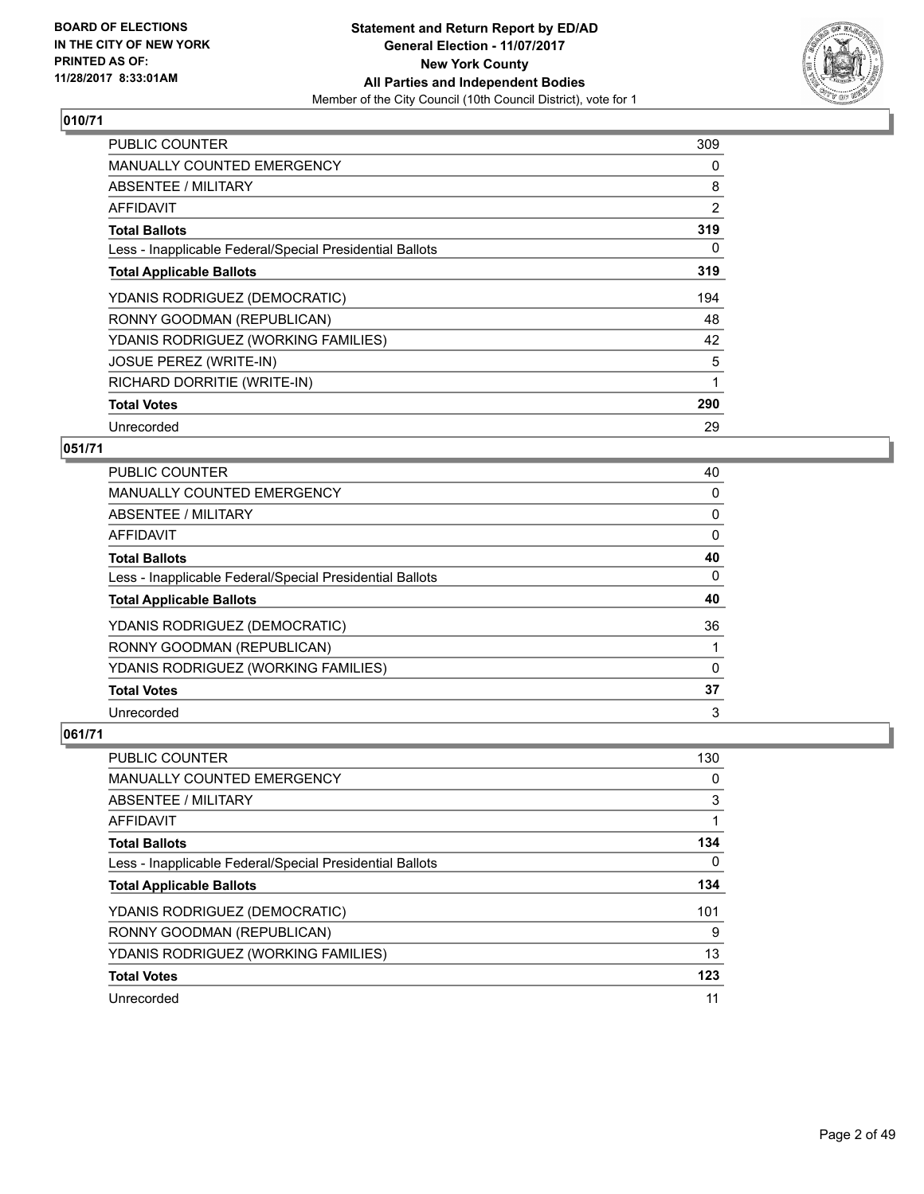**Statement and Return Report by ED/AD**
**General Election - 11/07/2017**
**New York County**
**All Parties and Independent Bodies**
Member of the City Council (10th Council District), vote for 1

BOARD OF ELECTIONS
IN THE CITY OF NEW YORK
PRINTED AS OF:
11/28/2017 8:33:01AM

## 010/71

| | |
|---|---|
| PUBLIC COUNTER | 309 |
| MANUALLY COUNTED EMERGENCY | 0 |
| ABSENTEE / MILITARY | 8 |
| AFFIDAVIT | 2 |
| **Total Ballots** | **319** |
| Less - Inapplicable Federal/Special Presidential Ballots | 0 |
| **Total Applicable Ballots** | **319** |
| YDANIS RODRIGUEZ (DEMOCRATIC) | 194 |
| RONNY GOODMAN (REPUBLICAN) | 48 |
| YDANIS RODRIGUEZ (WORKING FAMILIES) | 42 |
| JOSUE PEREZ (WRITE-IN) | 5 |
| RICHARD DORRITIE (WRITE-IN) | 1 |
| **Total Votes** | **290** |
| Unrecorded | 29 |

## 051/71

| | |
|---|---|
| PUBLIC COUNTER | 40 |
| MANUALLY COUNTED EMERGENCY | 0 |
| ABSENTEE / MILITARY | 0 |
| AFFIDAVIT | 0 |
| **Total Ballots** | **40** |
| Less - Inapplicable Federal/Special Presidential Ballots | 0 |
| **Total Applicable Ballots** | **40** |
| YDANIS RODRIGUEZ (DEMOCRATIC) | 36 |
| RONNY GOODMAN (REPUBLICAN) | 1 |
| YDANIS RODRIGUEZ (WORKING FAMILIES) | 0 |
| **Total Votes** | **37** |
| Unrecorded | 3 |

## 061/71

| | |
|---|---|
| PUBLIC COUNTER | 130 |
| MANUALLY COUNTED EMERGENCY | 0 |
| ABSENTEE / MILITARY | 3 |
| AFFIDAVIT | 1 |
| **Total Ballots** | **134** |
| Less - Inapplicable Federal/Special Presidential Ballots | 0 |
| **Total Applicable Ballots** | **134** |
| YDANIS RODRIGUEZ (DEMOCRATIC) | 101 |
| RONNY GOODMAN (REPUBLICAN) | 9 |
| YDANIS RODRIGUEZ (WORKING FAMILIES) | 13 |
| **Total Votes** | **123** |
| Unrecorded | 11 |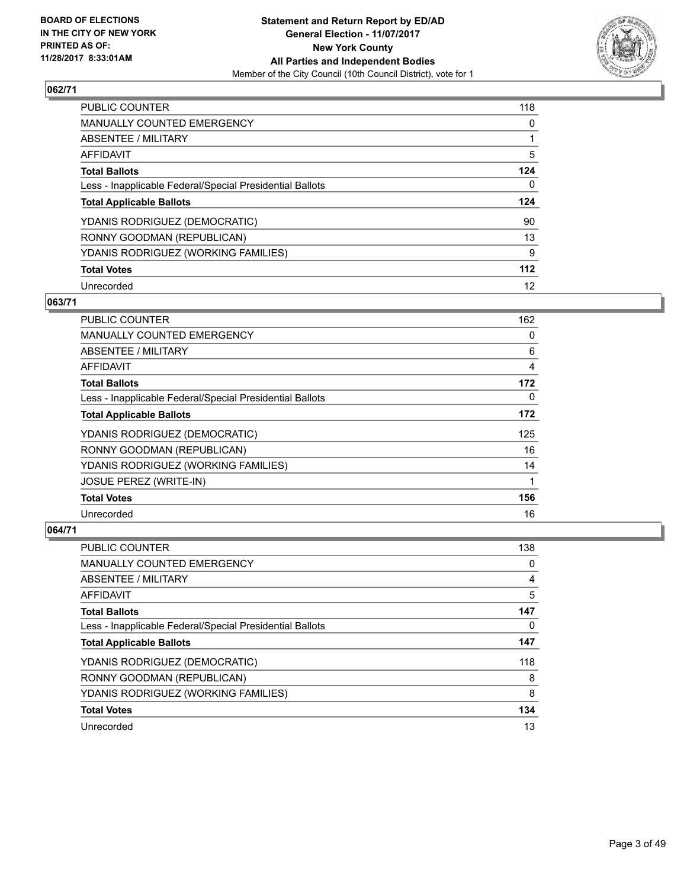**BOARD OF ELECTIONS IN THE CITY OF NEW YORK PRINTED AS OF: 11/28/2017 8:33:01AM**

**Statement and Return Report by ED/AD General Election - 11/07/2017 New York County All Parties and Independent Bodies**

Member of the City Council (10th Council District), vote for 1

## 062/71

| | |
|---|---|
| PUBLIC COUNTER | 118 |
| MANUALLY COUNTED EMERGENCY | 0 |
| ABSENTEE / MILITARY | 1 |
| AFFIDAVIT | 5 |
| **Total Ballots** | **124** |
| Less - Inapplicable Federal/Special Presidential Ballots | 0 |
| **Total Applicable Ballots** | **124** |
| YDANIS RODRIGUEZ (DEMOCRATIC) | 90 |
| RONNY GOODMAN (REPUBLICAN) | 13 |
| YDANIS RODRIGUEZ (WORKING FAMILIES) | 9 |
| **Total Votes** | **112** |
| Unrecorded | 12 |

## 063/71

| | |
|---|---|
| PUBLIC COUNTER | 162 |
| MANUALLY COUNTED EMERGENCY | 0 |
| ABSENTEE / MILITARY | 6 |
| AFFIDAVIT | 4 |
| **Total Ballots** | **172** |
| Less - Inapplicable Federal/Special Presidential Ballots | 0 |
| **Total Applicable Ballots** | **172** |
| YDANIS RODRIGUEZ (DEMOCRATIC) | 125 |
| RONNY GOODMAN (REPUBLICAN) | 16 |
| YDANIS RODRIGUEZ (WORKING FAMILIES) | 14 |
| JOSUE PEREZ (WRITE-IN) | 1 |
| **Total Votes** | **156** |
| Unrecorded | 16 |

## 064/71

| | |
|---|---|
| PUBLIC COUNTER | 138 |
| MANUALLY COUNTED EMERGENCY | 0 |
| ABSENTEE / MILITARY | 4 |
| AFFIDAVIT | 5 |
| **Total Ballots** | **147** |
| Less - Inapplicable Federal/Special Presidential Ballots | 0 |
| **Total Applicable Ballots** | **147** |
| YDANIS RODRIGUEZ (DEMOCRATIC) | 118 |
| RONNY GOODMAN (REPUBLICAN) | 8 |
| YDANIS RODRIGUEZ (WORKING FAMILIES) | 8 |
| **Total Votes** | **134** |
| Unrecorded | 13 |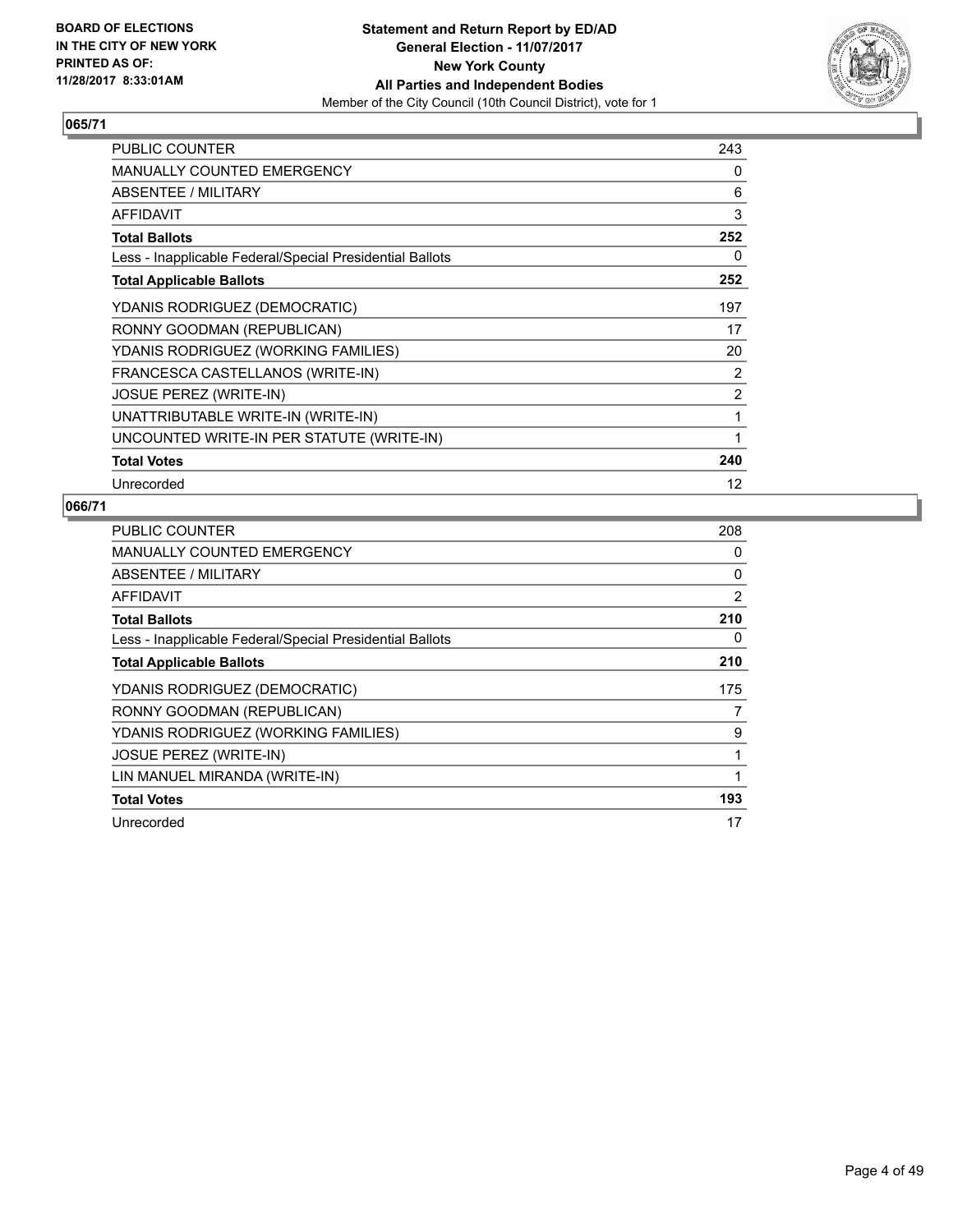**BOARD OF ELECTIONS IN THE CITY OF NEW YORK PRINTED AS OF: 11/28/2017 8:33:01AM**

**Statement and Return Report by ED/AD General Election - 11/07/2017 New York County All Parties and Independent Bodies**

Member of the City Council (10th Council District), vote for 1

### 065/71

| | |
|---|---|
| PUBLIC COUNTER | 243 |
| MANUALLY COUNTED EMERGENCY | 0 |
| ABSENTEE / MILITARY | 6 |
| AFFIDAVIT | 3 |
| **Total Ballots** | **252** |
| Less - Inapplicable Federal/Special Presidential Ballots | 0 |
| **Total Applicable Ballots** | **252** |
| YDANIS RODRIGUEZ (DEMOCRATIC) | 197 |
| RONNY GOODMAN (REPUBLICAN) | 17 |
| YDANIS RODRIGUEZ (WORKING FAMILIES) | 20 |
| FRANCESCA CASTELLANOS (WRITE-IN) | 2 |
| JOSUE PEREZ (WRITE-IN) | 2 |
| UNATTRIBUTABLE WRITE-IN (WRITE-IN) | 1 |
| UNCOUNTED WRITE-IN PER STATUTE (WRITE-IN) | 1 |
| **Total Votes** | **240** |
| Unrecorded | 12 |

### 066/71

| | |
|---|---|
| PUBLIC COUNTER | 208 |
| MANUALLY COUNTED EMERGENCY | 0 |
| ABSENTEE / MILITARY | 0 |
| AFFIDAVIT | 2 |
| **Total Ballots** | **210** |
| Less - Inapplicable Federal/Special Presidential Ballots | 0 |
| **Total Applicable Ballots** | **210** |
| YDANIS RODRIGUEZ (DEMOCRATIC) | 175 |
| RONNY GOODMAN (REPUBLICAN) | 7 |
| YDANIS RODRIGUEZ (WORKING FAMILIES) | 9 |
| JOSUE PEREZ (WRITE-IN) | 1 |
| LIN MANUEL MIRANDA (WRITE-IN) | 1 |
| **Total Votes** | **193** |
| Unrecorded | 17 |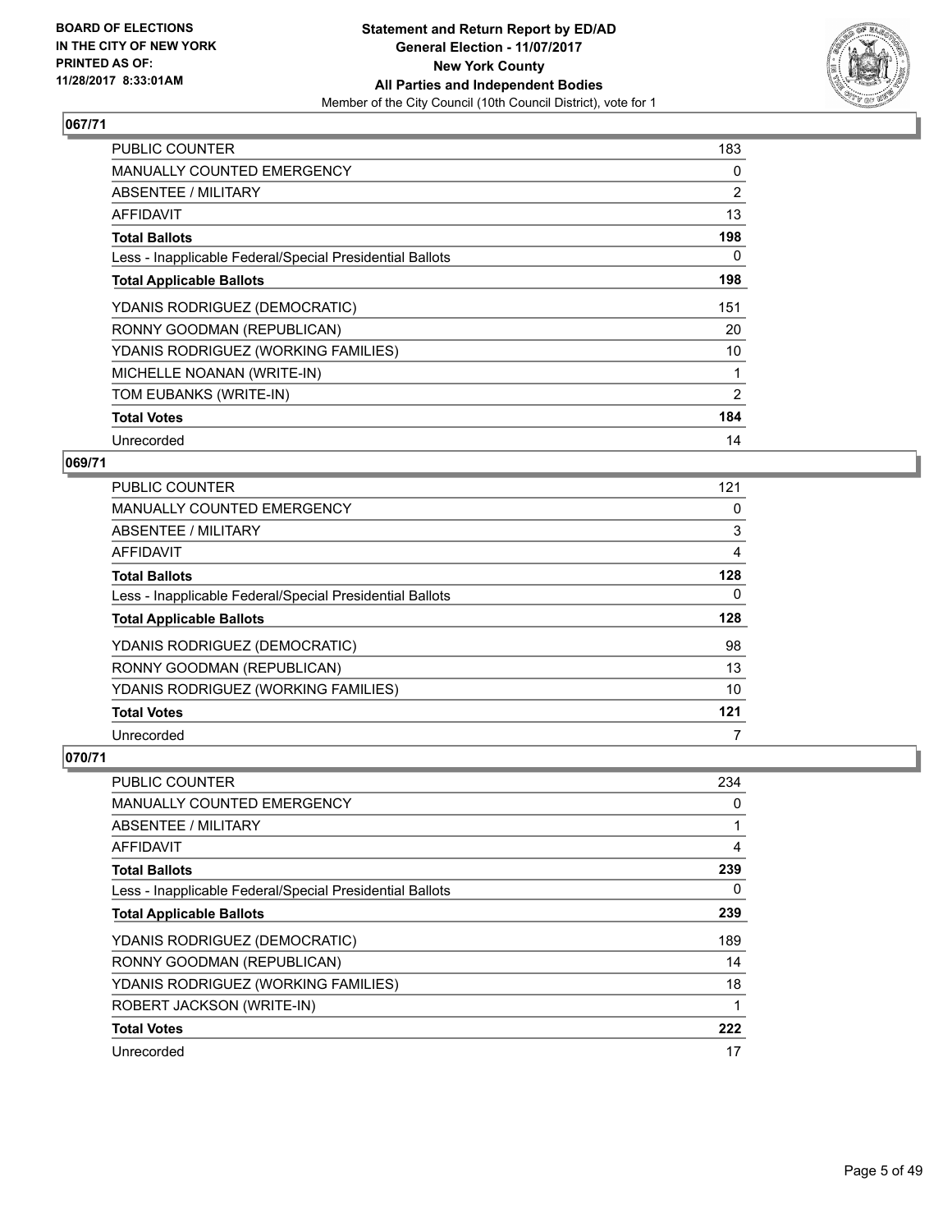**BOARD OF ELECTIONS IN THE CITY OF NEW YORK PRINTED AS OF: 11/28/2017 8:33:01AM**

**Statement and Return Report by ED/AD**
**General Election - 11/07/2017**
**New York County**
**All Parties and Independent Bodies**
Member of the City Council (10th Council District), vote for 1

### 067/71

| | |
|---|---|
| PUBLIC COUNTER | 183 |
| MANUALLY COUNTED EMERGENCY | 0 |
| ABSENTEE / MILITARY | 2 |
| AFFIDAVIT | 13 |
| **Total Ballots** | **198** |
| Less - Inapplicable Federal/Special Presidential Ballots | 0 |
| **Total Applicable Ballots** | **198** |
| YDANIS RODRIGUEZ (DEMOCRATIC) | 151 |
| RONNY GOODMAN (REPUBLICAN) | 20 |
| YDANIS RODRIGUEZ (WORKING FAMILIES) | 10 |
| MICHELLE NOANAN (WRITE-IN) | 1 |
| TOM EUBANKS (WRITE-IN) | 2 |
| **Total Votes** | **184** |
| Unrecorded | 14 |

### 069/71

| | |
|---|---|
| PUBLIC COUNTER | 121 |
| MANUALLY COUNTED EMERGENCY | 0 |
| ABSENTEE / MILITARY | 3 |
| AFFIDAVIT | 4 |
| **Total Ballots** | **128** |
| Less - Inapplicable Federal/Special Presidential Ballots | 0 |
| **Total Applicable Ballots** | **128** |
| YDANIS RODRIGUEZ (DEMOCRATIC) | 98 |
| RONNY GOODMAN (REPUBLICAN) | 13 |
| YDANIS RODRIGUEZ (WORKING FAMILIES) | 10 |
| **Total Votes** | **121** |
| Unrecorded | 7 |

### 070/71

| | |
|---|---|
| PUBLIC COUNTER | 234 |
| MANUALLY COUNTED EMERGENCY | 0 |
| ABSENTEE / MILITARY | 1 |
| AFFIDAVIT | 4 |
| **Total Ballots** | **239** |
| Less - Inapplicable Federal/Special Presidential Ballots | 0 |
| **Total Applicable Ballots** | **239** |
| YDANIS RODRIGUEZ (DEMOCRATIC) | 189 |
| RONNY GOODMAN (REPUBLICAN) | 14 |
| YDANIS RODRIGUEZ (WORKING FAMILIES) | 18 |
| ROBERT JACKSON (WRITE-IN) | 1 |
| **Total Votes** | **222** |
| Unrecorded | 17 |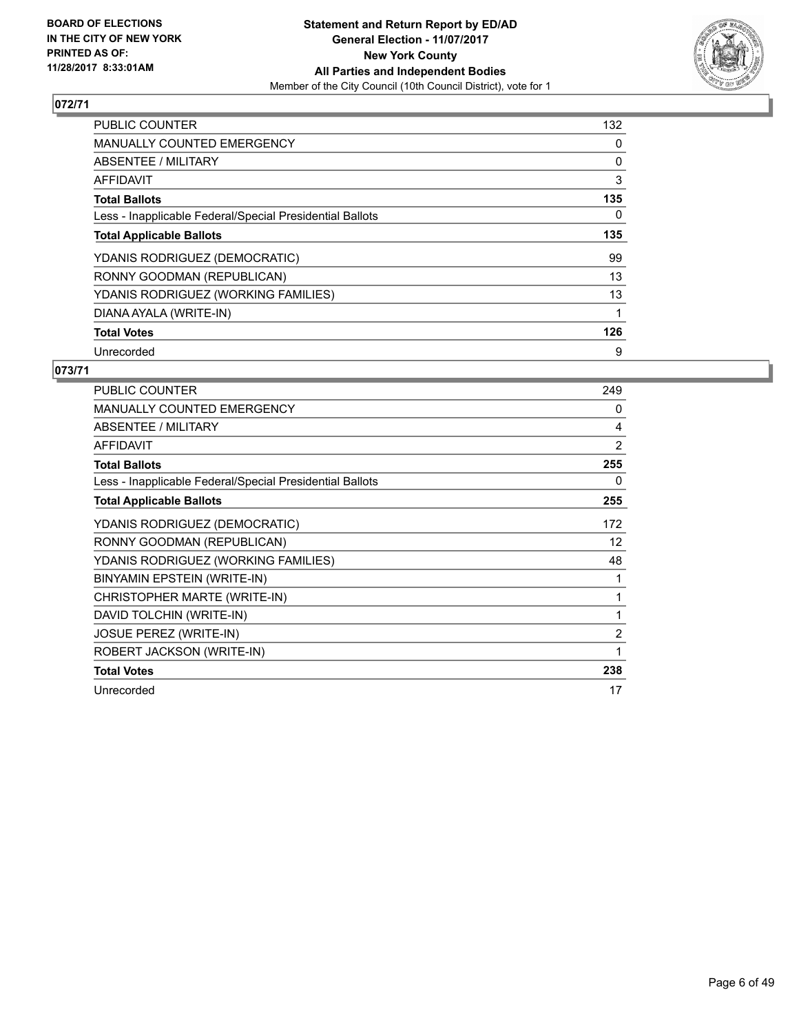**BOARD OF ELECTIONS IN THE CITY OF NEW YORK PRINTED AS OF: 11/28/2017 8:33:01AM**

**Statement and Return Report by ED/AD General Election - 11/07/2017 New York County All Parties and Independent Bodies**

Member of the City Council (10th Council District), vote for 1

**072/71**

| | |
|---|---|
| PUBLIC COUNTER | 132 |
| MANUALLY COUNTED EMERGENCY | 0 |
| ABSENTEE / MILITARY | 0 |
| AFFIDAVIT | 3 |
| **Total Ballots** | **135** |
| Less - Inapplicable Federal/Special Presidential Ballots | 0 |
| **Total Applicable Ballots** | **135** |
| YDANIS RODRIGUEZ (DEMOCRATIC) | 99 |
| RONNY GOODMAN (REPUBLICAN) | 13 |
| YDANIS RODRIGUEZ (WORKING FAMILIES) | 13 |
| DIANA AYALA (WRITE-IN) | 1 |
| **Total Votes** | **126** |
| Unrecorded | 9 |

**073/71**

| | |
|---|---|
| PUBLIC COUNTER | 249 |
| MANUALLY COUNTED EMERGENCY | 0 |
| ABSENTEE / MILITARY | 4 |
| AFFIDAVIT | 2 |
| **Total Ballots** | **255** |
| Less - Inapplicable Federal/Special Presidential Ballots | 0 |
| **Total Applicable Ballots** | **255** |
| YDANIS RODRIGUEZ (DEMOCRATIC) | 172 |
| RONNY GOODMAN (REPUBLICAN) | 12 |
| YDANIS RODRIGUEZ (WORKING FAMILIES) | 48 |
| BINYAMIN EPSTEIN (WRITE-IN) | 1 |
| CHRISTOPHER MARTE (WRITE-IN) | 1 |
| DAVID TOLCHIN (WRITE-IN) | 1 |
| JOSUE PEREZ (WRITE-IN) | 2 |
| ROBERT JACKSON (WRITE-IN) | 1 |
| **Total Votes** | **238** |
| Unrecorded | 17 |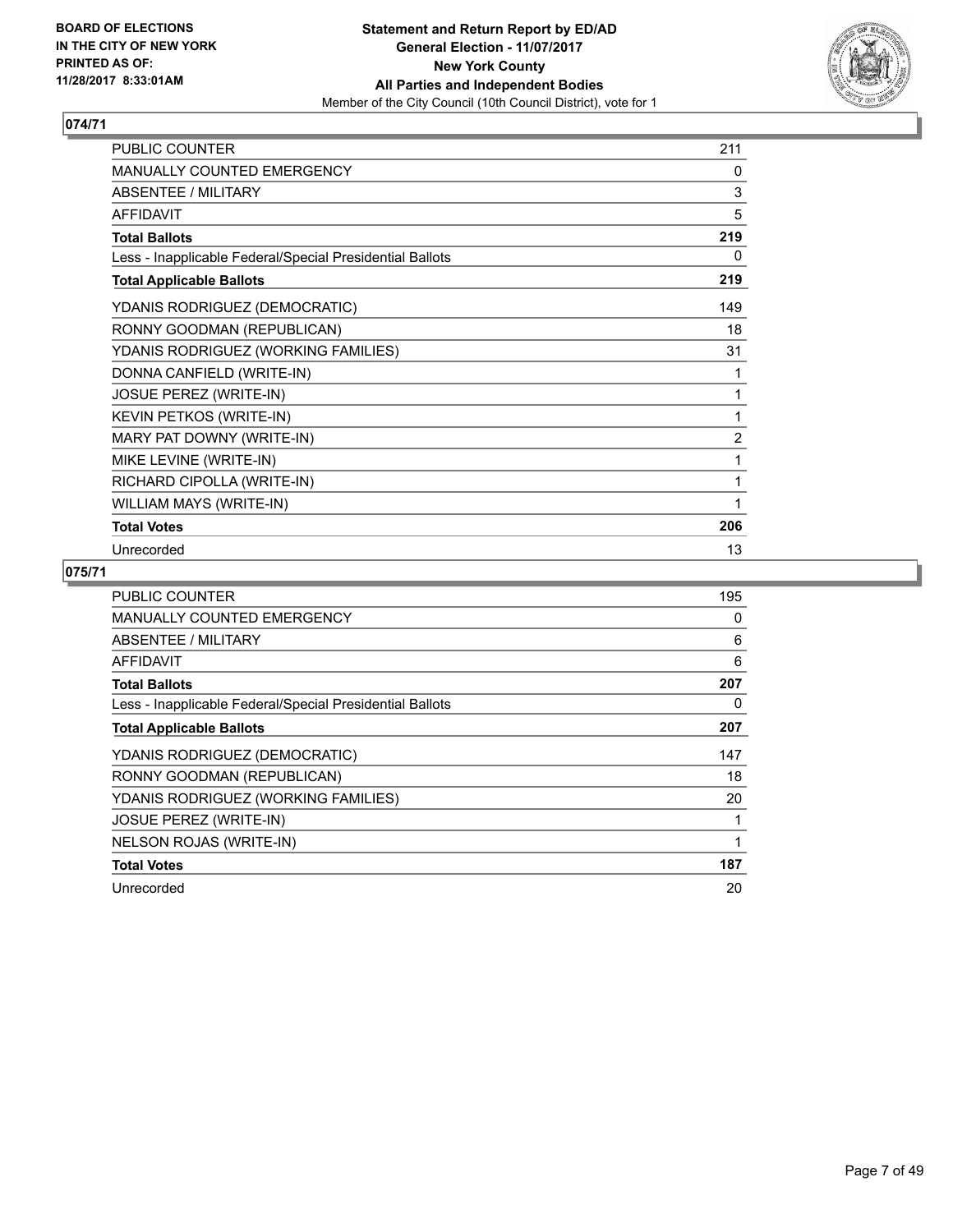**BOARD OF ELECTIONS IN THE CITY OF NEW YORK PRINTED AS OF: 11/28/2017 8:33:01AM**

**Statement and Return Report by ED/AD General Election - 11/07/2017 New York County All Parties and Independent Bodies**
Member of the City Council (10th Council District), vote for 1

## 074/71

| | |
|---|---|
| PUBLIC COUNTER | 211 |
| MANUALLY COUNTED EMERGENCY | 0 |
| ABSENTEE / MILITARY | 3 |
| AFFIDAVIT | 5 |
| **Total Ballots** | **219** |
| Less - Inapplicable Federal/Special Presidential Ballots | 0 |
| **Total Applicable Ballots** | **219** |
| YDANIS RODRIGUEZ (DEMOCRATIC) | 149 |
| RONNY GOODMAN (REPUBLICAN) | 18 |
| YDANIS RODRIGUEZ (WORKING FAMILIES) | 31 |
| DONNA CANFIELD (WRITE-IN) | 1 |
| JOSUE PEREZ (WRITE-IN) | 1 |
| KEVIN PETKOS (WRITE-IN) | 1 |
| MARY PAT DOWNY (WRITE-IN) | 2 |
| MIKE LEVINE (WRITE-IN) | 1 |
| RICHARD CIPOLLA (WRITE-IN) | 1 |
| WILLIAM MAYS (WRITE-IN) | 1 |
| **Total Votes** | **206** |
| Unrecorded | 13 |

## 075/71

| | |
|---|---|
| PUBLIC COUNTER | 195 |
| MANUALLY COUNTED EMERGENCY | 0 |
| ABSENTEE / MILITARY | 6 |
| AFFIDAVIT | 6 |
| **Total Ballots** | **207** |
| Less - Inapplicable Federal/Special Presidential Ballots | 0 |
| **Total Applicable Ballots** | **207** |
| YDANIS RODRIGUEZ (DEMOCRATIC) | 147 |
| RONNY GOODMAN (REPUBLICAN) | 18 |
| YDANIS RODRIGUEZ (WORKING FAMILIES) | 20 |
| JOSUE PEREZ (WRITE-IN) | 1 |
| NELSON ROJAS (WRITE-IN) | 1 |
| **Total Votes** | **187** |
| Unrecorded | 20 |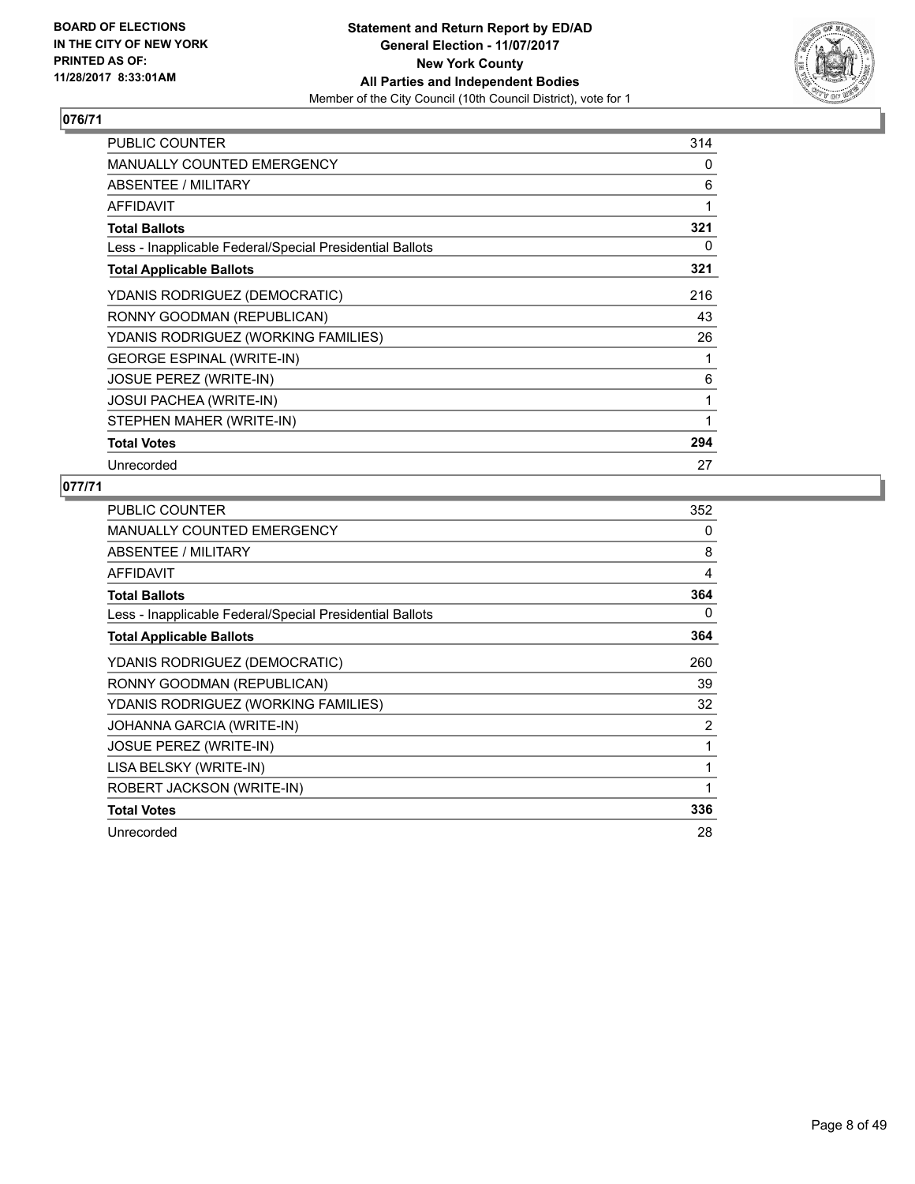## 076/71

| | |
|---|---|
| PUBLIC COUNTER | 314 |
| MANUALLY COUNTED EMERGENCY | 0 |
| ABSENTEE / MILITARY | 6 |
| AFFIDAVIT | 1 |
| **Total Ballots** | **321** |
| Less - Inapplicable Federal/Special Presidential Ballots | 0 |
| **Total Applicable Ballots** | **321** |
| YDANIS RODRIGUEZ (DEMOCRATIC) | 216 |
| RONNY GOODMAN (REPUBLICAN) | 43 |
| YDANIS RODRIGUEZ (WORKING FAMILIES) | 26 |
| GEORGE ESPINAL (WRITE-IN) | 1 |
| JOSUE PEREZ (WRITE-IN) | 6 |
| JOSUI PACHEA (WRITE-IN) | 1 |
| STEPHEN MAHER (WRITE-IN) | 1 |
| **Total Votes** | **294** |
| Unrecorded | 27 |

## 077/71

| | |
|---|---|
| PUBLIC COUNTER | 352 |
| MANUALLY COUNTED EMERGENCY | 0 |
| ABSENTEE / MILITARY | 8 |
| AFFIDAVIT | 4 |
| **Total Ballots** | **364** |
| Less - Inapplicable Federal/Special Presidential Ballots | 0 |
| **Total Applicable Ballots** | **364** |
| YDANIS RODRIGUEZ (DEMOCRATIC) | 260 |
| RONNY GOODMAN (REPUBLICAN) | 39 |
| YDANIS RODRIGUEZ (WORKING FAMILIES) | 32 |
| JOHANNA GARCIA (WRITE-IN) | 2 |
| JOSUE PEREZ (WRITE-IN) | 1 |
| LISA BELSKY (WRITE-IN) | 1 |
| ROBERT JACKSON (WRITE-IN) | 1 |
| **Total Votes** | **336** |
| Unrecorded | 28 |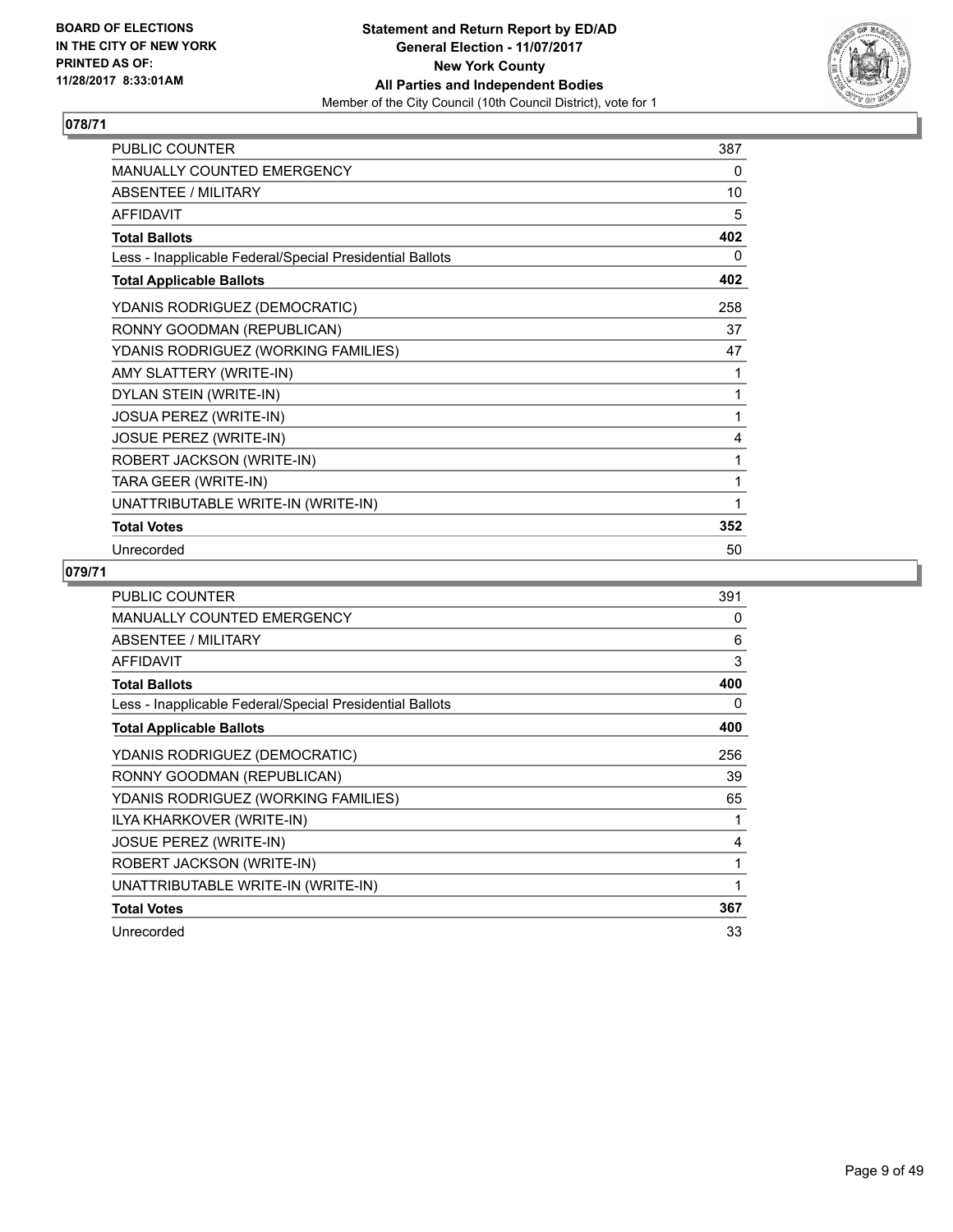## 078/71

| | |
|---|---|
| PUBLIC COUNTER | 387 |
| MANUALLY COUNTED EMERGENCY | 0 |
| ABSENTEE / MILITARY | 10 |
| AFFIDAVIT | 5 |
| **Total Ballots** | **402** |
| Less - Inapplicable Federal/Special Presidential Ballots | 0 |
| **Total Applicable Ballots** | **402** |
| YDANIS RODRIGUEZ (DEMOCRATIC) | 258 |
| RONNY GOODMAN (REPUBLICAN) | 37 |
| YDANIS RODRIGUEZ (WORKING FAMILIES) | 47 |
| AMY SLATTERY (WRITE-IN) | 1 |
| DYLAN STEIN (WRITE-IN) | 1 |
| JOSUA PEREZ (WRITE-IN) | 1 |
| JOSUE PEREZ (WRITE-IN) | 4 |
| ROBERT JACKSON (WRITE-IN) | 1 |
| TARA GEER (WRITE-IN) | 1 |
| UNATTRIBUTABLE WRITE-IN (WRITE-IN) | 1 |
| **Total Votes** | **352** |
| Unrecorded | 50 |

## 079/71

| | |
|---|---|
| PUBLIC COUNTER | 391 |
| MANUALLY COUNTED EMERGENCY | 0 |
| ABSENTEE / MILITARY | 6 |
| AFFIDAVIT | 3 |
| **Total Ballots** | **400** |
| Less - Inapplicable Federal/Special Presidential Ballots | 0 |
| **Total Applicable Ballots** | **400** |
| YDANIS RODRIGUEZ (DEMOCRATIC) | 256 |
| RONNY GOODMAN (REPUBLICAN) | 39 |
| YDANIS RODRIGUEZ (WORKING FAMILIES) | 65 |
| ILYA KHARKOVER (WRITE-IN) | 1 |
| JOSUE PEREZ (WRITE-IN) | 4 |
| ROBERT JACKSON (WRITE-IN) | 1 |
| UNATTRIBUTABLE WRITE-IN (WRITE-IN) | 1 |
| **Total Votes** | **367** |
| Unrecorded | 33 |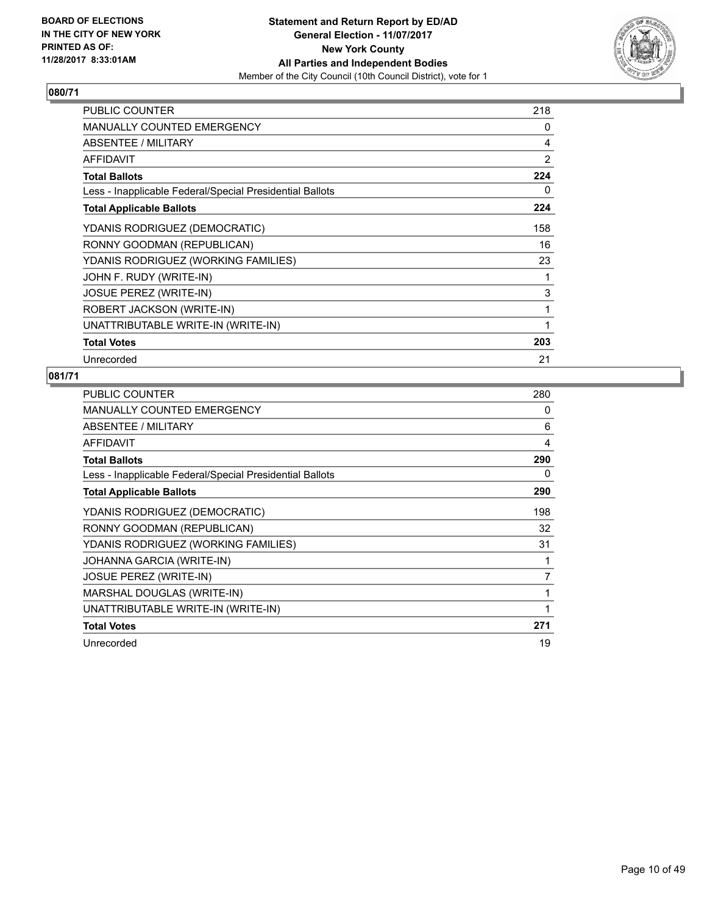**BOARD OF ELECTIONS IN THE CITY OF NEW YORK PRINTED AS OF: 11/28/2017 8:33:01AM**

**Statement and Return Report by ED/AD**
**General Election - 11/07/2017**
**New York County**
**All Parties and Independent Bodies**
Member of the City Council (10th Council District), vote for 1

## 080/71

| | |
|---|---|
| PUBLIC COUNTER | 218 |
| MANUALLY COUNTED EMERGENCY | 0 |
| ABSENTEE / MILITARY | 4 |
| AFFIDAVIT | 2 |
| **Total Ballots** | **224** |
| Less - Inapplicable Federal/Special Presidential Ballots | 0 |
| **Total Applicable Ballots** | **224** |
| YDANIS RODRIGUEZ (DEMOCRATIC) | 158 |
| RONNY GOODMAN (REPUBLICAN) | 16 |
| YDANIS RODRIGUEZ (WORKING FAMILIES) | 23 |
| JOHN F. RUDY (WRITE-IN) | 1 |
| JOSUE PEREZ (WRITE-IN) | 3 |
| ROBERT JACKSON (WRITE-IN) | 1 |
| UNATTRIBUTABLE WRITE-IN (WRITE-IN) | 1 |
| **Total Votes** | **203** |
| Unrecorded | 21 |

## 081/71

| | |
|---|---|
| PUBLIC COUNTER | 280 |
| MANUALLY COUNTED EMERGENCY | 0 |
| ABSENTEE / MILITARY | 6 |
| AFFIDAVIT | 4 |
| **Total Ballots** | **290** |
| Less - Inapplicable Federal/Special Presidential Ballots | 0 |
| **Total Applicable Ballots** | **290** |
| YDANIS RODRIGUEZ (DEMOCRATIC) | 198 |
| RONNY GOODMAN (REPUBLICAN) | 32 |
| YDANIS RODRIGUEZ (WORKING FAMILIES) | 31 |
| JOHANNA GARCIA (WRITE-IN) | 1 |
| JOSUE PEREZ (WRITE-IN) | 7 |
| MARSHAL DOUGLAS (WRITE-IN) | 1 |
| UNATTRIBUTABLE WRITE-IN (WRITE-IN) | 1 |
| **Total Votes** | **271** |
| Unrecorded | 19 |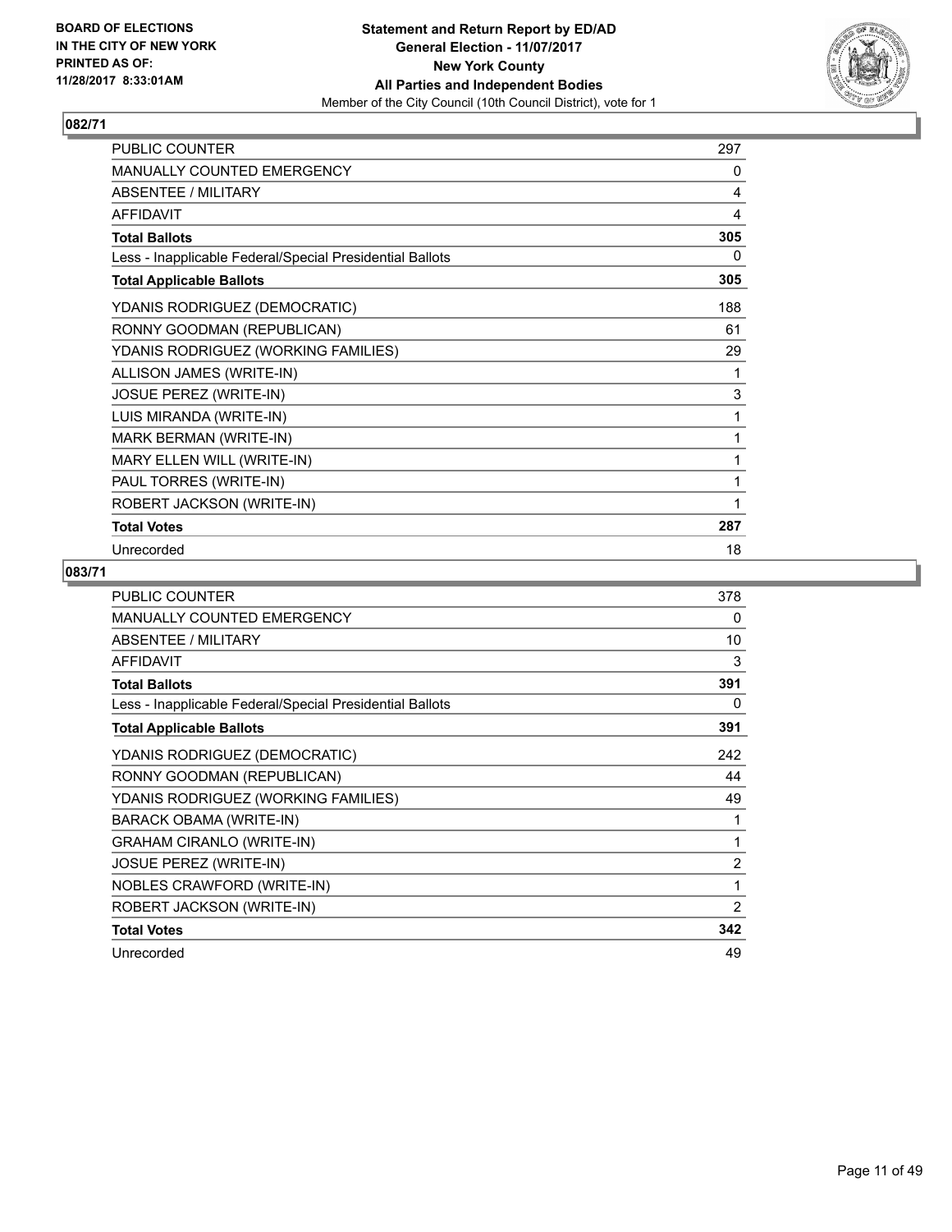BOARD OF ELECTIONS
IN THE CITY OF NEW YORK
PRINTED AS OF:
11/28/2017 8:33:01AM

**Statement and Return Report by ED/AD**
**General Election - 11/07/2017**
**New York County**
**All Parties and Independent Bodies**
Member of the City Council (10th Council District), vote for 1

## 082/71

| | |
|---|---|
| PUBLIC COUNTER | 297 |
| MANUALLY COUNTED EMERGENCY | 0 |
| ABSENTEE / MILITARY | 4 |
| AFFIDAVIT | 4 |
| **Total Ballots** | **305** |
| Less - Inapplicable Federal/Special Presidential Ballots | 0 |
| **Total Applicable Ballots** | **305** |
| YDANIS RODRIGUEZ (DEMOCRATIC) | 188 |
| RONNY GOODMAN (REPUBLICAN) | 61 |
| YDANIS RODRIGUEZ (WORKING FAMILIES) | 29 |
| ALLISON JAMES (WRITE-IN) | 1 |
| JOSUE PEREZ (WRITE-IN) | 3 |
| LUIS MIRANDA (WRITE-IN) | 1 |
| MARK BERMAN (WRITE-IN) | 1 |
| MARY ELLEN WILL (WRITE-IN) | 1 |
| PAUL TORRES (WRITE-IN) | 1 |
| ROBERT JACKSON (WRITE-IN) | 1 |
| **Total Votes** | **287** |
| Unrecorded | 18 |

## 083/71

| | |
|---|---|
| PUBLIC COUNTER | 378 |
| MANUALLY COUNTED EMERGENCY | 0 |
| ABSENTEE / MILITARY | 10 |
| AFFIDAVIT | 3 |
| **Total Ballots** | **391** |
| Less - Inapplicable Federal/Special Presidential Ballots | 0 |
| **Total Applicable Ballots** | **391** |
| YDANIS RODRIGUEZ (DEMOCRATIC) | 242 |
| RONNY GOODMAN (REPUBLICAN) | 44 |
| YDANIS RODRIGUEZ (WORKING FAMILIES) | 49 |
| BARACK OBAMA (WRITE-IN) | 1 |
| GRAHAM CIRANLO (WRITE-IN) | 1 |
| JOSUE PEREZ (WRITE-IN) | 2 |
| NOBLES CRAWFORD (WRITE-IN) | 1 |
| ROBERT JACKSON (WRITE-IN) | 2 |
| **Total Votes** | **342** |
| Unrecorded | 49 |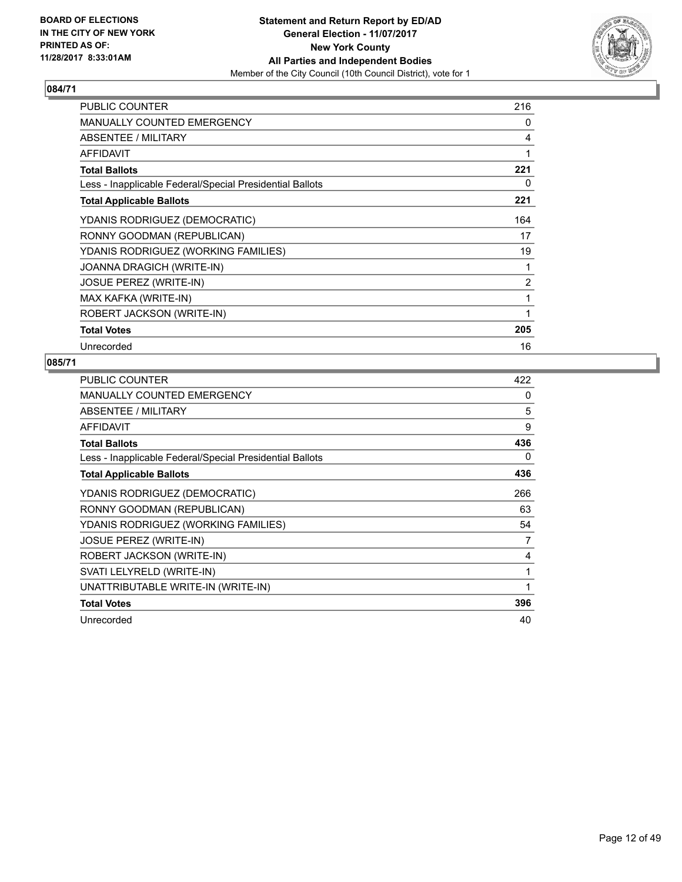BOARD OF ELECTIONS
IN THE CITY OF NEW YORK
PRINTED AS OF:
11/28/2017 8:33:01AM

**Statement and Return Report by ED/AD**
**General Election - 11/07/2017**
**New York County**
**All Parties and Independent Bodies**
Member of the City Council (10th Council District), vote for 1

## 084/71

| | |
|---|---|
| PUBLIC COUNTER | 216 |
| MANUALLY COUNTED EMERGENCY | 0 |
| ABSENTEE / MILITARY | 4 |
| AFFIDAVIT | 1 |
| **Total Ballots** | **221** |
| Less - Inapplicable Federal/Special Presidential Ballots | 0 |
| **Total Applicable Ballots** | **221** |
| YDANIS RODRIGUEZ (DEMOCRATIC) | 164 |
| RONNY GOODMAN (REPUBLICAN) | 17 |
| YDANIS RODRIGUEZ (WORKING FAMILIES) | 19 |
| JOANNA DRAGICH (WRITE-IN) | 1 |
| JOSUE PEREZ (WRITE-IN) | 2 |
| MAX KAFKA (WRITE-IN) | 1 |
| ROBERT JACKSON (WRITE-IN) | 1 |
| **Total Votes** | **205** |
| Unrecorded | 16 |

## 085/71

| | |
|---|---|
| PUBLIC COUNTER | 422 |
| MANUALLY COUNTED EMERGENCY | 0 |
| ABSENTEE / MILITARY | 5 |
| AFFIDAVIT | 9 |
| **Total Ballots** | **436** |
| Less - Inapplicable Federal/Special Presidential Ballots | 0 |
| **Total Applicable Ballots** | **436** |
| YDANIS RODRIGUEZ (DEMOCRATIC) | 266 |
| RONNY GOODMAN (REPUBLICAN) | 63 |
| YDANIS RODRIGUEZ (WORKING FAMILIES) | 54 |
| JOSUE PEREZ (WRITE-IN) | 7 |
| ROBERT JACKSON (WRITE-IN) | 4 |
| SVATI LELYRELD (WRITE-IN) | 1 |
| UNATTRIBUTABLE WRITE-IN (WRITE-IN) | 1 |
| **Total Votes** | **396** |
| Unrecorded | 40 |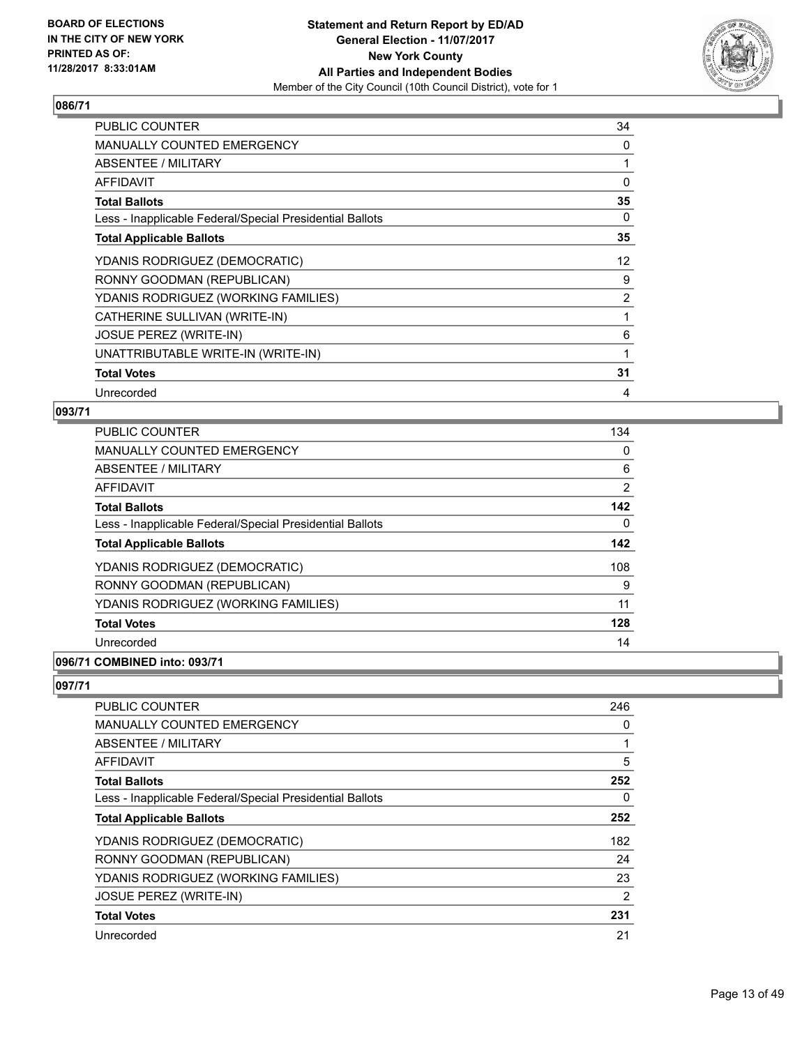**BOARD OF ELECTIONS IN THE CITY OF NEW YORK PRINTED AS OF: 11/28/2017 8:33:01AM**

**Statement and Return Report by ED/AD General Election - 11/07/2017 New York County All Parties and Independent Bodies**
Member of the City Council (10th Council District), vote for 1

## 086/71

| | |
|---|---|
| PUBLIC COUNTER | 34 |
| MANUALLY COUNTED EMERGENCY | 0 |
| ABSENTEE / MILITARY | 1 |
| AFFIDAVIT | 0 |
| **Total Ballots** | **35** |
| Less - Inapplicable Federal/Special Presidential Ballots | 0 |
| **Total Applicable Ballots** | **35** |
| YDANIS RODRIGUEZ (DEMOCRATIC) | 12 |
| RONNY GOODMAN (REPUBLICAN) | 9 |
| YDANIS RODRIGUEZ (WORKING FAMILIES) | 2 |
| CATHERINE SULLIVAN (WRITE-IN) | 1 |
| JOSUE PEREZ (WRITE-IN) | 6 |
| UNATTRIBUTABLE WRITE-IN (WRITE-IN) | 1 |
| **Total Votes** | **31** |
| Unrecorded | 4 |

## 093/71

| | |
|---|---|
| PUBLIC COUNTER | 134 |
| MANUALLY COUNTED EMERGENCY | 0 |
| ABSENTEE / MILITARY | 6 |
| AFFIDAVIT | 2 |
| **Total Ballots** | **142** |
| Less - Inapplicable Federal/Special Presidential Ballots | 0 |
| **Total Applicable Ballots** | **142** |
| YDANIS RODRIGUEZ (DEMOCRATIC) | 108 |
| RONNY GOODMAN (REPUBLICAN) | 9 |
| YDANIS RODRIGUEZ (WORKING FAMILIES) | 11 |
| **Total Votes** | **128** |
| Unrecorded | 14 |

## 096/71 COMBINED into: 093/71

## 097/71

| | |
|---|---|
| PUBLIC COUNTER | 246 |
| MANUALLY COUNTED EMERGENCY | 0 |
| ABSENTEE / MILITARY | 1 |
| AFFIDAVIT | 5 |
| **Total Ballots** | **252** |
| Less - Inapplicable Federal/Special Presidential Ballots | 0 |
| **Total Applicable Ballots** | **252** |
| YDANIS RODRIGUEZ (DEMOCRATIC) | 182 |
| RONNY GOODMAN (REPUBLICAN) | 24 |
| YDANIS RODRIGUEZ (WORKING FAMILIES) | 23 |
| JOSUE PEREZ (WRITE-IN) | 2 |
| **Total Votes** | **231** |
| Unrecorded | 21 |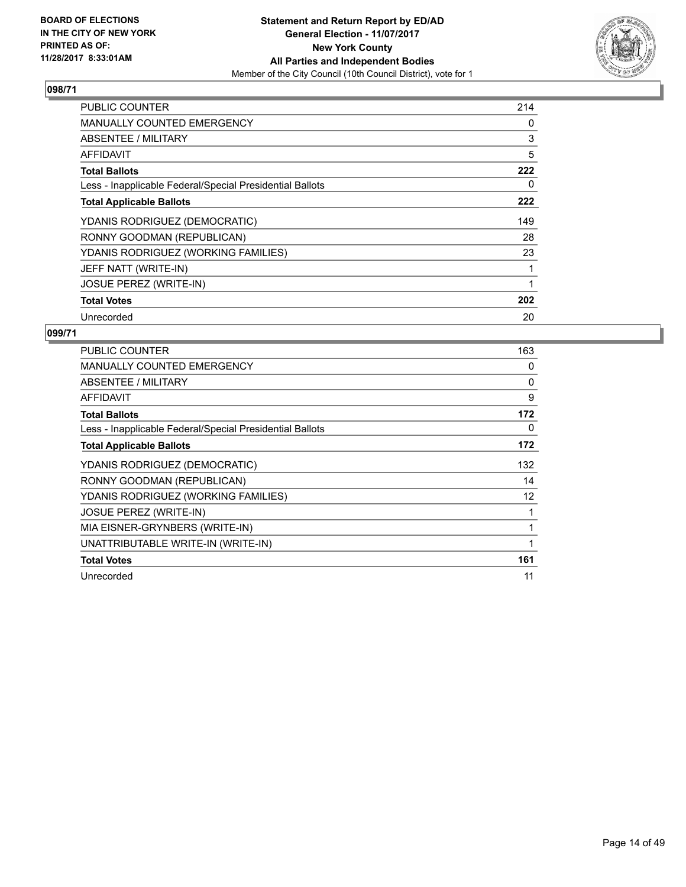**BOARD OF ELECTIONS IN THE CITY OF NEW YORK PRINTED AS OF: 11/28/2017 8:33:01AM**

**Statement and Return Report by ED/AD**
**General Election - 11/07/2017**
**New York County**
**All Parties and Independent Bodies**
Member of the City Council (10th Council District), vote for 1

## 098/71

| | |
|---|---|
| PUBLIC COUNTER | 214 |
| MANUALLY COUNTED EMERGENCY | 0 |
| ABSENTEE / MILITARY | 3 |
| AFFIDAVIT | 5 |
| **Total Ballots** | **222** |
| Less - Inapplicable Federal/Special Presidential Ballots | 0 |
| **Total Applicable Ballots** | **222** |
| YDANIS RODRIGUEZ (DEMOCRATIC) | 149 |
| RONNY GOODMAN (REPUBLICAN) | 28 |
| YDANIS RODRIGUEZ (WORKING FAMILIES) | 23 |
| JEFF NATT (WRITE-IN) | 1 |
| JOSUE PEREZ (WRITE-IN) | 1 |
| **Total Votes** | **202** |
| Unrecorded | 20 |

## 099/71

| | |
|---|---|
| PUBLIC COUNTER | 163 |
| MANUALLY COUNTED EMERGENCY | 0 |
| ABSENTEE / MILITARY | 0 |
| AFFIDAVIT | 9 |
| **Total Ballots** | **172** |
| Less - Inapplicable Federal/Special Presidential Ballots | 0 |
| **Total Applicable Ballots** | **172** |
| YDANIS RODRIGUEZ (DEMOCRATIC) | 132 |
| RONNY GOODMAN (REPUBLICAN) | 14 |
| YDANIS RODRIGUEZ (WORKING FAMILIES) | 12 |
| JOSUE PEREZ (WRITE-IN) | 1 |
| MIA EISNER-GRYNBERS (WRITE-IN) | 1 |
| UNATTRIBUTABLE WRITE-IN (WRITE-IN) | 1 |
| **Total Votes** | **161** |
| Unrecorded | 11 |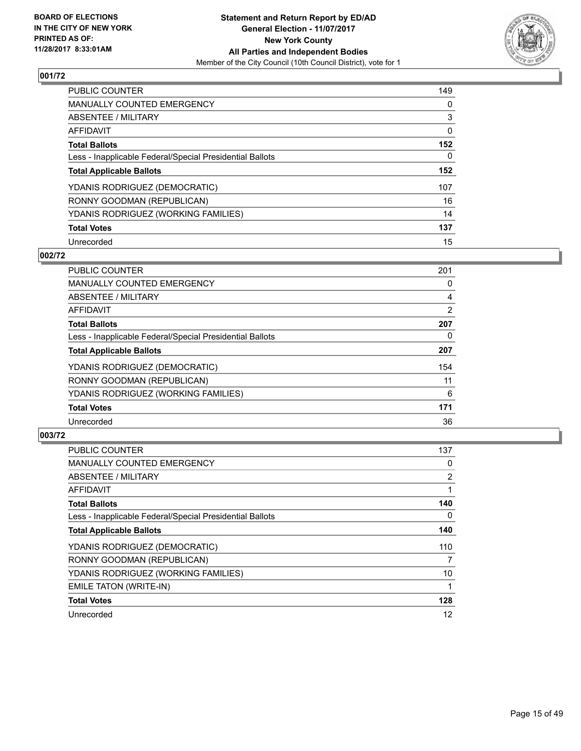BOARD OF ELECTIONS
IN THE CITY OF NEW YORK
PRINTED AS OF:
11/28/2017 8:33:01AM

**Statement and Return Report by ED/AD**
**General Election - 11/07/2017**
**New York County**
**All Parties and Independent Bodies**
Member of the City Council (10th Council District), vote for 1

## 001/72

| | |
|---|---|
| PUBLIC COUNTER | 149 |
| MANUALLY COUNTED EMERGENCY | 0 |
| ABSENTEE / MILITARY | 3 |
| AFFIDAVIT | 0 |
| **Total Ballots** | **152** |
| Less - Inapplicable Federal/Special Presidential Ballots | 0 |
| **Total Applicable Ballots** | **152** |
| YDANIS RODRIGUEZ (DEMOCRATIC) | 107 |
| RONNY GOODMAN (REPUBLICAN) | 16 |
| YDANIS RODRIGUEZ (WORKING FAMILIES) | 14 |
| **Total Votes** | **137** |
| Unrecorded | 15 |

## 002/72

| | |
|---|---|
| PUBLIC COUNTER | 201 |
| MANUALLY COUNTED EMERGENCY | 0 |
| ABSENTEE / MILITARY | 4 |
| AFFIDAVIT | 2 |
| **Total Ballots** | **207** |
| Less - Inapplicable Federal/Special Presidential Ballots | 0 |
| **Total Applicable Ballots** | **207** |
| YDANIS RODRIGUEZ (DEMOCRATIC) | 154 |
| RONNY GOODMAN (REPUBLICAN) | 11 |
| YDANIS RODRIGUEZ (WORKING FAMILIES) | 6 |
| **Total Votes** | **171** |
| Unrecorded | 36 |

## 003/72

| | |
|---|---|
| PUBLIC COUNTER | 137 |
| MANUALLY COUNTED EMERGENCY | 0 |
| ABSENTEE / MILITARY | 2 |
| AFFIDAVIT | 1 |
| **Total Ballots** | **140** |
| Less - Inapplicable Federal/Special Presidential Ballots | 0 |
| **Total Applicable Ballots** | **140** |
| YDANIS RODRIGUEZ (DEMOCRATIC) | 110 |
| RONNY GOODMAN (REPUBLICAN) | 7 |
| YDANIS RODRIGUEZ (WORKING FAMILIES) | 10 |
| EMILE TATON (WRITE-IN) | 1 |
| **Total Votes** | **128** |
| Unrecorded | 12 |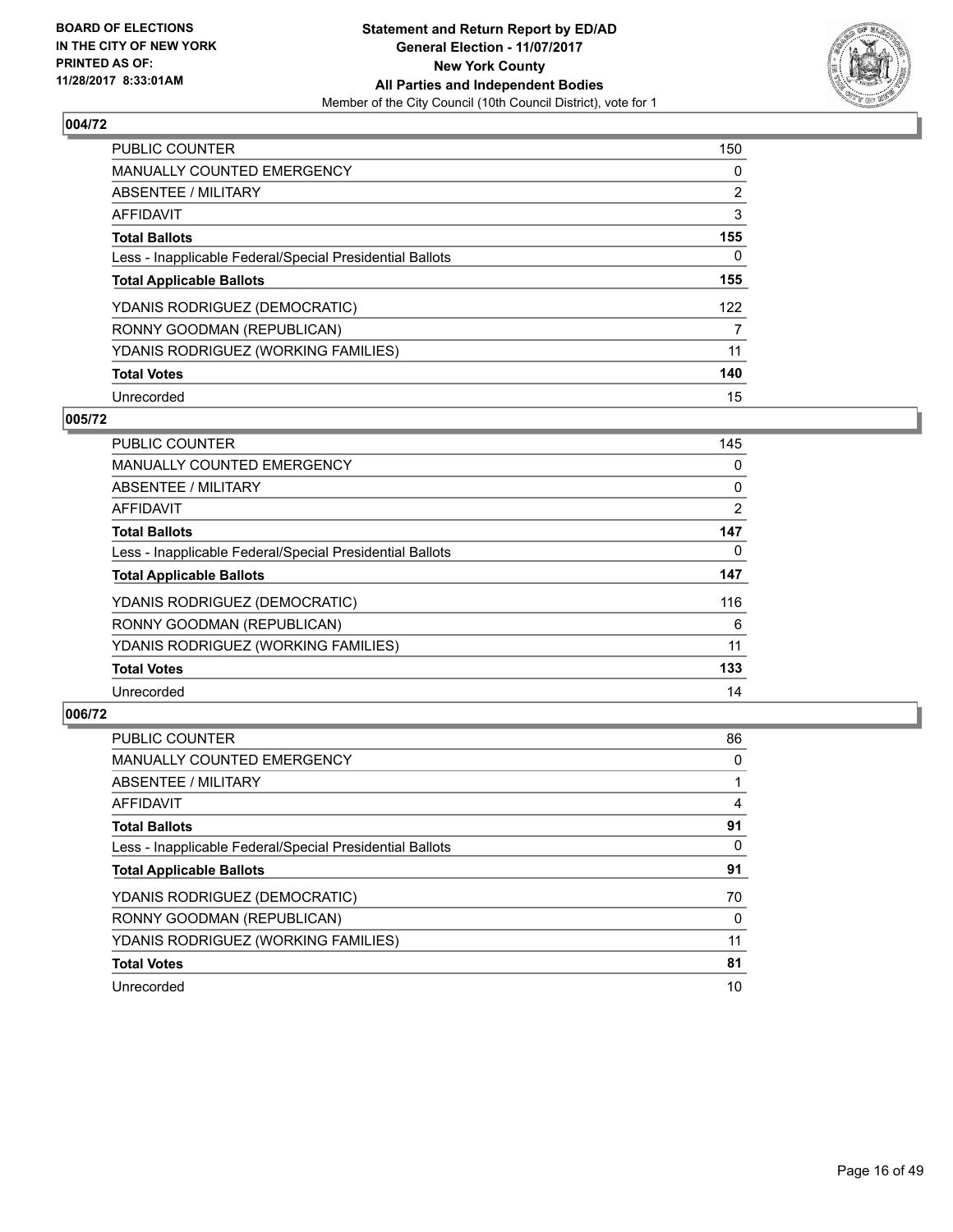**BOARD OF ELECTIONS IN THE CITY OF NEW YORK PRINTED AS OF: 11/28/2017 8:33:01AM**

**Statement and Return Report by ED/AD**
**General Election - 11/07/2017**
**New York County**
**All Parties and Independent Bodies**
Member of the City Council (10th Council District), vote for 1

### 004/72

| | |
|---|---|
| PUBLIC COUNTER | 150 |
| MANUALLY COUNTED EMERGENCY | 0 |
| ABSENTEE / MILITARY | 2 |
| AFFIDAVIT | 3 |
| **Total Ballots** | **155** |
| Less - Inapplicable Federal/Special Presidential Ballots | 0 |
| **Total Applicable Ballots** | **155** |
| YDANIS RODRIGUEZ (DEMOCRATIC) | 122 |
| RONNY GOODMAN (REPUBLICAN) | 7 |
| YDANIS RODRIGUEZ (WORKING FAMILIES) | 11 |
| **Total Votes** | **140** |
| Unrecorded | 15 |

### 005/72

| | |
|---|---|
| PUBLIC COUNTER | 145 |
| MANUALLY COUNTED EMERGENCY | 0 |
| ABSENTEE / MILITARY | 0 |
| AFFIDAVIT | 2 |
| **Total Ballots** | **147** |
| Less - Inapplicable Federal/Special Presidential Ballots | 0 |
| **Total Applicable Ballots** | **147** |
| YDANIS RODRIGUEZ (DEMOCRATIC) | 116 |
| RONNY GOODMAN (REPUBLICAN) | 6 |
| YDANIS RODRIGUEZ (WORKING FAMILIES) | 11 |
| **Total Votes** | **133** |
| Unrecorded | 14 |

### 006/72

| | |
|---|---|
| PUBLIC COUNTER | 86 |
| MANUALLY COUNTED EMERGENCY | 0 |
| ABSENTEE / MILITARY | 1 |
| AFFIDAVIT | 4 |
| **Total Ballots** | **91** |
| Less - Inapplicable Federal/Special Presidential Ballots | 0 |
| **Total Applicable Ballots** | **91** |
| YDANIS RODRIGUEZ (DEMOCRATIC) | 70 |
| RONNY GOODMAN (REPUBLICAN) | 0 |
| YDANIS RODRIGUEZ (WORKING FAMILIES) | 11 |
| **Total Votes** | **81** |
| Unrecorded | 10 |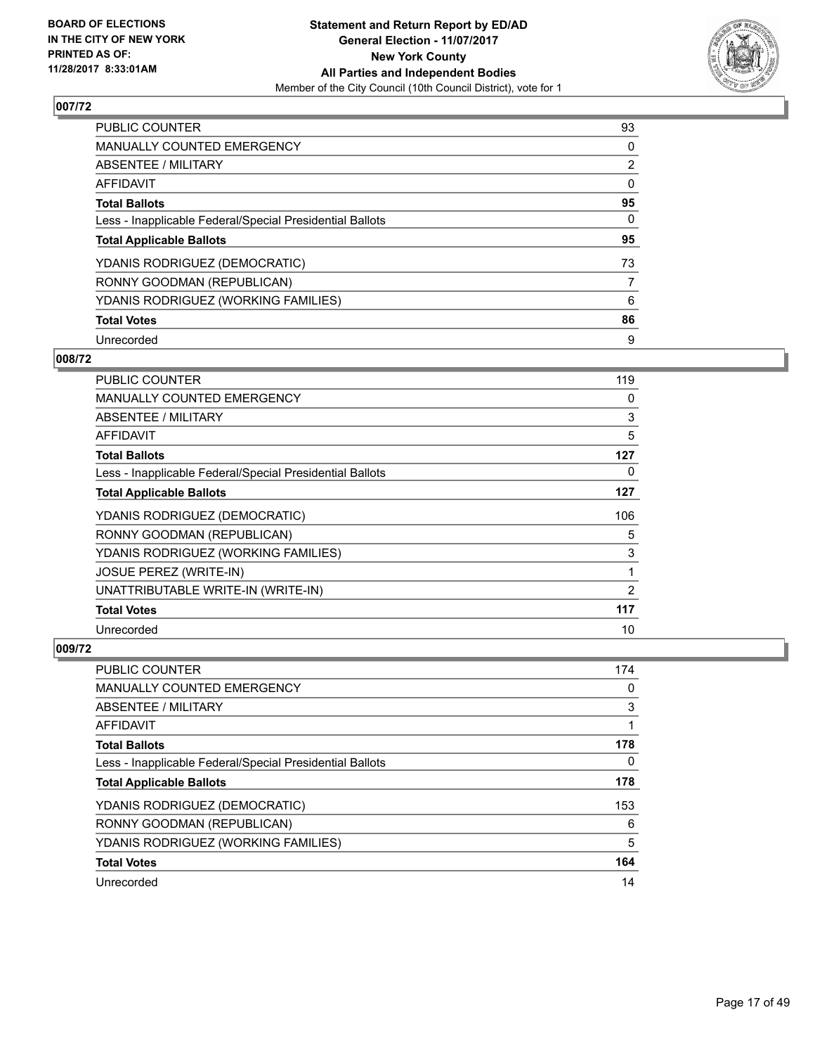BOARD OF ELECTIONS
IN THE CITY OF NEW YORK
PRINTED AS OF:
11/28/2017 8:33:01AM

**Statement and Return Report by ED/AD**
**General Election - 11/07/2017**
**New York County**
**All Parties and Independent Bodies**
Member of the City Council (10th Council District), vote for 1

## 007/72

| | |
|---|---|
| PUBLIC COUNTER | 93 |
| MANUALLY COUNTED EMERGENCY | 0 |
| ABSENTEE / MILITARY | 2 |
| AFFIDAVIT | 0 |
| **Total Ballots** | **95** |
| Less - Inapplicable Federal/Special Presidential Ballots | 0 |
| **Total Applicable Ballots** | **95** |
| YDANIS RODRIGUEZ (DEMOCRATIC) | 73 |
| RONNY GOODMAN (REPUBLICAN) | 7 |
| YDANIS RODRIGUEZ (WORKING FAMILIES) | 6 |
| **Total Votes** | **86** |
| Unrecorded | 9 |

## 008/72

| | |
|---|---|
| PUBLIC COUNTER | 119 |
| MANUALLY COUNTED EMERGENCY | 0 |
| ABSENTEE / MILITARY | 3 |
| AFFIDAVIT | 5 |
| **Total Ballots** | **127** |
| Less - Inapplicable Federal/Special Presidential Ballots | 0 |
| **Total Applicable Ballots** | **127** |
| YDANIS RODRIGUEZ (DEMOCRATIC) | 106 |
| RONNY GOODMAN (REPUBLICAN) | 5 |
| YDANIS RODRIGUEZ (WORKING FAMILIES) | 3 |
| JOSUE PEREZ (WRITE-IN) | 1 |
| UNATTRIBUTABLE WRITE-IN (WRITE-IN) | 2 |
| **Total Votes** | **117** |
| Unrecorded | 10 |

## 009/72

| | |
|---|---|
| PUBLIC COUNTER | 174 |
| MANUALLY COUNTED EMERGENCY | 0 |
| ABSENTEE / MILITARY | 3 |
| AFFIDAVIT | 1 |
| **Total Ballots** | **178** |
| Less - Inapplicable Federal/Special Presidential Ballots | 0 |
| **Total Applicable Ballots** | **178** |
| YDANIS RODRIGUEZ (DEMOCRATIC) | 153 |
| RONNY GOODMAN (REPUBLICAN) | 6 |
| YDANIS RODRIGUEZ (WORKING FAMILIES) | 5 |
| **Total Votes** | **164** |
| Unrecorded | 14 |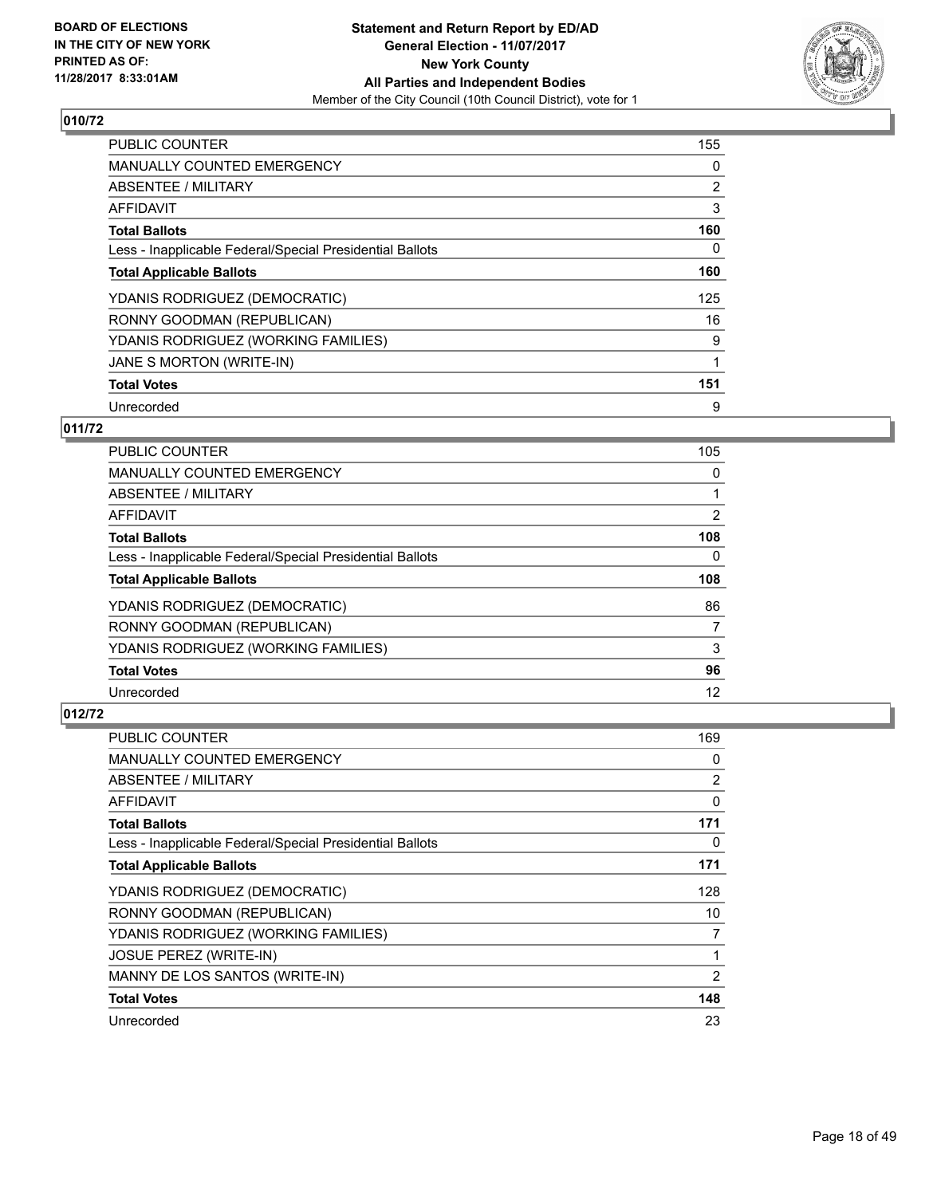## 010/72

| | |
|---|---|
| PUBLIC COUNTER | 155 |
| MANUALLY COUNTED EMERGENCY | 0 |
| ABSENTEE / MILITARY | 2 |
| AFFIDAVIT | 3 |
| **Total Ballots** | **160** |
| Less - Inapplicable Federal/Special Presidential Ballots | 0 |
| **Total Applicable Ballots** | **160** |
| YDANIS RODRIGUEZ (DEMOCRATIC) | 125 |
| RONNY GOODMAN (REPUBLICAN) | 16 |
| YDANIS RODRIGUEZ (WORKING FAMILIES) | 9 |
| JANE S MORTON (WRITE-IN) | 1 |
| **Total Votes** | **151** |
| Unrecorded | 9 |

## 011/72

| | |
|---|---|
| PUBLIC COUNTER | 105 |
| MANUALLY COUNTED EMERGENCY | 0 |
| ABSENTEE / MILITARY | 1 |
| AFFIDAVIT | 2 |
| **Total Ballots** | **108** |
| Less - Inapplicable Federal/Special Presidential Ballots | 0 |
| **Total Applicable Ballots** | **108** |
| YDANIS RODRIGUEZ (DEMOCRATIC) | 86 |
| RONNY GOODMAN (REPUBLICAN) | 7 |
| YDANIS RODRIGUEZ (WORKING FAMILIES) | 3 |
| **Total Votes** | **96** |
| Unrecorded | 12 |

## 012/72

| | |
|---|---|
| PUBLIC COUNTER | 169 |
| MANUALLY COUNTED EMERGENCY | 0 |
| ABSENTEE / MILITARY | 2 |
| AFFIDAVIT | 0 |
| **Total Ballots** | **171** |
| Less - Inapplicable Federal/Special Presidential Ballots | 0 |
| **Total Applicable Ballots** | **171** |
| YDANIS RODRIGUEZ (DEMOCRATIC) | 128 |
| RONNY GOODMAN (REPUBLICAN) | 10 |
| YDANIS RODRIGUEZ (WORKING FAMILIES) | 7 |
| JOSUE PEREZ (WRITE-IN) | 1 |
| MANNY DE LOS SANTOS (WRITE-IN) | 2 |
| **Total Votes** | **148** |
| Unrecorded | 23 |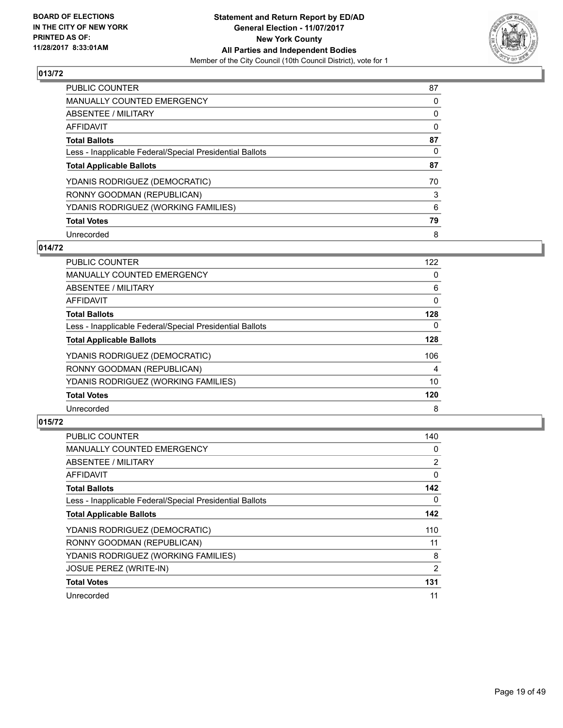## 013/72

| | |
|---|---|
| PUBLIC COUNTER | 87 |
| MANUALLY COUNTED EMERGENCY | 0 |
| ABSENTEE / MILITARY | 0 |
| AFFIDAVIT | 0 |
| **Total Ballots** | **87** |
| Less - Inapplicable Federal/Special Presidential Ballots | 0 |
| **Total Applicable Ballots** | **87** |
| YDANIS RODRIGUEZ (DEMOCRATIC) | 70 |
| RONNY GOODMAN (REPUBLICAN) | 3 |
| YDANIS RODRIGUEZ (WORKING FAMILIES) | 6 |
| **Total Votes** | **79** |
| Unrecorded | 8 |

## 014/72

| | |
|---|---|
| PUBLIC COUNTER | 122 |
| MANUALLY COUNTED EMERGENCY | 0 |
| ABSENTEE / MILITARY | 6 |
| AFFIDAVIT | 0 |
| **Total Ballots** | **128** |
| Less - Inapplicable Federal/Special Presidential Ballots | 0 |
| **Total Applicable Ballots** | **128** |
| YDANIS RODRIGUEZ (DEMOCRATIC) | 106 |
| RONNY GOODMAN (REPUBLICAN) | 4 |
| YDANIS RODRIGUEZ (WORKING FAMILIES) | 10 |
| **Total Votes** | **120** |
| Unrecorded | 8 |

## 015/72

| | |
|---|---|
| PUBLIC COUNTER | 140 |
| MANUALLY COUNTED EMERGENCY | 0 |
| ABSENTEE / MILITARY | 2 |
| AFFIDAVIT | 0 |
| **Total Ballots** | **142** |
| Less - Inapplicable Federal/Special Presidential Ballots | 0 |
| **Total Applicable Ballots** | **142** |
| YDANIS RODRIGUEZ (DEMOCRATIC) | 110 |
| RONNY GOODMAN (REPUBLICAN) | 11 |
| YDANIS RODRIGUEZ (WORKING FAMILIES) | 8 |
| JOSUE PEREZ (WRITE-IN) | 2 |
| **Total Votes** | **131** |
| Unrecorded | 11 |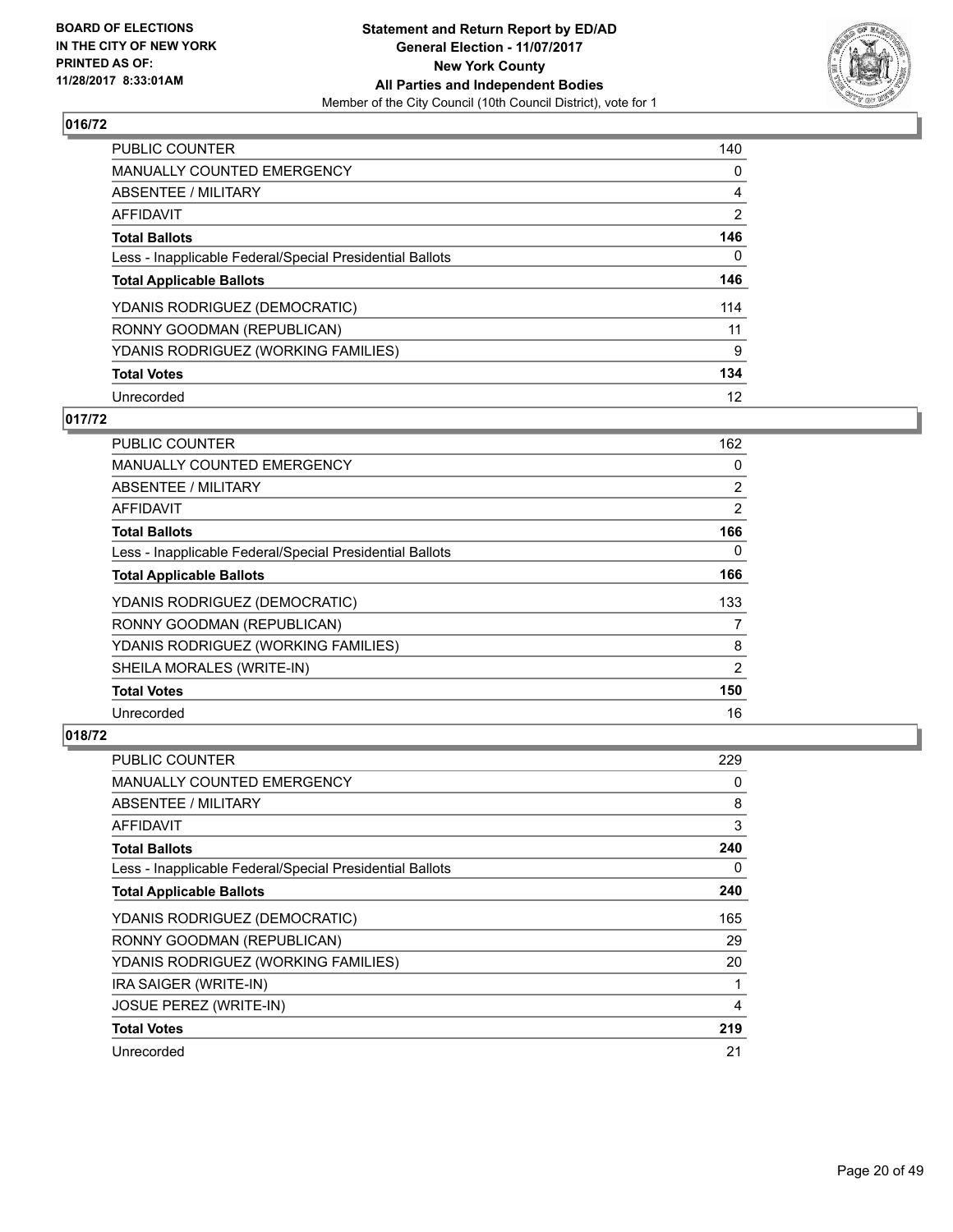## 016/72

| | |
|---|---|
| PUBLIC COUNTER | 140 |
| MANUALLY COUNTED EMERGENCY | 0 |
| ABSENTEE / MILITARY | 4 |
| AFFIDAVIT | 2 |
| **Total Ballots** | **146** |
| Less - Inapplicable Federal/Special Presidential Ballots | 0 |
| **Total Applicable Ballots** | **146** |
| YDANIS RODRIGUEZ (DEMOCRATIC) | 114 |
| RONNY GOODMAN (REPUBLICAN) | 11 |
| YDANIS RODRIGUEZ (WORKING FAMILIES) | 9 |
| **Total Votes** | **134** |
| Unrecorded | 12 |

## 017/72

| | |
|---|---|
| PUBLIC COUNTER | 162 |
| MANUALLY COUNTED EMERGENCY | 0 |
| ABSENTEE / MILITARY | 2 |
| AFFIDAVIT | 2 |
| **Total Ballots** | **166** |
| Less - Inapplicable Federal/Special Presidential Ballots | 0 |
| **Total Applicable Ballots** | **166** |
| YDANIS RODRIGUEZ (DEMOCRATIC) | 133 |
| RONNY GOODMAN (REPUBLICAN) | 7 |
| YDANIS RODRIGUEZ (WORKING FAMILIES) | 8 |
| SHEILA MORALES (WRITE-IN) | 2 |
| **Total Votes** | **150** |
| Unrecorded | 16 |

## 018/72

| | |
|---|---|
| PUBLIC COUNTER | 229 |
| MANUALLY COUNTED EMERGENCY | 0 |
| ABSENTEE / MILITARY | 8 |
| AFFIDAVIT | 3 |
| **Total Ballots** | **240** |
| Less - Inapplicable Federal/Special Presidential Ballots | 0 |
| **Total Applicable Ballots** | **240** |
| YDANIS RODRIGUEZ (DEMOCRATIC) | 165 |
| RONNY GOODMAN (REPUBLICAN) | 29 |
| YDANIS RODRIGUEZ (WORKING FAMILIES) | 20 |
| IRA SAIGER (WRITE-IN) | 1 |
| JOSUE PEREZ (WRITE-IN) | 4 |
| **Total Votes** | **219** |
| Unrecorded | 21 |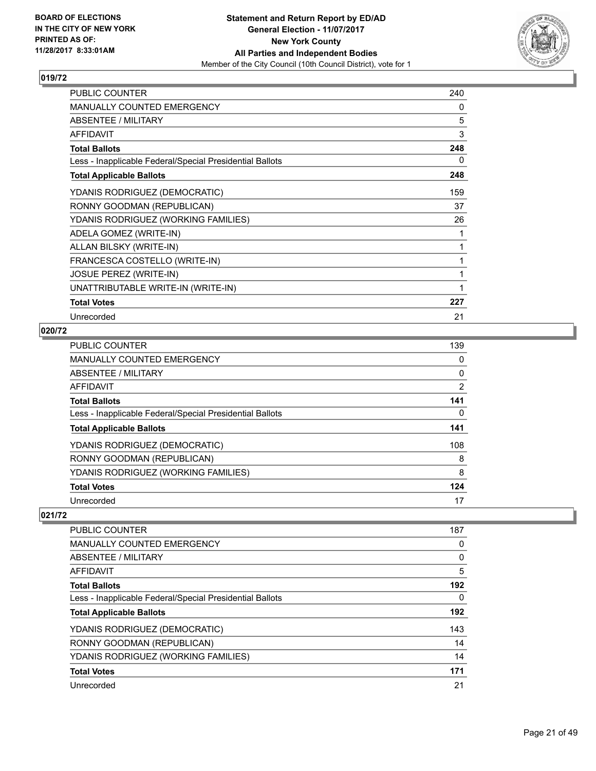## 019/72

| | |
|---|---|
| PUBLIC COUNTER | 240 |
| MANUALLY COUNTED EMERGENCY | 0 |
| ABSENTEE / MILITARY | 5 |
| AFFIDAVIT | 3 |
| **Total Ballots** | **248** |
| Less - Inapplicable Federal/Special Presidential Ballots | 0 |
| **Total Applicable Ballots** | **248** |
| YDANIS RODRIGUEZ (DEMOCRATIC) | 159 |
| RONNY GOODMAN (REPUBLICAN) | 37 |
| YDANIS RODRIGUEZ (WORKING FAMILIES) | 26 |
| ADELA GOMEZ (WRITE-IN) | 1 |
| ALLAN BILSKY (WRITE-IN) | 1 |
| FRANCESCA COSTELLO (WRITE-IN) | 1 |
| JOSUE PEREZ (WRITE-IN) | 1 |
| UNATTRIBUTABLE WRITE-IN (WRITE-IN) | 1 |
| **Total Votes** | **227** |
| Unrecorded | 21 |

## 020/72

| | |
|---|---|
| PUBLIC COUNTER | 139 |
| MANUALLY COUNTED EMERGENCY | 0 |
| ABSENTEE / MILITARY | 0 |
| AFFIDAVIT | 2 |
| **Total Ballots** | **141** |
| Less - Inapplicable Federal/Special Presidential Ballots | 0 |
| **Total Applicable Ballots** | **141** |
| YDANIS RODRIGUEZ (DEMOCRATIC) | 108 |
| RONNY GOODMAN (REPUBLICAN) | 8 |
| YDANIS RODRIGUEZ (WORKING FAMILIES) | 8 |
| **Total Votes** | **124** |
| Unrecorded | 17 |

## 021/72

| | |
|---|---|
| PUBLIC COUNTER | 187 |
| MANUALLY COUNTED EMERGENCY | 0 |
| ABSENTEE / MILITARY | 0 |
| AFFIDAVIT | 5 |
| **Total Ballots** | **192** |
| Less - Inapplicable Federal/Special Presidential Ballots | 0 |
| **Total Applicable Ballots** | **192** |
| YDANIS RODRIGUEZ (DEMOCRATIC) | 143 |
| RONNY GOODMAN (REPUBLICAN) | 14 |
| YDANIS RODRIGUEZ (WORKING FAMILIES) | 14 |
| **Total Votes** | **171** |
| Unrecorded | 21 |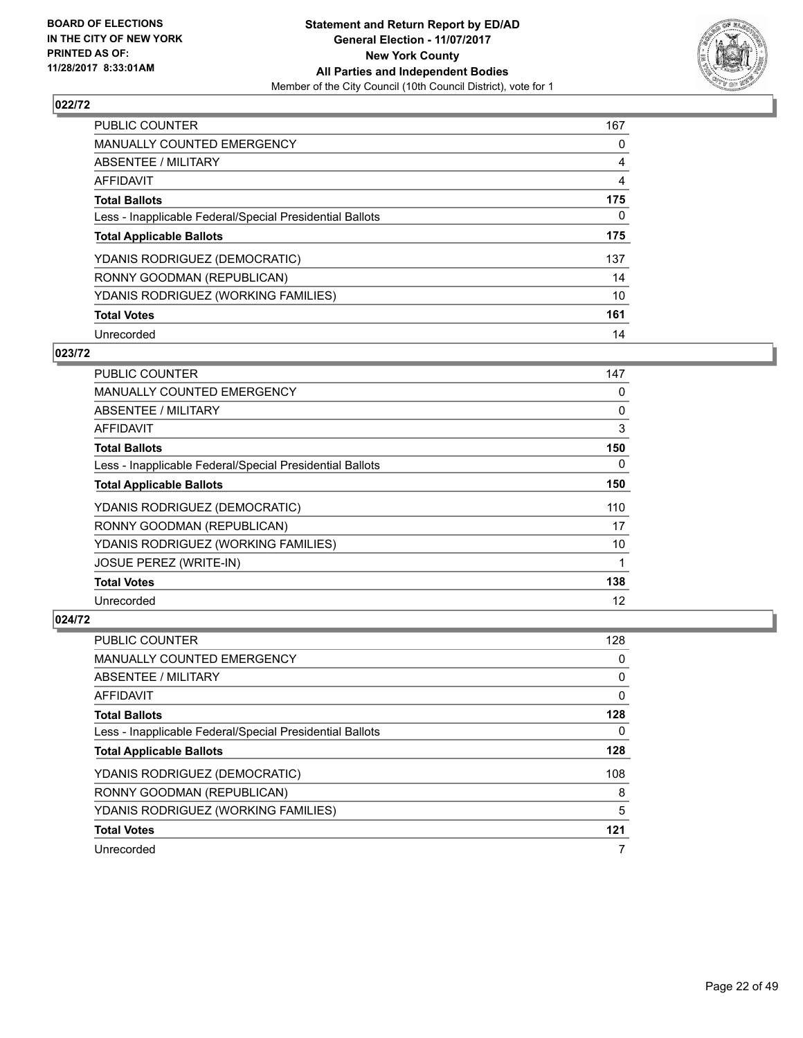**BOARD OF ELECTIONS IN THE CITY OF NEW YORK PRINTED AS OF: 11/28/2017 8:33:01AM**

**Statement and Return Report by ED/AD General Election - 11/07/2017 New York County All Parties and Independent Bodies**

Member of the City Council (10th Council District), vote for 1

## 022/72

| | |
|---|---|
| PUBLIC COUNTER | 167 |
| MANUALLY COUNTED EMERGENCY | 0 |
| ABSENTEE / MILITARY | 4 |
| AFFIDAVIT | 4 |
| **Total Ballots** | **175** |
| Less - Inapplicable Federal/Special Presidential Ballots | 0 |
| **Total Applicable Ballots** | **175** |
| YDANIS RODRIGUEZ (DEMOCRATIC) | 137 |
| RONNY GOODMAN (REPUBLICAN) | 14 |
| YDANIS RODRIGUEZ (WORKING FAMILIES) | 10 |
| **Total Votes** | **161** |
| Unrecorded | 14 |

## 023/72

| | |
|---|---|
| PUBLIC COUNTER | 147 |
| MANUALLY COUNTED EMERGENCY | 0 |
| ABSENTEE / MILITARY | 0 |
| AFFIDAVIT | 3 |
| **Total Ballots** | **150** |
| Less - Inapplicable Federal/Special Presidential Ballots | 0 |
| **Total Applicable Ballots** | **150** |
| YDANIS RODRIGUEZ (DEMOCRATIC) | 110 |
| RONNY GOODMAN (REPUBLICAN) | 17 |
| YDANIS RODRIGUEZ (WORKING FAMILIES) | 10 |
| JOSUE PEREZ (WRITE-IN) | 1 |
| **Total Votes** | **138** |
| Unrecorded | 12 |

## 024/72

| | |
|---|---|
| PUBLIC COUNTER | 128 |
| MANUALLY COUNTED EMERGENCY | 0 |
| ABSENTEE / MILITARY | 0 |
| AFFIDAVIT | 0 |
| **Total Ballots** | **128** |
| Less - Inapplicable Federal/Special Presidential Ballots | 0 |
| **Total Applicable Ballots** | **128** |
| YDANIS RODRIGUEZ (DEMOCRATIC) | 108 |
| RONNY GOODMAN (REPUBLICAN) | 8 |
| YDANIS RODRIGUEZ (WORKING FAMILIES) | 5 |
| **Total Votes** | **121** |
| Unrecorded | 7 |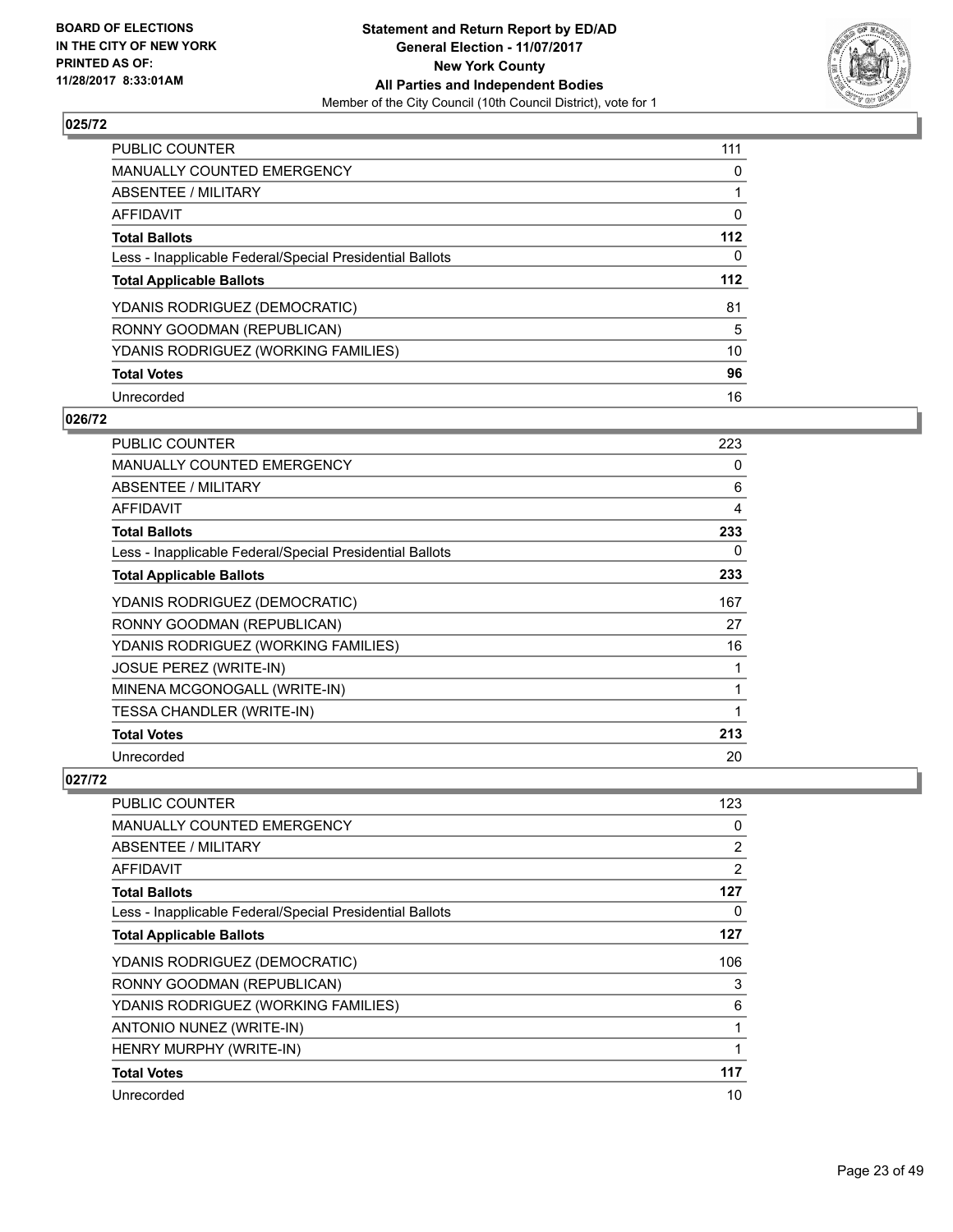## 025/72

| | |
|---|---|
| PUBLIC COUNTER | 111 |
| MANUALLY COUNTED EMERGENCY | 0 |
| ABSENTEE / MILITARY | 1 |
| AFFIDAVIT | 0 |
| **Total Ballots** | **112** |
| Less - Inapplicable Federal/Special Presidential Ballots | 0 |
| **Total Applicable Ballots** | **112** |
| YDANIS RODRIGUEZ (DEMOCRATIC) | 81 |
| RONNY GOODMAN (REPUBLICAN) | 5 |
| YDANIS RODRIGUEZ (WORKING FAMILIES) | 10 |
| **Total Votes** | **96** |
| Unrecorded | 16 |

## 026/72

| | |
|---|---|
| PUBLIC COUNTER | 223 |
| MANUALLY COUNTED EMERGENCY | 0 |
| ABSENTEE / MILITARY | 6 |
| AFFIDAVIT | 4 |
| **Total Ballots** | **233** |
| Less - Inapplicable Federal/Special Presidential Ballots | 0 |
| **Total Applicable Ballots** | **233** |
| YDANIS RODRIGUEZ (DEMOCRATIC) | 167 |
| RONNY GOODMAN (REPUBLICAN) | 27 |
| YDANIS RODRIGUEZ (WORKING FAMILIES) | 16 |
| JOSUE PEREZ (WRITE-IN) | 1 |
| MINENA MCGONOGALL (WRITE-IN) | 1 |
| TESSA CHANDLER (WRITE-IN) | 1 |
| **Total Votes** | **213** |
| Unrecorded | 20 |

## 027/72

| | |
|---|---|
| PUBLIC COUNTER | 123 |
| MANUALLY COUNTED EMERGENCY | 0 |
| ABSENTEE / MILITARY | 2 |
| AFFIDAVIT | 2 |
| **Total Ballots** | **127** |
| Less - Inapplicable Federal/Special Presidential Ballots | 0 |
| **Total Applicable Ballots** | **127** |
| YDANIS RODRIGUEZ (DEMOCRATIC) | 106 |
| RONNY GOODMAN (REPUBLICAN) | 3 |
| YDANIS RODRIGUEZ (WORKING FAMILIES) | 6 |
| ANTONIO NUNEZ (WRITE-IN) | 1 |
| HENRY MURPHY (WRITE-IN) | 1 |
| **Total Votes** | **117** |
| Unrecorded | 10 |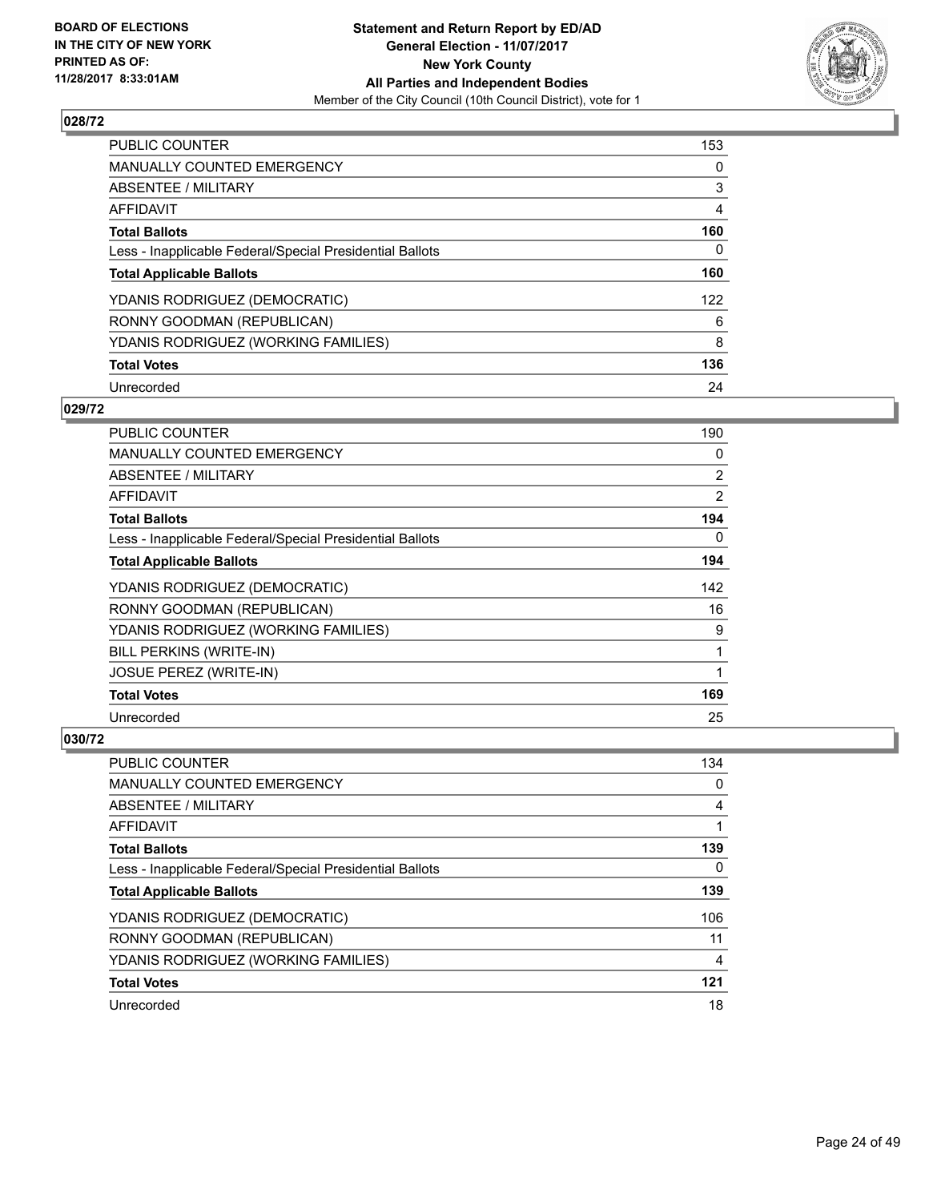BOARD OF ELECTIONS
IN THE CITY OF NEW YORK
PRINTED AS OF:
11/28/2017 8:33:01AM

**Statement and Return Report by ED/AD**
**General Election - 11/07/2017**
**New York County**
**All Parties and Independent Bodies**
Member of the City Council (10th Council District), vote for 1

### 028/72

| | |
|---|---|
| PUBLIC COUNTER | 153 |
| MANUALLY COUNTED EMERGENCY | 0 |
| ABSENTEE / MILITARY | 3 |
| AFFIDAVIT | 4 |
| **Total Ballots** | **160** |
| Less - Inapplicable Federal/Special Presidential Ballots | 0 |
| **Total Applicable Ballots** | **160** |
| YDANIS RODRIGUEZ (DEMOCRATIC) | 122 |
| RONNY GOODMAN (REPUBLICAN) | 6 |
| YDANIS RODRIGUEZ (WORKING FAMILIES) | 8 |
| **Total Votes** | **136** |
| Unrecorded | 24 |

### 029/72

| | |
|---|---|
| PUBLIC COUNTER | 190 |
| MANUALLY COUNTED EMERGENCY | 0 |
| ABSENTEE / MILITARY | 2 |
| AFFIDAVIT | 2 |
| **Total Ballots** | **194** |
| Less - Inapplicable Federal/Special Presidential Ballots | 0 |
| **Total Applicable Ballots** | **194** |
| YDANIS RODRIGUEZ (DEMOCRATIC) | 142 |
| RONNY GOODMAN (REPUBLICAN) | 16 |
| YDANIS RODRIGUEZ (WORKING FAMILIES) | 9 |
| BILL PERKINS (WRITE-IN) | 1 |
| JOSUE PEREZ (WRITE-IN) | 1 |
| **Total Votes** | **169** |
| Unrecorded | 25 |

### 030/72

| | |
|---|---|
| PUBLIC COUNTER | 134 |
| MANUALLY COUNTED EMERGENCY | 0 |
| ABSENTEE / MILITARY | 4 |
| AFFIDAVIT | 1 |
| **Total Ballots** | **139** |
| Less - Inapplicable Federal/Special Presidential Ballots | 0 |
| **Total Applicable Ballots** | **139** |
| YDANIS RODRIGUEZ (DEMOCRATIC) | 106 |
| RONNY GOODMAN (REPUBLICAN) | 11 |
| YDANIS RODRIGUEZ (WORKING FAMILIES) | 4 |
| **Total Votes** | **121** |
| Unrecorded | 18 |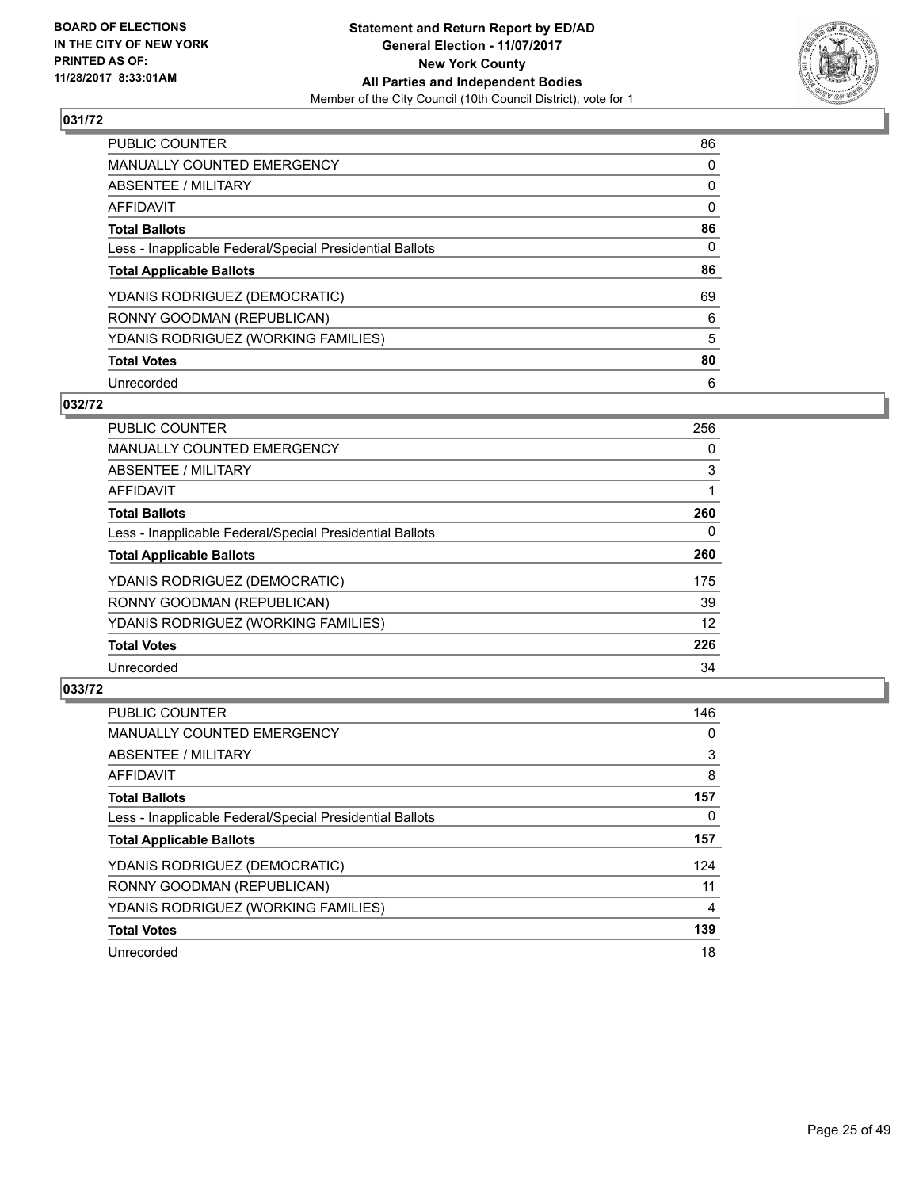## 031/72

| | |
|---|---|
| PUBLIC COUNTER | 86 |
| MANUALLY COUNTED EMERGENCY | 0 |
| ABSENTEE / MILITARY | 0 |
| AFFIDAVIT | 0 |
| **Total Ballots** | **86** |
| Less - Inapplicable Federal/Special Presidential Ballots | 0 |
| **Total Applicable Ballots** | **86** |
| YDANIS RODRIGUEZ (DEMOCRATIC) | 69 |
| RONNY GOODMAN (REPUBLICAN) | 6 |
| YDANIS RODRIGUEZ (WORKING FAMILIES) | 5 |
| **Total Votes** | **80** |
| Unrecorded | 6 |

## 032/72

| | |
|---|---|
| PUBLIC COUNTER | 256 |
| MANUALLY COUNTED EMERGENCY | 0 |
| ABSENTEE / MILITARY | 3 |
| AFFIDAVIT | 1 |
| **Total Ballots** | **260** |
| Less - Inapplicable Federal/Special Presidential Ballots | 0 |
| **Total Applicable Ballots** | **260** |
| YDANIS RODRIGUEZ (DEMOCRATIC) | 175 |
| RONNY GOODMAN (REPUBLICAN) | 39 |
| YDANIS RODRIGUEZ (WORKING FAMILIES) | 12 |
| **Total Votes** | **226** |
| Unrecorded | 34 |

## 033/72

| | |
|---|---|
| PUBLIC COUNTER | 146 |
| MANUALLY COUNTED EMERGENCY | 0 |
| ABSENTEE / MILITARY | 3 |
| AFFIDAVIT | 8 |
| **Total Ballots** | **157** |
| Less - Inapplicable Federal/Special Presidential Ballots | 0 |
| **Total Applicable Ballots** | **157** |
| YDANIS RODRIGUEZ (DEMOCRATIC) | 124 |
| RONNY GOODMAN (REPUBLICAN) | 11 |
| YDANIS RODRIGUEZ (WORKING FAMILIES) | 4 |
| **Total Votes** | **139** |
| Unrecorded | 18 |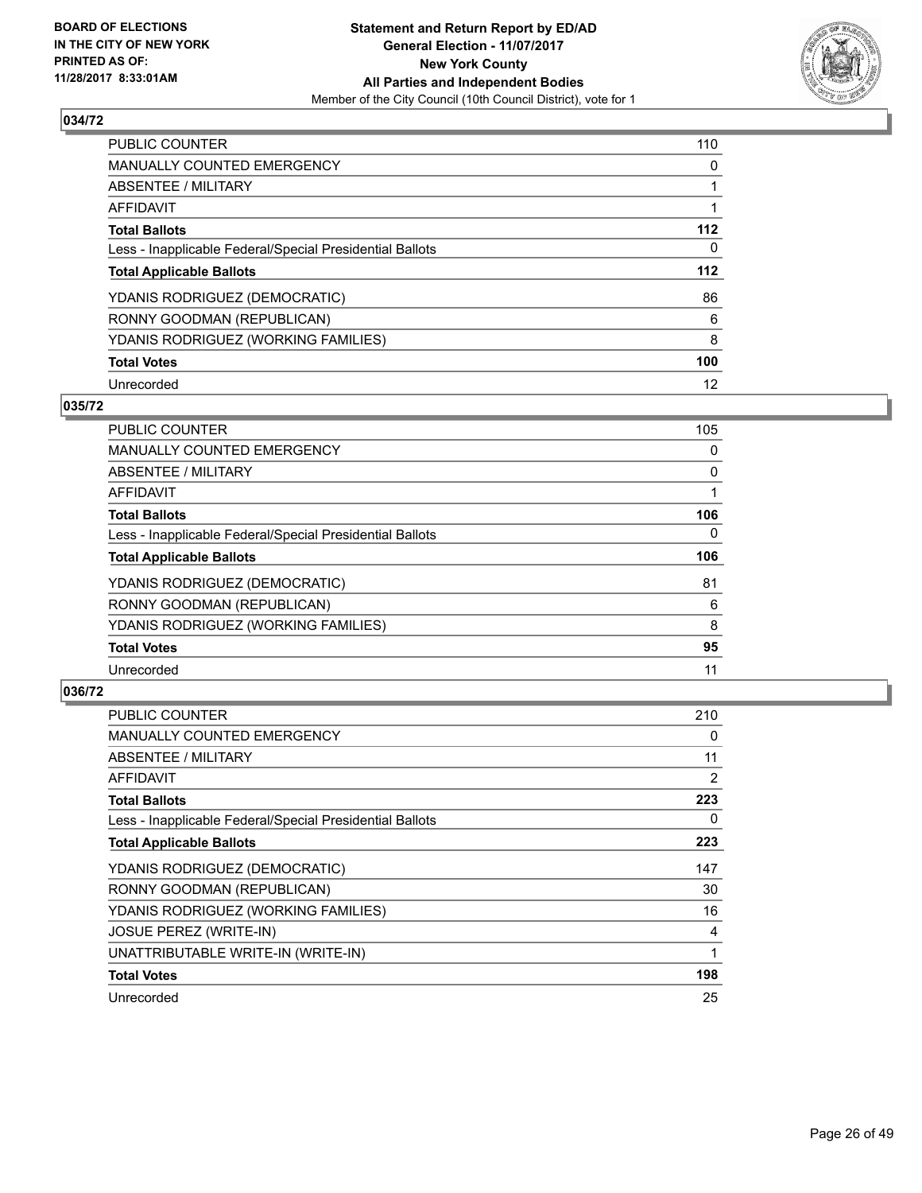BOARD OF ELECTIONS
IN THE CITY OF NEW YORK
PRINTED AS OF:
11/28/2017 8:33:01AM

**Statement and Return Report by ED/AD**
**General Election - 11/07/2017**
**New York County**
**All Parties and Independent Bodies**
Member of the City Council (10th Council District), vote for 1

## 034/72

| | |
|---|---|
| PUBLIC COUNTER | 110 |
| MANUALLY COUNTED EMERGENCY | 0 |
| ABSENTEE / MILITARY | 1 |
| AFFIDAVIT | 1 |
| **Total Ballots** | **112** |
| Less - Inapplicable Federal/Special Presidential Ballots | 0 |
| **Total Applicable Ballots** | **112** |
| YDANIS RODRIGUEZ (DEMOCRATIC) | 86 |
| RONNY GOODMAN (REPUBLICAN) | 6 |
| YDANIS RODRIGUEZ (WORKING FAMILIES) | 8 |
| **Total Votes** | **100** |
| Unrecorded | 12 |

## 035/72

| | |
|---|---|
| PUBLIC COUNTER | 105 |
| MANUALLY COUNTED EMERGENCY | 0 |
| ABSENTEE / MILITARY | 0 |
| AFFIDAVIT | 1 |
| **Total Ballots** | **106** |
| Less - Inapplicable Federal/Special Presidential Ballots | 0 |
| **Total Applicable Ballots** | **106** |
| YDANIS RODRIGUEZ (DEMOCRATIC) | 81 |
| RONNY GOODMAN (REPUBLICAN) | 6 |
| YDANIS RODRIGUEZ (WORKING FAMILIES) | 8 |
| **Total Votes** | **95** |
| Unrecorded | 11 |

## 036/72

| | |
|---|---|
| PUBLIC COUNTER | 210 |
| MANUALLY COUNTED EMERGENCY | 0 |
| ABSENTEE / MILITARY | 11 |
| AFFIDAVIT | 2 |
| **Total Ballots** | **223** |
| Less - Inapplicable Federal/Special Presidential Ballots | 0 |
| **Total Applicable Ballots** | **223** |
| YDANIS RODRIGUEZ (DEMOCRATIC) | 147 |
| RONNY GOODMAN (REPUBLICAN) | 30 |
| YDANIS RODRIGUEZ (WORKING FAMILIES) | 16 |
| JOSUE PEREZ (WRITE-IN) | 4 |
| UNATTRIBUTABLE WRITE-IN (WRITE-IN) | 1 |
| **Total Votes** | **198** |
| Unrecorded | 25 |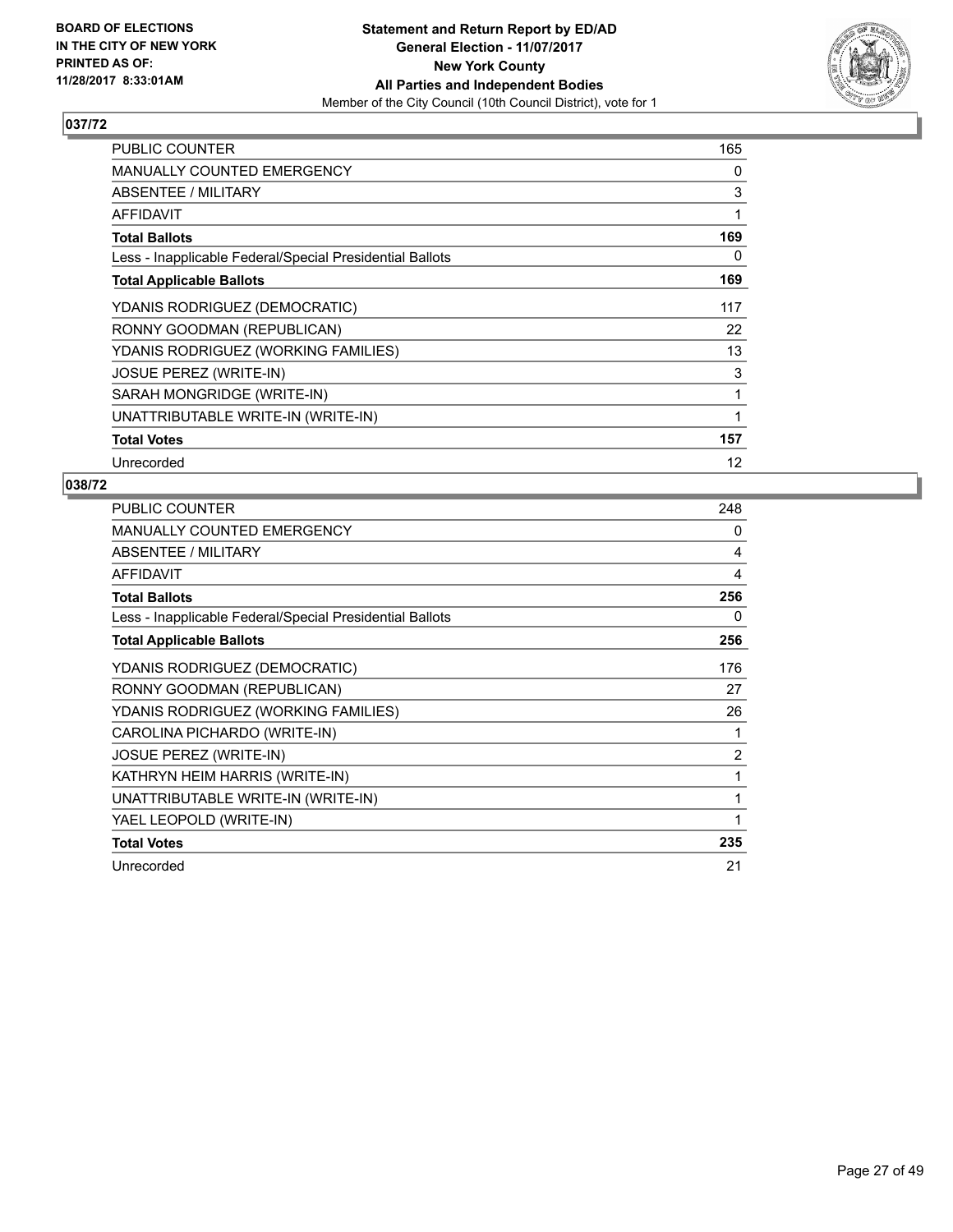BOARD OF ELECTIONS
IN THE CITY OF NEW YORK
PRINTED AS OF:
11/28/2017 8:33:01AM

**Statement and Return Report by ED/AD**
**General Election - 11/07/2017**
**New York County**
**All Parties and Independent Bodies**
Member of the City Council (10th Council District), vote for 1

## 037/72

| | |
|---|---|
| PUBLIC COUNTER | 165 |
| MANUALLY COUNTED EMERGENCY | 0 |
| ABSENTEE / MILITARY | 3 |
| AFFIDAVIT | 1 |
| **Total Ballots** | **169** |
| Less - Inapplicable Federal/Special Presidential Ballots | 0 |
| **Total Applicable Ballots** | **169** |
| YDANIS RODRIGUEZ (DEMOCRATIC) | 117 |
| RONNY GOODMAN (REPUBLICAN) | 22 |
| YDANIS RODRIGUEZ (WORKING FAMILIES) | 13 |
| JOSUE PEREZ (WRITE-IN) | 3 |
| SARAH MONGRIDGE (WRITE-IN) | 1 |
| UNATTRIBUTABLE WRITE-IN (WRITE-IN) | 1 |
| **Total Votes** | **157** |
| Unrecorded | 12 |

## 038/72

| | |
|---|---|
| PUBLIC COUNTER | 248 |
| MANUALLY COUNTED EMERGENCY | 0 |
| ABSENTEE / MILITARY | 4 |
| AFFIDAVIT | 4 |
| **Total Ballots** | **256** |
| Less - Inapplicable Federal/Special Presidential Ballots | 0 |
| **Total Applicable Ballots** | **256** |
| YDANIS RODRIGUEZ (DEMOCRATIC) | 176 |
| RONNY GOODMAN (REPUBLICAN) | 27 |
| YDANIS RODRIGUEZ (WORKING FAMILIES) | 26 |
| CAROLINA PICHARDO (WRITE-IN) | 1 |
| JOSUE PEREZ (WRITE-IN) | 2 |
| KATHRYN HEIM HARRIS (WRITE-IN) | 1 |
| UNATTRIBUTABLE WRITE-IN (WRITE-IN) | 1 |
| YAEL LEOPOLD (WRITE-IN) | 1 |
| **Total Votes** | **235** |
| Unrecorded | 21 |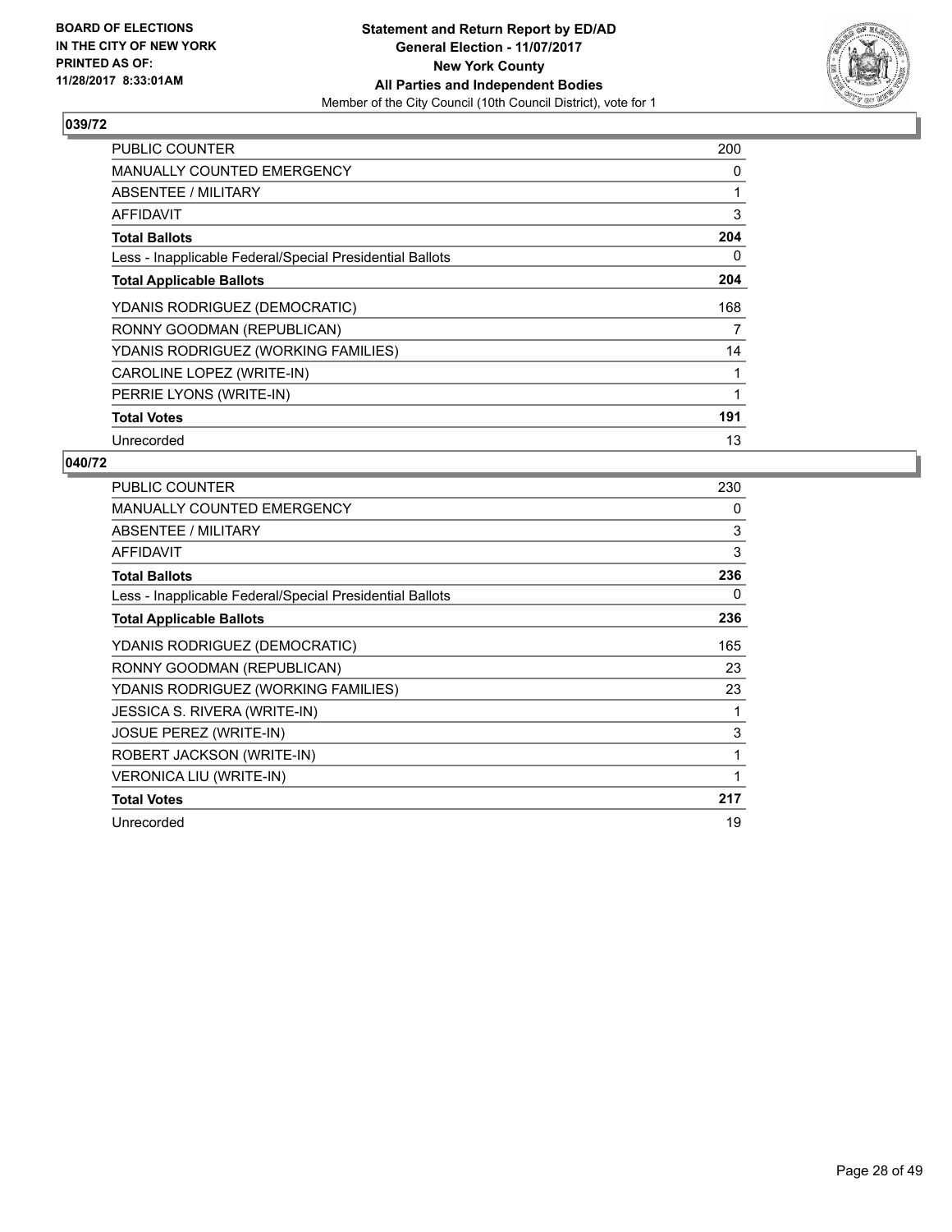**BOARD OF ELECTIONS IN THE CITY OF NEW YORK PRINTED AS OF: 11/28/2017 8:33:01AM**

**Statement and Return Report by ED/AD General Election - 11/07/2017 New York County All Parties and Independent Bodies**
Member of the City Council (10th Council District), vote for 1

## 039/72

| | |
|---|---|
| PUBLIC COUNTER | 200 |
| MANUALLY COUNTED EMERGENCY | 0 |
| ABSENTEE / MILITARY | 1 |
| AFFIDAVIT | 3 |
| **Total Ballots** | **204** |
| Less - Inapplicable Federal/Special Presidential Ballots | 0 |
| **Total Applicable Ballots** | **204** |
| YDANIS RODRIGUEZ (DEMOCRATIC) | 168 |
| RONNY GOODMAN (REPUBLICAN) | 7 |
| YDANIS RODRIGUEZ (WORKING FAMILIES) | 14 |
| CAROLINE LOPEZ (WRITE-IN) | 1 |
| PERRIE LYONS (WRITE-IN) | 1 |
| **Total Votes** | **191** |
| Unrecorded | 13 |

## 040/72

| | |
|---|---|
| PUBLIC COUNTER | 230 |
| MANUALLY COUNTED EMERGENCY | 0 |
| ABSENTEE / MILITARY | 3 |
| AFFIDAVIT | 3 |
| **Total Ballots** | **236** |
| Less - Inapplicable Federal/Special Presidential Ballots | 0 |
| **Total Applicable Ballots** | **236** |
| YDANIS RODRIGUEZ (DEMOCRATIC) | 165 |
| RONNY GOODMAN (REPUBLICAN) | 23 |
| YDANIS RODRIGUEZ (WORKING FAMILIES) | 23 |
| JESSICA S. RIVERA (WRITE-IN) | 1 |
| JOSUE PEREZ (WRITE-IN) | 3 |
| ROBERT JACKSON (WRITE-IN) | 1 |
| VERONICA LIU (WRITE-IN) | 1 |
| **Total Votes** | **217** |
| Unrecorded | 19 |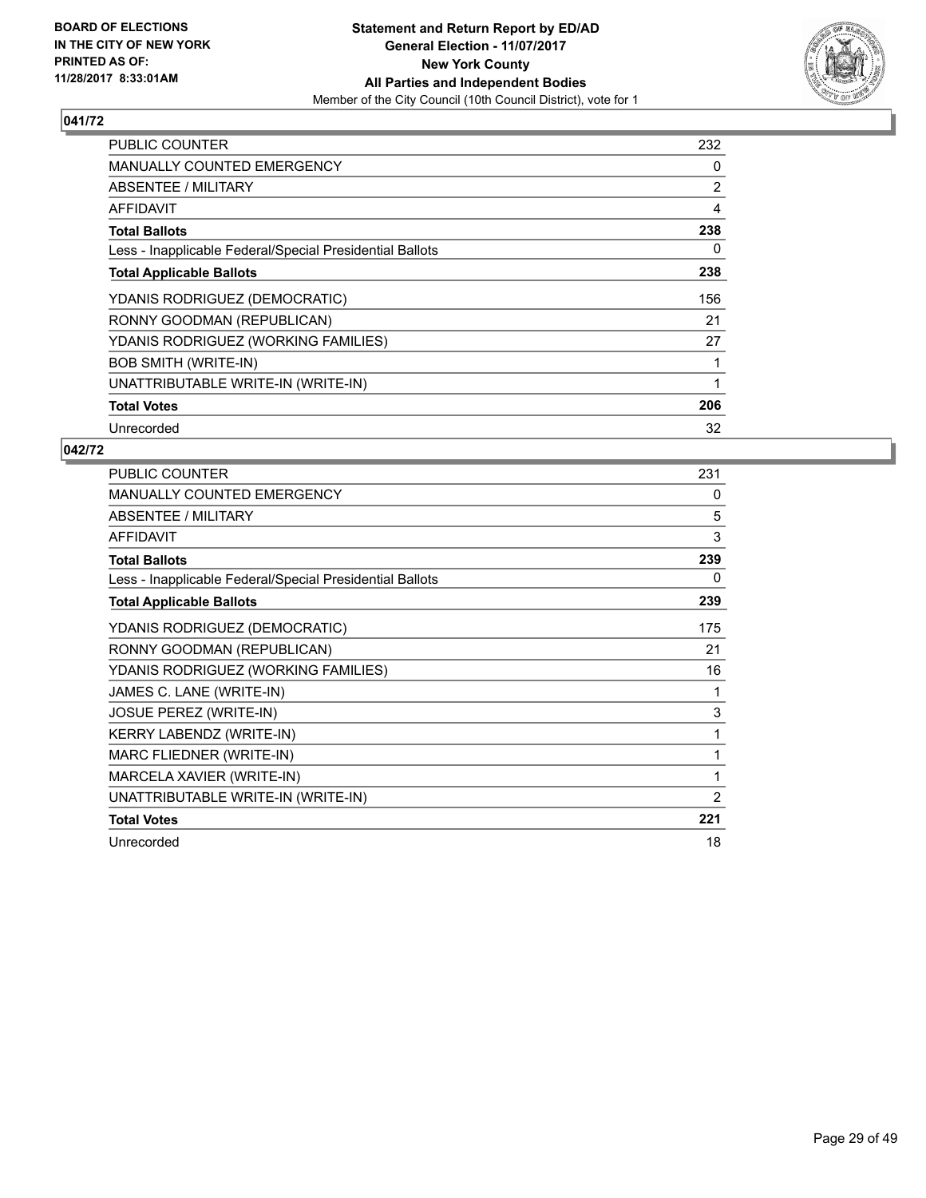**BOARD OF ELECTIONS IN THE CITY OF NEW YORK PRINTED AS OF: 11/28/2017 8:33:01AM**

**Statement and Return Report by ED/AD**
**General Election - 11/07/2017**
**New York County**
**All Parties and Independent Bodies**
Member of the City Council (10th Council District), vote for 1

## 041/72

| | |
|---|---|
| PUBLIC COUNTER | 232 |
| MANUALLY COUNTED EMERGENCY | 0 |
| ABSENTEE / MILITARY | 2 |
| AFFIDAVIT | 4 |
| **Total Ballots** | **238** |
| Less - Inapplicable Federal/Special Presidential Ballots | 0 |
| **Total Applicable Ballots** | **238** |
| YDANIS RODRIGUEZ (DEMOCRATIC) | 156 |
| RONNY GOODMAN (REPUBLICAN) | 21 |
| YDANIS RODRIGUEZ (WORKING FAMILIES) | 27 |
| BOB SMITH (WRITE-IN) | 1 |
| UNATTRIBUTABLE WRITE-IN (WRITE-IN) | 1 |
| **Total Votes** | **206** |
| Unrecorded | 32 |

## 042/72

| | |
|---|---|
| PUBLIC COUNTER | 231 |
| MANUALLY COUNTED EMERGENCY | 0 |
| ABSENTEE / MILITARY | 5 |
| AFFIDAVIT | 3 |
| **Total Ballots** | **239** |
| Less - Inapplicable Federal/Special Presidential Ballots | 0 |
| **Total Applicable Ballots** | **239** |
| YDANIS RODRIGUEZ (DEMOCRATIC) | 175 |
| RONNY GOODMAN (REPUBLICAN) | 21 |
| YDANIS RODRIGUEZ (WORKING FAMILIES) | 16 |
| JAMES C. LANE (WRITE-IN) | 1 |
| JOSUE PEREZ (WRITE-IN) | 3 |
| KERRY LABENDZ (WRITE-IN) | 1 |
| MARC FLIEDNER (WRITE-IN) | 1 |
| MARCELA XAVIER (WRITE-IN) | 1 |
| UNATTRIBUTABLE WRITE-IN (WRITE-IN) | 2 |
| **Total Votes** | **221** |
| Unrecorded | 18 |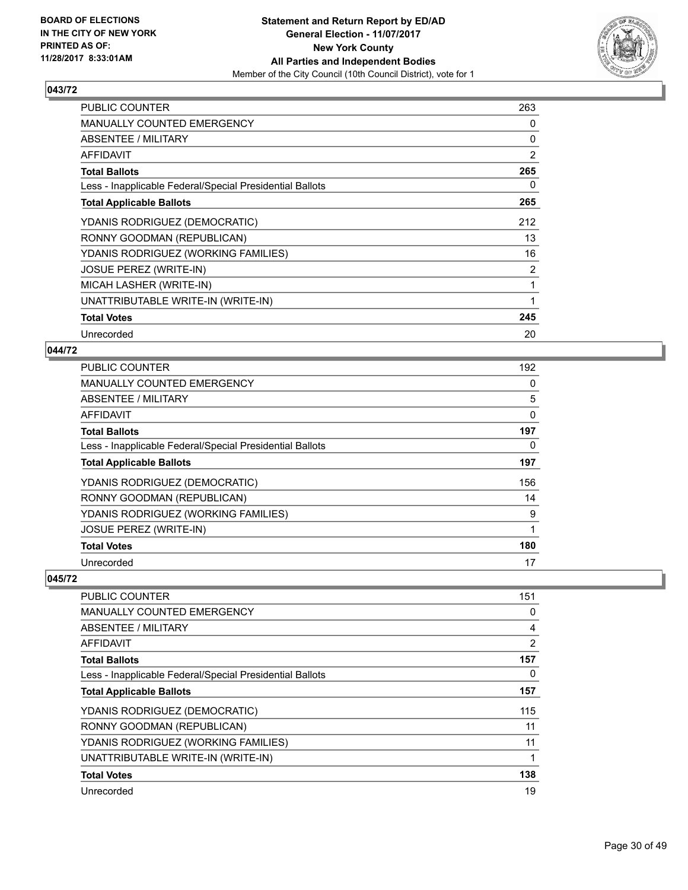## 043/72

| | |
|---|---|
| PUBLIC COUNTER | 263 |
| MANUALLY COUNTED EMERGENCY | 0 |
| ABSENTEE / MILITARY | 0 |
| AFFIDAVIT | 2 |
| **Total Ballots** | **265** |
| Less - Inapplicable Federal/Special Presidential Ballots | 0 |
| **Total Applicable Ballots** | **265** |
| YDANIS RODRIGUEZ (DEMOCRATIC) | 212 |
| RONNY GOODMAN (REPUBLICAN) | 13 |
| YDANIS RODRIGUEZ (WORKING FAMILIES) | 16 |
| JOSUE PEREZ (WRITE-IN) | 2 |
| MICAH LASHER (WRITE-IN) | 1 |
| UNATTRIBUTABLE WRITE-IN (WRITE-IN) | 1 |
| **Total Votes** | **245** |
| Unrecorded | 20 |

## 044/72

| | |
|---|---|
| PUBLIC COUNTER | 192 |
| MANUALLY COUNTED EMERGENCY | 0 |
| ABSENTEE / MILITARY | 5 |
| AFFIDAVIT | 0 |
| **Total Ballots** | **197** |
| Less - Inapplicable Federal/Special Presidential Ballots | 0 |
| **Total Applicable Ballots** | **197** |
| YDANIS RODRIGUEZ (DEMOCRATIC) | 156 |
| RONNY GOODMAN (REPUBLICAN) | 14 |
| YDANIS RODRIGUEZ (WORKING FAMILIES) | 9 |
| JOSUE PEREZ (WRITE-IN) | 1 |
| **Total Votes** | **180** |
| Unrecorded | 17 |

## 045/72

| | |
|---|---|
| PUBLIC COUNTER | 151 |
| MANUALLY COUNTED EMERGENCY | 0 |
| ABSENTEE / MILITARY | 4 |
| AFFIDAVIT | 2 |
| **Total Ballots** | **157** |
| Less - Inapplicable Federal/Special Presidential Ballots | 0 |
| **Total Applicable Ballots** | **157** |
| YDANIS RODRIGUEZ (DEMOCRATIC) | 115 |
| RONNY GOODMAN (REPUBLICAN) | 11 |
| YDANIS RODRIGUEZ (WORKING FAMILIES) | 11 |
| UNATTRIBUTABLE WRITE-IN (WRITE-IN) | 1 |
| **Total Votes** | **138** |
| Unrecorded | 19 |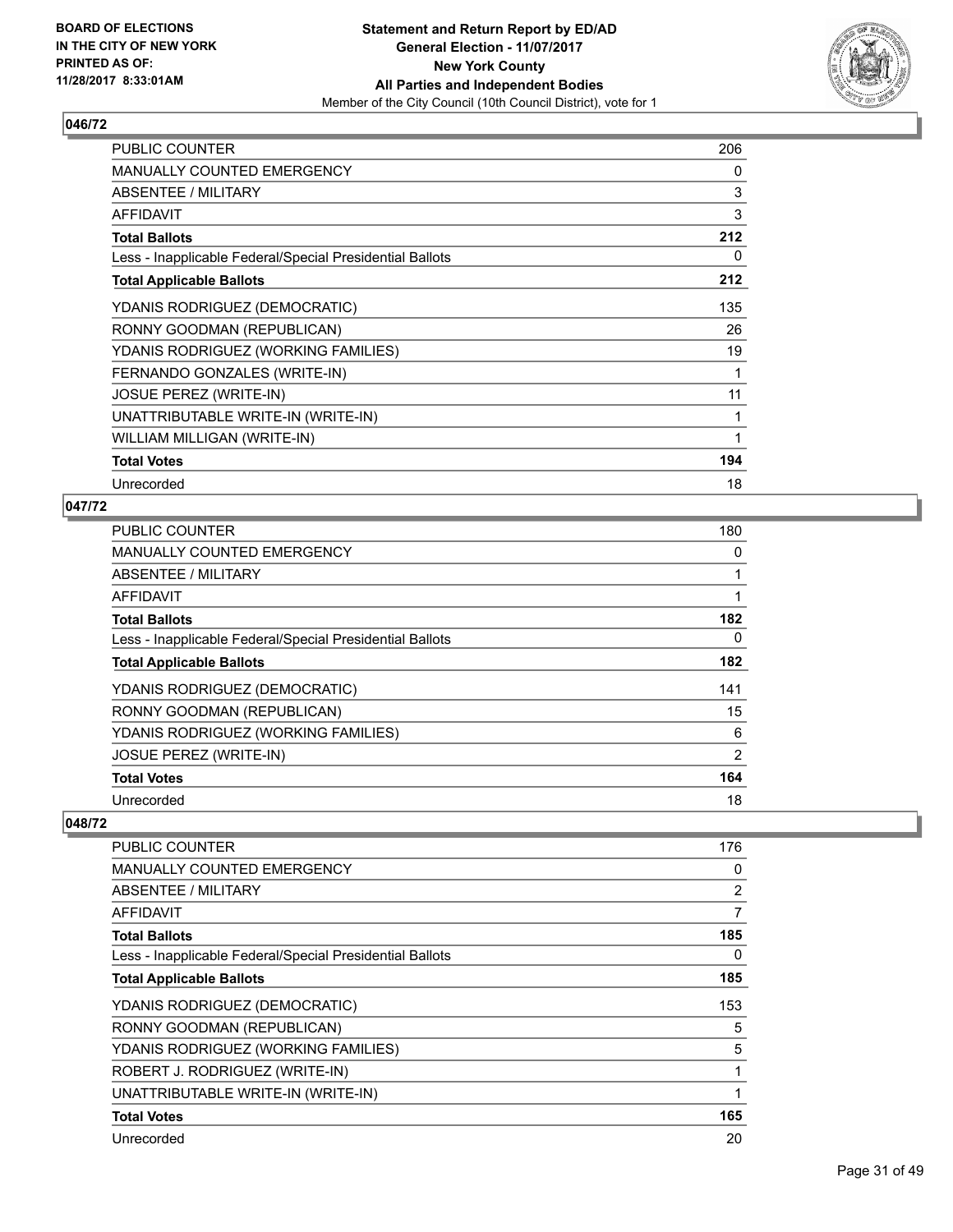**BOARD OF ELECTIONS IN THE CITY OF NEW YORK PRINTED AS OF: 11/28/2017 8:33:01AM**

**Statement and Return Report by ED/AD**
**General Election - 11/07/2017**
**New York County**
**All Parties and Independent Bodies**
Member of the City Council (10th Council District), vote for 1

## 046/72

| | |
|---|---|
| PUBLIC COUNTER | 206 |
| MANUALLY COUNTED EMERGENCY | 0 |
| ABSENTEE / MILITARY | 3 |
| AFFIDAVIT | 3 |
| **Total Ballots** | **212** |
| Less - Inapplicable Federal/Special Presidential Ballots | 0 |
| **Total Applicable Ballots** | **212** |
| YDANIS RODRIGUEZ (DEMOCRATIC) | 135 |
| RONNY GOODMAN (REPUBLICAN) | 26 |
| YDANIS RODRIGUEZ (WORKING FAMILIES) | 19 |
| FERNANDO GONZALES (WRITE-IN) | 1 |
| JOSUE PEREZ (WRITE-IN) | 11 |
| UNATTRIBUTABLE WRITE-IN (WRITE-IN) | 1 |
| WILLIAM MILLIGAN (WRITE-IN) | 1 |
| **Total Votes** | **194** |
| Unrecorded | 18 |

## 047/72

| | |
|---|---|
| PUBLIC COUNTER | 180 |
| MANUALLY COUNTED EMERGENCY | 0 |
| ABSENTEE / MILITARY | 1 |
| AFFIDAVIT | 1 |
| **Total Ballots** | **182** |
| Less - Inapplicable Federal/Special Presidential Ballots | 0 |
| **Total Applicable Ballots** | **182** |
| YDANIS RODRIGUEZ (DEMOCRATIC) | 141 |
| RONNY GOODMAN (REPUBLICAN) | 15 |
| YDANIS RODRIGUEZ (WORKING FAMILIES) | 6 |
| JOSUE PEREZ (WRITE-IN) | 2 |
| **Total Votes** | **164** |
| Unrecorded | 18 |

## 048/72

| | |
|---|---|
| PUBLIC COUNTER | 176 |
| MANUALLY COUNTED EMERGENCY | 0 |
| ABSENTEE / MILITARY | 2 |
| AFFIDAVIT | 7 |
| **Total Ballots** | **185** |
| Less - Inapplicable Federal/Special Presidential Ballots | 0 |
| **Total Applicable Ballots** | **185** |
| YDANIS RODRIGUEZ (DEMOCRATIC) | 153 |
| RONNY GOODMAN (REPUBLICAN) | 5 |
| YDANIS RODRIGUEZ (WORKING FAMILIES) | 5 |
| ROBERT J. RODRIGUEZ (WRITE-IN) | 1 |
| UNATTRIBUTABLE WRITE-IN (WRITE-IN) | 1 |
| **Total Votes** | **165** |
| Unrecorded | 20 |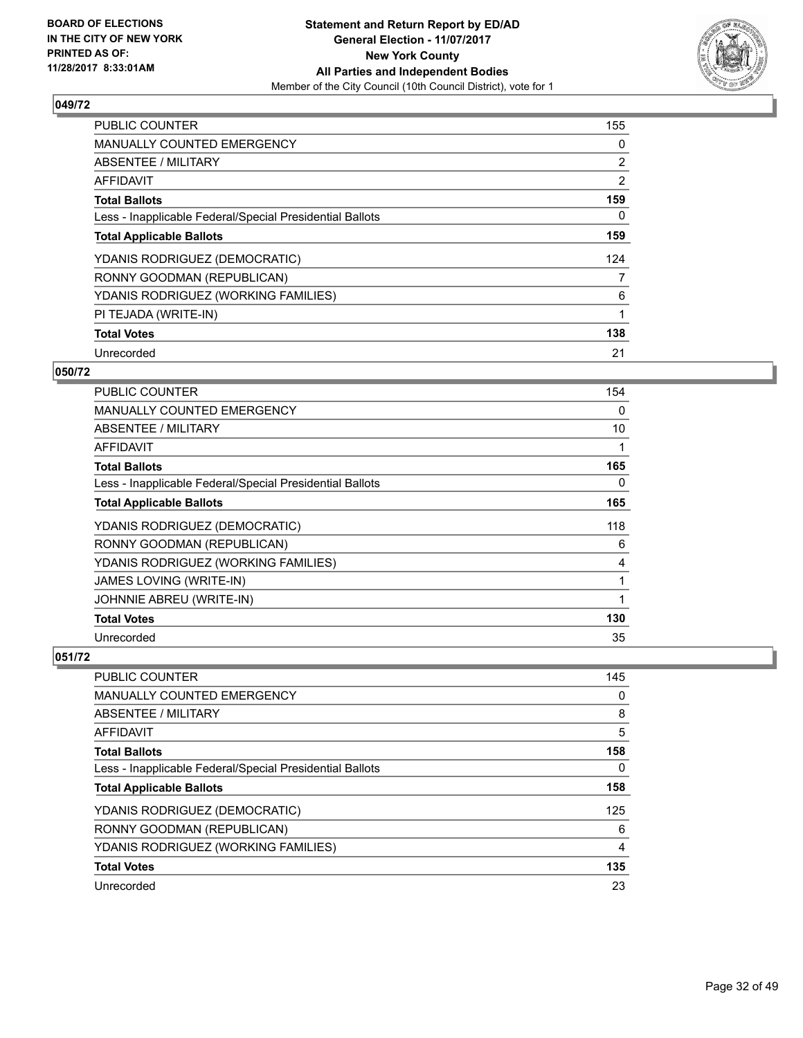**BOARD OF ELECTIONS IN THE CITY OF NEW YORK PRINTED AS OF: 11/28/2017 8:33:01AM**

**Statement and Return Report by ED/AD**
**General Election - 11/07/2017**
**New York County**
**All Parties and Independent Bodies**
Member of the City Council (10th Council District), vote for 1

### 049/72

| | |
|---|---|
| PUBLIC COUNTER | 155 |
| MANUALLY COUNTED EMERGENCY | 0 |
| ABSENTEE / MILITARY | 2 |
| AFFIDAVIT | 2 |
| **Total Ballots** | **159** |
| Less - Inapplicable Federal/Special Presidential Ballots | 0 |
| **Total Applicable Ballots** | **159** |
| YDANIS RODRIGUEZ (DEMOCRATIC) | 124 |
| RONNY GOODMAN (REPUBLICAN) | 7 |
| YDANIS RODRIGUEZ (WORKING FAMILIES) | 6 |
| PI TEJADA (WRITE-IN) | 1 |
| **Total Votes** | **138** |
| Unrecorded | 21 |

### 050/72

| | |
|---|---|
| PUBLIC COUNTER | 154 |
| MANUALLY COUNTED EMERGENCY | 0 |
| ABSENTEE / MILITARY | 10 |
| AFFIDAVIT | 1 |
| **Total Ballots** | **165** |
| Less - Inapplicable Federal/Special Presidential Ballots | 0 |
| **Total Applicable Ballots** | **165** |
| YDANIS RODRIGUEZ (DEMOCRATIC) | 118 |
| RONNY GOODMAN (REPUBLICAN) | 6 |
| YDANIS RODRIGUEZ (WORKING FAMILIES) | 4 |
| JAMES LOVING (WRITE-IN) | 1 |
| JOHNNIE ABREU (WRITE-IN) | 1 |
| **Total Votes** | **130** |
| Unrecorded | 35 |

### 051/72

| | |
|---|---|
| PUBLIC COUNTER | 145 |
| MANUALLY COUNTED EMERGENCY | 0 |
| ABSENTEE / MILITARY | 8 |
| AFFIDAVIT | 5 |
| **Total Ballots** | **158** |
| Less - Inapplicable Federal/Special Presidential Ballots | 0 |
| **Total Applicable Ballots** | **158** |
| YDANIS RODRIGUEZ (DEMOCRATIC) | 125 |
| RONNY GOODMAN (REPUBLICAN) | 6 |
| YDANIS RODRIGUEZ (WORKING FAMILIES) | 4 |
| **Total Votes** | **135** |
| Unrecorded | 23 |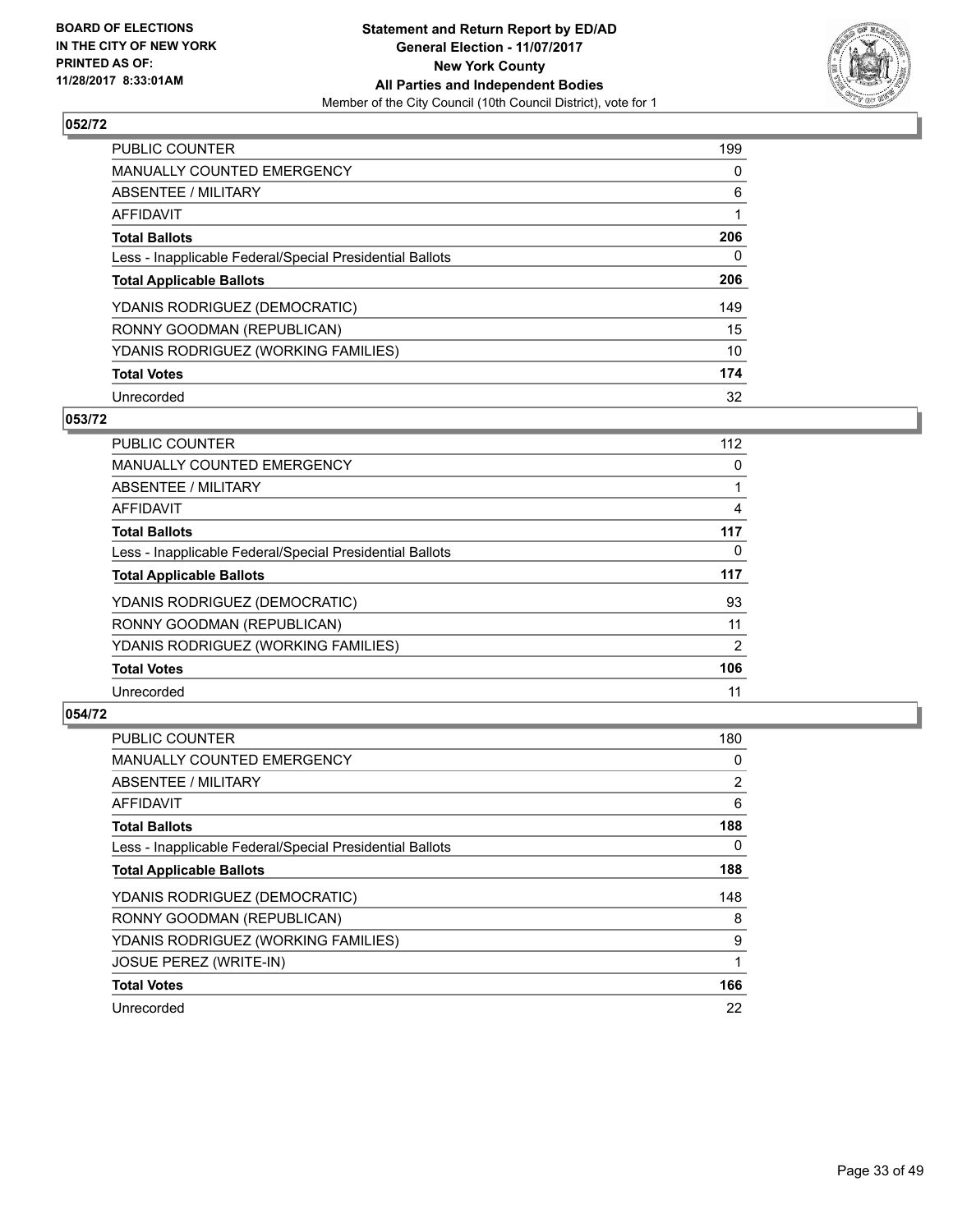**BOARD OF ELECTIONS IN THE CITY OF NEW YORK PRINTED AS OF: 11/28/2017 8:33:01AM**

**Statement and Return Report by ED/AD**
**General Election - 11/07/2017**
**New York County**
**All Parties and Independent Bodies**
Member of the City Council (10th Council District), vote for 1

### 052/72

| | |
|---|---|
| PUBLIC COUNTER | 199 |
| MANUALLY COUNTED EMERGENCY | 0 |
| ABSENTEE / MILITARY | 6 |
| AFFIDAVIT | 1 |
| **Total Ballots** | **206** |
| Less - Inapplicable Federal/Special Presidential Ballots | 0 |
| **Total Applicable Ballots** | **206** |
| YDANIS RODRIGUEZ (DEMOCRATIC) | 149 |
| RONNY GOODMAN (REPUBLICAN) | 15 |
| YDANIS RODRIGUEZ (WORKING FAMILIES) | 10 |
| **Total Votes** | **174** |
| Unrecorded | 32 |

### 053/72

| | |
|---|---|
| PUBLIC COUNTER | 112 |
| MANUALLY COUNTED EMERGENCY | 0 |
| ABSENTEE / MILITARY | 1 |
| AFFIDAVIT | 4 |
| **Total Ballots** | **117** |
| Less - Inapplicable Federal/Special Presidential Ballots | 0 |
| **Total Applicable Ballots** | **117** |
| YDANIS RODRIGUEZ (DEMOCRATIC) | 93 |
| RONNY GOODMAN (REPUBLICAN) | 11 |
| YDANIS RODRIGUEZ (WORKING FAMILIES) | 2 |
| **Total Votes** | **106** |
| Unrecorded | 11 |

### 054/72

| | |
|---|---|
| PUBLIC COUNTER | 180 |
| MANUALLY COUNTED EMERGENCY | 0 |
| ABSENTEE / MILITARY | 2 |
| AFFIDAVIT | 6 |
| **Total Ballots** | **188** |
| Less - Inapplicable Federal/Special Presidential Ballots | 0 |
| **Total Applicable Ballots** | **188** |
| YDANIS RODRIGUEZ (DEMOCRATIC) | 148 |
| RONNY GOODMAN (REPUBLICAN) | 8 |
| YDANIS RODRIGUEZ (WORKING FAMILIES) | 9 |
| JOSUE PEREZ (WRITE-IN) | 1 |
| **Total Votes** | **166** |
| Unrecorded | 22 |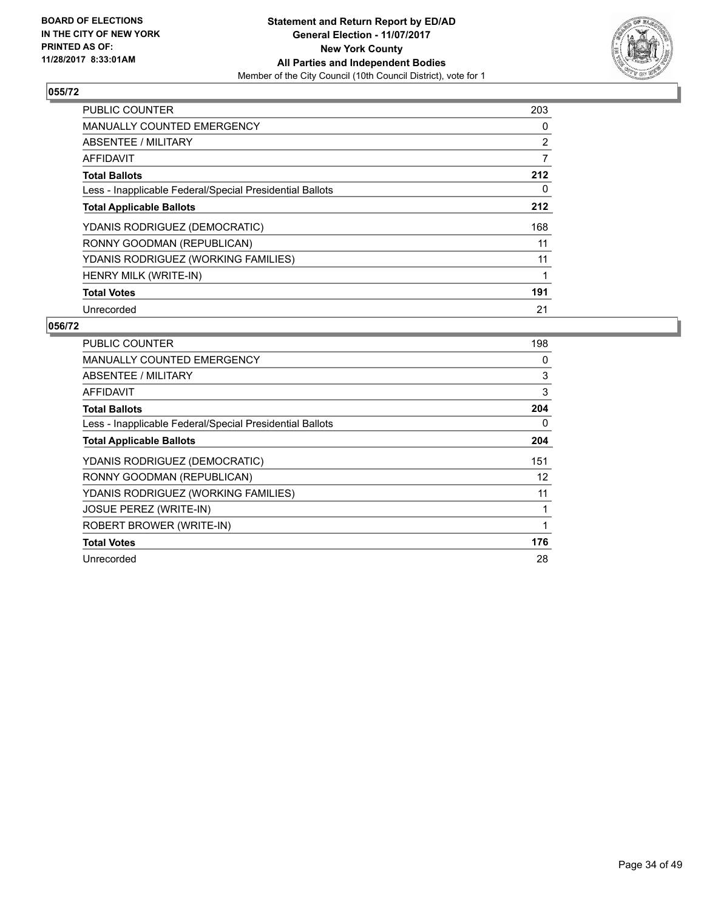BOARD OF ELECTIONS
IN THE CITY OF NEW YORK
PRINTED AS OF:
11/28/2017 8:33:01AM

**Statement and Return Report by ED/AD**
**General Election - 11/07/2017**
**New York County**
**All Parties and Independent Bodies**
Member of the City Council (10th Council District), vote for 1

## 055/72

| | |
|---|---|
| PUBLIC COUNTER | 203 |
| MANUALLY COUNTED EMERGENCY | 0 |
| ABSENTEE / MILITARY | 2 |
| AFFIDAVIT | 7 |
| **Total Ballots** | **212** |
| Less - Inapplicable Federal/Special Presidential Ballots | 0 |
| **Total Applicable Ballots** | **212** |
| YDANIS RODRIGUEZ (DEMOCRATIC) | 168 |
| RONNY GOODMAN (REPUBLICAN) | 11 |
| YDANIS RODRIGUEZ (WORKING FAMILIES) | 11 |
| HENRY MILK (WRITE-IN) | 1 |
| **Total Votes** | **191** |
| Unrecorded | 21 |

## 056/72

| | |
|---|---|
| PUBLIC COUNTER | 198 |
| MANUALLY COUNTED EMERGENCY | 0 |
| ABSENTEE / MILITARY | 3 |
| AFFIDAVIT | 3 |
| **Total Ballots** | **204** |
| Less - Inapplicable Federal/Special Presidential Ballots | 0 |
| **Total Applicable Ballots** | **204** |
| YDANIS RODRIGUEZ (DEMOCRATIC) | 151 |
| RONNY GOODMAN (REPUBLICAN) | 12 |
| YDANIS RODRIGUEZ (WORKING FAMILIES) | 11 |
| JOSUE PEREZ (WRITE-IN) | 1 |
| ROBERT BROWER (WRITE-IN) | 1 |
| **Total Votes** | **176** |
| Unrecorded | 28 |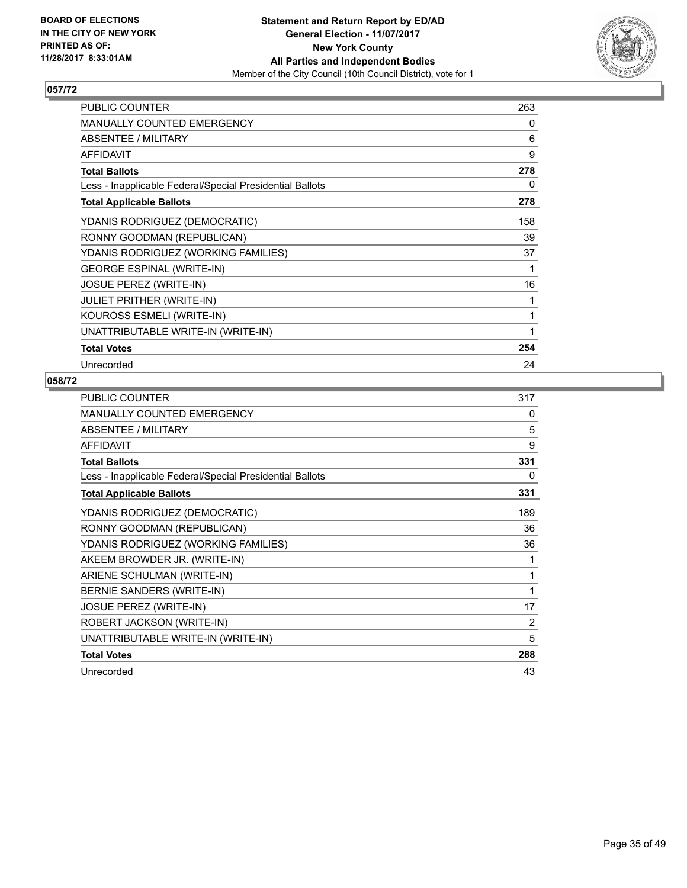**BOARD OF ELECTIONS IN THE CITY OF NEW YORK PRINTED AS OF: 11/28/2017 8:33:01AM**

**Statement and Return Report by ED/AD**
**General Election - 11/07/2017**
**New York County**
**All Parties and Independent Bodies**
Member of the City Council (10th Council District), vote for 1

## 057/72

| | |
|---|---|
| PUBLIC COUNTER | 263 |
| MANUALLY COUNTED EMERGENCY | 0 |
| ABSENTEE / MILITARY | 6 |
| AFFIDAVIT | 9 |
| **Total Ballots** | **278** |
| Less - Inapplicable Federal/Special Presidential Ballots | 0 |
| **Total Applicable Ballots** | **278** |
| YDANIS RODRIGUEZ (DEMOCRATIC) | 158 |
| RONNY GOODMAN (REPUBLICAN) | 39 |
| YDANIS RODRIGUEZ (WORKING FAMILIES) | 37 |
| GEORGE ESPINAL (WRITE-IN) | 1 |
| JOSUE PEREZ (WRITE-IN) | 16 |
| JULIET PRITHER (WRITE-IN) | 1 |
| KOUROSS ESMELI (WRITE-IN) | 1 |
| UNATTRIBUTABLE WRITE-IN (WRITE-IN) | 1 |
| **Total Votes** | **254** |
| Unrecorded | 24 |

## 058/72

| | |
|---|---|
| PUBLIC COUNTER | 317 |
| MANUALLY COUNTED EMERGENCY | 0 |
| ABSENTEE / MILITARY | 5 |
| AFFIDAVIT | 9 |
| **Total Ballots** | **331** |
| Less - Inapplicable Federal/Special Presidential Ballots | 0 |
| **Total Applicable Ballots** | **331** |
| YDANIS RODRIGUEZ (DEMOCRATIC) | 189 |
| RONNY GOODMAN (REPUBLICAN) | 36 |
| YDANIS RODRIGUEZ (WORKING FAMILIES) | 36 |
| AKEEM BROWDER JR. (WRITE-IN) | 1 |
| ARIENE SCHULMAN (WRITE-IN) | 1 |
| BERNIE SANDERS (WRITE-IN) | 1 |
| JOSUE PEREZ (WRITE-IN) | 17 |
| ROBERT JACKSON (WRITE-IN) | 2 |
| UNATTRIBUTABLE WRITE-IN (WRITE-IN) | 5 |
| **Total Votes** | **288** |
| Unrecorded | 43 |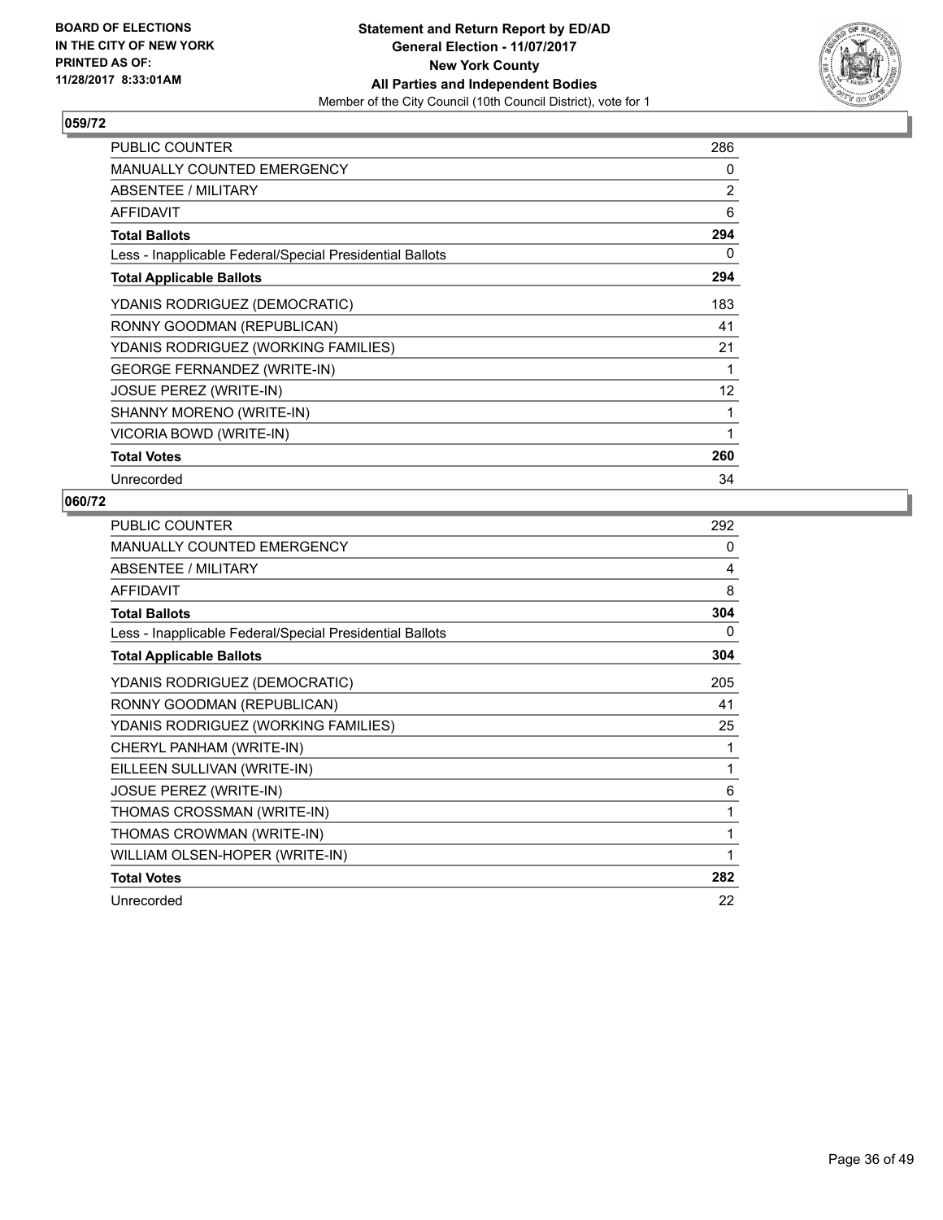**BOARD OF ELECTIONS IN THE CITY OF NEW YORK PRINTED AS OF: 11/28/2017 8:33:01AM**

**Statement and Return Report by ED/AD General Election - 11/07/2017 New York County All Parties and Independent Bodies**
Member of the City Council (10th Council District), vote for 1

### 059/72

| | |
|---|---|
| PUBLIC COUNTER | 286 |
| MANUALLY COUNTED EMERGENCY | 0 |
| ABSENTEE / MILITARY | 2 |
| AFFIDAVIT | 6 |
| **Total Ballots** | **294** |
| Less - Inapplicable Federal/Special Presidential Ballots | 0 |
| **Total Applicable Ballots** | **294** |
| YDANIS RODRIGUEZ (DEMOCRATIC) | 183 |
| RONNY GOODMAN (REPUBLICAN) | 41 |
| YDANIS RODRIGUEZ (WORKING FAMILIES) | 21 |
| GEORGE FERNANDEZ (WRITE-IN) | 1 |
| JOSUE PEREZ (WRITE-IN) | 12 |
| SHANNY MORENO (WRITE-IN) | 1 |
| VICORIA BOWD (WRITE-IN) | 1 |
| **Total Votes** | **260** |
| Unrecorded | 34 |

### 060/72

| | |
|---|---|
| PUBLIC COUNTER | 292 |
| MANUALLY COUNTED EMERGENCY | 0 |
| ABSENTEE / MILITARY | 4 |
| AFFIDAVIT | 8 |
| **Total Ballots** | **304** |
| Less - Inapplicable Federal/Special Presidential Ballots | 0 |
| **Total Applicable Ballots** | **304** |
| YDANIS RODRIGUEZ (DEMOCRATIC) | 205 |
| RONNY GOODMAN (REPUBLICAN) | 41 |
| YDANIS RODRIGUEZ (WORKING FAMILIES) | 25 |
| CHERYL PANHAM (WRITE-IN) | 1 |
| EILLEEN SULLIVAN (WRITE-IN) | 1 |
| JOSUE PEREZ (WRITE-IN) | 6 |
| THOMAS CROSSMAN (WRITE-IN) | 1 |
| THOMAS CROWMAN (WRITE-IN) | 1 |
| WILLIAM OLSEN-HOPER (WRITE-IN) | 1 |
| **Total Votes** | **282** |
| Unrecorded | 22 |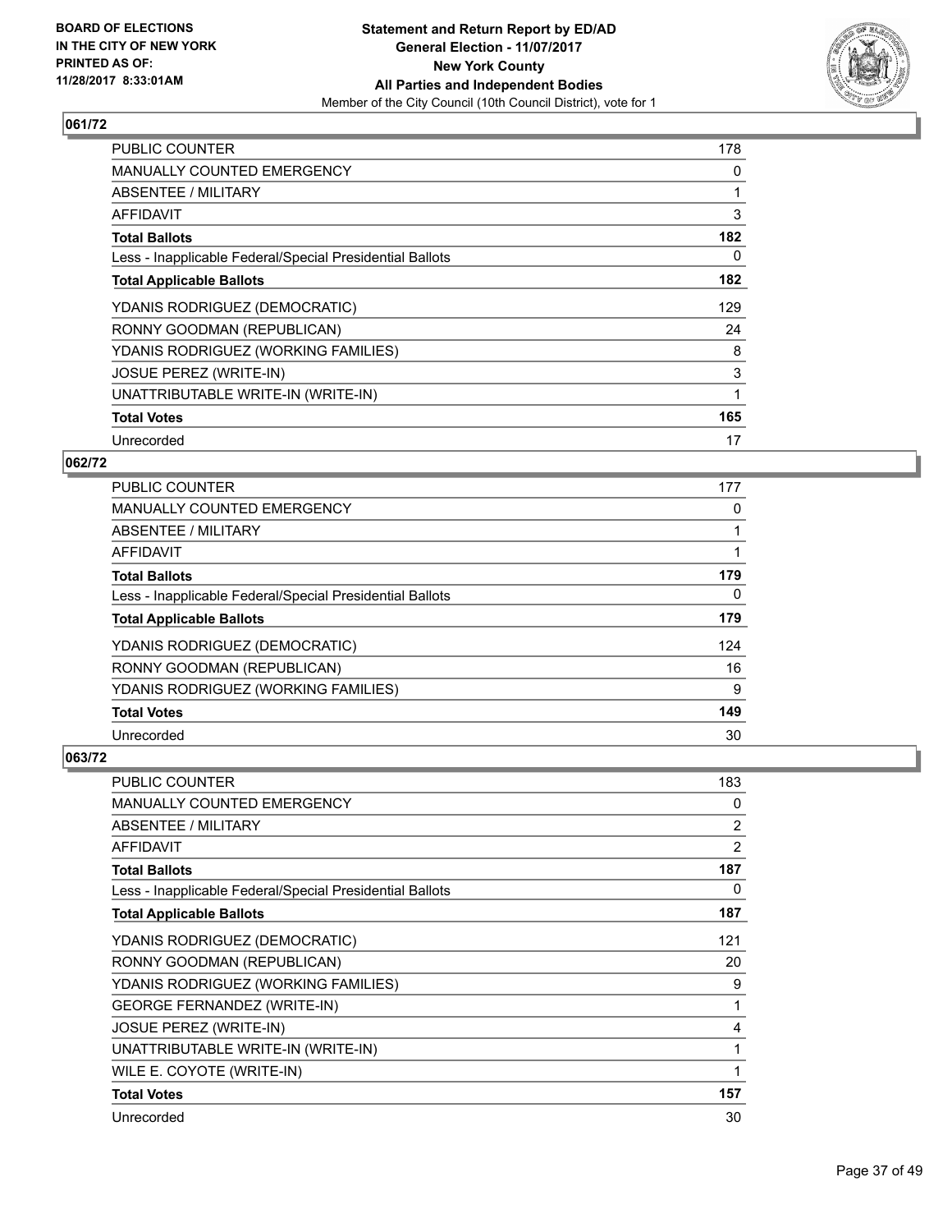**BOARD OF ELECTIONS IN THE CITY OF NEW YORK PRINTED AS OF: 11/28/2017 8:33:01AM**

**Statement and Return Report by ED/AD**
**General Election - 11/07/2017**
**New York County**
**All Parties and Independent Bodies**
Member of the City Council (10th Council District), vote for 1

### 061/72

| | |
|---|---|
| PUBLIC COUNTER | 178 |
| MANUALLY COUNTED EMERGENCY | 0 |
| ABSENTEE / MILITARY | 1 |
| AFFIDAVIT | 3 |
| **Total Ballots** | **182** |
| Less - Inapplicable Federal/Special Presidential Ballots | 0 |
| **Total Applicable Ballots** | **182** |
| YDANIS RODRIGUEZ (DEMOCRATIC) | 129 |
| RONNY GOODMAN (REPUBLICAN) | 24 |
| YDANIS RODRIGUEZ (WORKING FAMILIES) | 8 |
| JOSUE PEREZ (WRITE-IN) | 3 |
| UNATTRIBUTABLE WRITE-IN (WRITE-IN) | 1 |
| **Total Votes** | **165** |
| Unrecorded | 17 |

### 062/72

| | |
|---|---|
| PUBLIC COUNTER | 177 |
| MANUALLY COUNTED EMERGENCY | 0 |
| ABSENTEE / MILITARY | 1 |
| AFFIDAVIT | 1 |
| **Total Ballots** | **179** |
| Less - Inapplicable Federal/Special Presidential Ballots | 0 |
| **Total Applicable Ballots** | **179** |
| YDANIS RODRIGUEZ (DEMOCRATIC) | 124 |
| RONNY GOODMAN (REPUBLICAN) | 16 |
| YDANIS RODRIGUEZ (WORKING FAMILIES) | 9 |
| **Total Votes** | **149** |
| Unrecorded | 30 |

### 063/72

| | |
|---|---|
| PUBLIC COUNTER | 183 |
| MANUALLY COUNTED EMERGENCY | 0 |
| ABSENTEE / MILITARY | 2 |
| AFFIDAVIT | 2 |
| **Total Ballots** | **187** |
| Less - Inapplicable Federal/Special Presidential Ballots | 0 |
| **Total Applicable Ballots** | **187** |
| YDANIS RODRIGUEZ (DEMOCRATIC) | 121 |
| RONNY GOODMAN (REPUBLICAN) | 20 |
| YDANIS RODRIGUEZ (WORKING FAMILIES) | 9 |
| GEORGE FERNANDEZ (WRITE-IN) | 1 |
| JOSUE PEREZ (WRITE-IN) | 4 |
| UNATTRIBUTABLE WRITE-IN (WRITE-IN) | 1 |
| WILE E. COYOTE (WRITE-IN) | 1 |
| **Total Votes** | **157** |
| Unrecorded | 30 |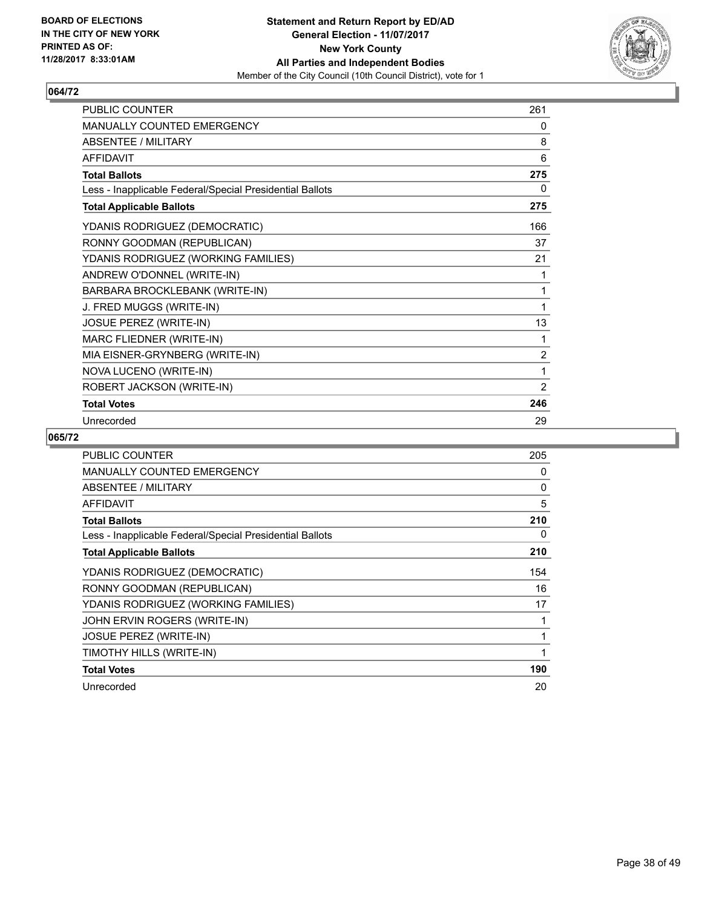**BOARD OF ELECTIONS IN THE CITY OF NEW YORK PRINTED AS OF: 11/28/2017 8:33:01AM**

**Statement and Return Report by ED/AD General Election - 11/07/2017 New York County All Parties and Independent Bodies**
Member of the City Council (10th Council District), vote for 1

## 064/72

| | |
|---|---|
| PUBLIC COUNTER | 261 |
| MANUALLY COUNTED EMERGENCY | 0 |
| ABSENTEE / MILITARY | 8 |
| AFFIDAVIT | 6 |
| **Total Ballots** | **275** |
| Less - Inapplicable Federal/Special Presidential Ballots | 0 |
| **Total Applicable Ballots** | **275** |
| YDANIS RODRIGUEZ (DEMOCRATIC) | 166 |
| RONNY GOODMAN (REPUBLICAN) | 37 |
| YDANIS RODRIGUEZ (WORKING FAMILIES) | 21 |
| ANDREW O'DONNEL (WRITE-IN) | 1 |
| BARBARA BROCKLEBANK (WRITE-IN) | 1 |
| J. FRED MUGGS (WRITE-IN) | 1 |
| JOSUE PEREZ (WRITE-IN) | 13 |
| MARC FLIEDNER (WRITE-IN) | 1 |
| MIA EISNER-GRYNBERG (WRITE-IN) | 2 |
| NOVA LUCENO (WRITE-IN) | 1 |
| ROBERT JACKSON (WRITE-IN) | 2 |
| **Total Votes** | **246** |
| Unrecorded | 29 |

## 065/72

| | |
|---|---|
| PUBLIC COUNTER | 205 |
| MANUALLY COUNTED EMERGENCY | 0 |
| ABSENTEE / MILITARY | 0 |
| AFFIDAVIT | 5 |
| **Total Ballots** | **210** |
| Less - Inapplicable Federal/Special Presidential Ballots | 0 |
| **Total Applicable Ballots** | **210** |
| YDANIS RODRIGUEZ (DEMOCRATIC) | 154 |
| RONNY GOODMAN (REPUBLICAN) | 16 |
| YDANIS RODRIGUEZ (WORKING FAMILIES) | 17 |
| JOHN ERVIN ROGERS (WRITE-IN) | 1 |
| JOSUE PEREZ (WRITE-IN) | 1 |
| TIMOTHY HILLS (WRITE-IN) | 1 |
| **Total Votes** | **190** |
| Unrecorded | 20 |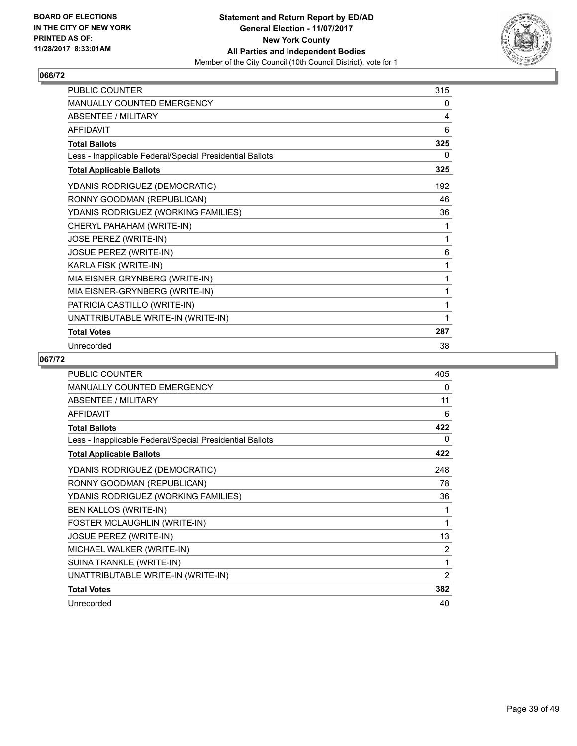**BOARD OF ELECTIONS IN THE CITY OF NEW YORK PRINTED AS OF: 11/28/2017 8:33:01AM**

**Statement and Return Report by ED/AD**
**General Election - 11/07/2017**
**New York County**
**All Parties and Independent Bodies**
Member of the City Council (10th Council District), vote for 1

## 066/72

| | |
|---|---|
| PUBLIC COUNTER | 315 |
| MANUALLY COUNTED EMERGENCY | 0 |
| ABSENTEE / MILITARY | 4 |
| AFFIDAVIT | 6 |
| **Total Ballots** | **325** |
| Less - Inapplicable Federal/Special Presidential Ballots | 0 |
| **Total Applicable Ballots** | **325** |
| YDANIS RODRIGUEZ (DEMOCRATIC) | 192 |
| RONNY GOODMAN (REPUBLICAN) | 46 |
| YDANIS RODRIGUEZ (WORKING FAMILIES) | 36 |
| CHERYL PAHAHAM (WRITE-IN) | 1 |
| JOSE PEREZ (WRITE-IN) | 1 |
| JOSUE PEREZ (WRITE-IN) | 6 |
| KARLA FISK (WRITE-IN) | 1 |
| MIA EISNER GRYNBERG (WRITE-IN) | 1 |
| MIA EISNER-GRYNBERG (WRITE-IN) | 1 |
| PATRICIA CASTILLO (WRITE-IN) | 1 |
| UNATTRIBUTABLE WRITE-IN (WRITE-IN) | 1 |
| **Total Votes** | **287** |
| Unrecorded | 38 |

## 067/72

| | |
|---|---|
| PUBLIC COUNTER | 405 |
| MANUALLY COUNTED EMERGENCY | 0 |
| ABSENTEE / MILITARY | 11 |
| AFFIDAVIT | 6 |
| **Total Ballots** | **422** |
| Less - Inapplicable Federal/Special Presidential Ballots | 0 |
| **Total Applicable Ballots** | **422** |
| YDANIS RODRIGUEZ (DEMOCRATIC) | 248 |
| RONNY GOODMAN (REPUBLICAN) | 78 |
| YDANIS RODRIGUEZ (WORKING FAMILIES) | 36 |
| BEN KALLOS (WRITE-IN) | 1 |
| FOSTER MCLAUGHLIN (WRITE-IN) | 1 |
| JOSUE PEREZ (WRITE-IN) | 13 |
| MICHAEL WALKER (WRITE-IN) | 2 |
| SUINA TRANKLE (WRITE-IN) | 1 |
| UNATTRIBUTABLE WRITE-IN (WRITE-IN) | 2 |
| **Total Votes** | **382** |
| Unrecorded | 40 |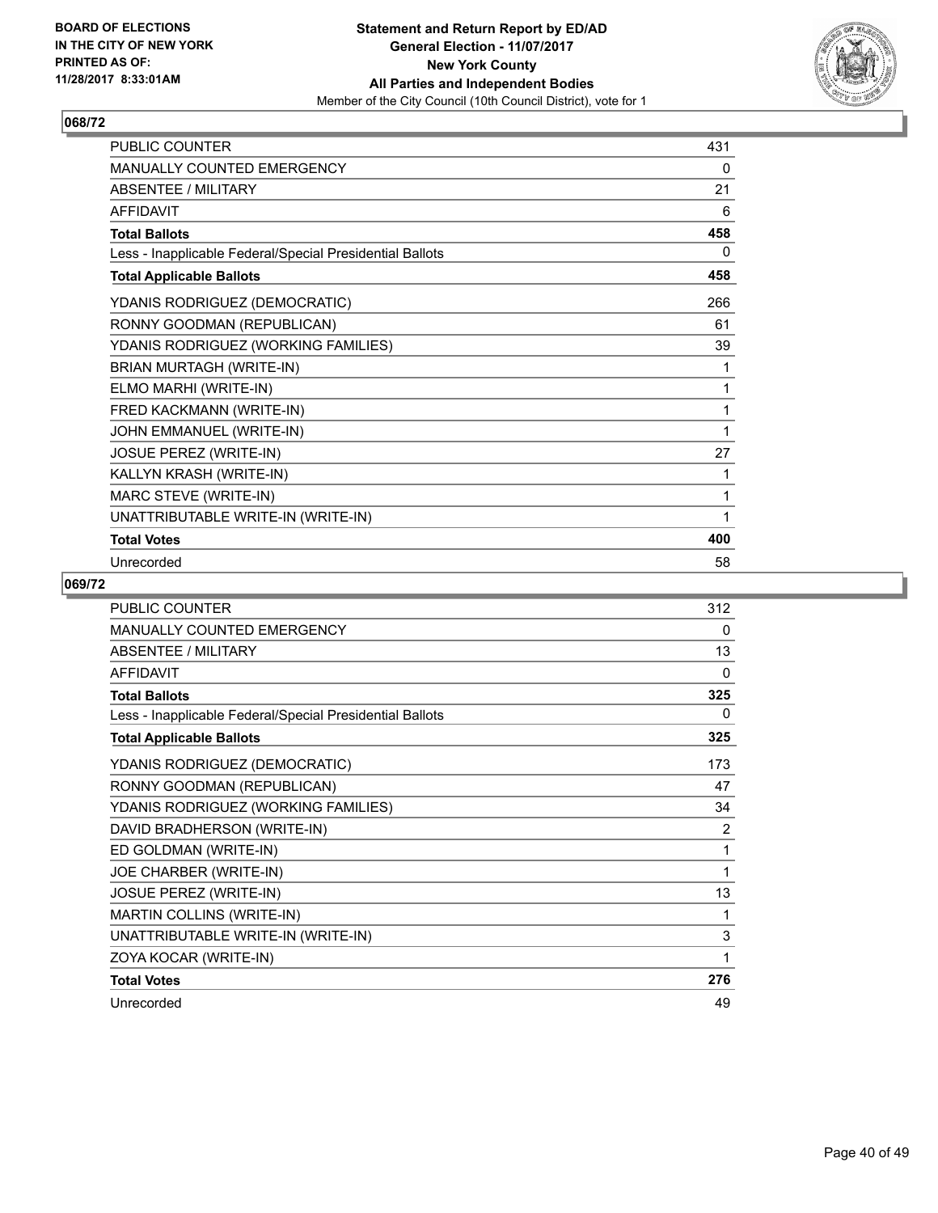**BOARD OF ELECTIONS IN THE CITY OF NEW YORK PRINTED AS OF: 11/28/2017 8:33:01AM**

**Statement and Return Report by ED/AD General Election - 11/07/2017 New York County All Parties and Independent Bodies**

Member of the City Council (10th Council District), vote for 1

### 068/72

| | |
|---|---|
| PUBLIC COUNTER | 431 |
| MANUALLY COUNTED EMERGENCY | 0 |
| ABSENTEE / MILITARY | 21 |
| AFFIDAVIT | 6 |
| **Total Ballots** | **458** |
| Less - Inapplicable Federal/Special Presidential Ballots | 0 |
| **Total Applicable Ballots** | **458** |
| YDANIS RODRIGUEZ (DEMOCRATIC) | 266 |
| RONNY GOODMAN (REPUBLICAN) | 61 |
| YDANIS RODRIGUEZ (WORKING FAMILIES) | 39 |
| BRIAN MURTAGH (WRITE-IN) | 1 |
| ELMO MARHI (WRITE-IN) | 1 |
| FRED KACKMANN (WRITE-IN) | 1 |
| JOHN EMMANUEL (WRITE-IN) | 1 |
| JOSUE PEREZ (WRITE-IN) | 27 |
| KALLYN KRASH (WRITE-IN) | 1 |
| MARC STEVE (WRITE-IN) | 1 |
| UNATTRIBUTABLE WRITE-IN (WRITE-IN) | 1 |
| **Total Votes** | **400** |
| Unrecorded | 58 |

### 069/72

| | |
|---|---|
| PUBLIC COUNTER | 312 |
| MANUALLY COUNTED EMERGENCY | 0 |
| ABSENTEE / MILITARY | 13 |
| AFFIDAVIT | 0 |
| **Total Ballots** | **325** |
| Less - Inapplicable Federal/Special Presidential Ballots | 0 |
| **Total Applicable Ballots** | **325** |
| YDANIS RODRIGUEZ (DEMOCRATIC) | 173 |
| RONNY GOODMAN (REPUBLICAN) | 47 |
| YDANIS RODRIGUEZ (WORKING FAMILIES) | 34 |
| DAVID BRADHERSON (WRITE-IN) | 2 |
| ED GOLDMAN (WRITE-IN) | 1 |
| JOE CHARBER (WRITE-IN) | 1 |
| JOSUE PEREZ (WRITE-IN) | 13 |
| MARTIN COLLINS (WRITE-IN) | 1 |
| UNATTRIBUTABLE WRITE-IN (WRITE-IN) | 3 |
| ZOYA KOCAR (WRITE-IN) | 1 |
| **Total Votes** | **276** |
| Unrecorded | 49 |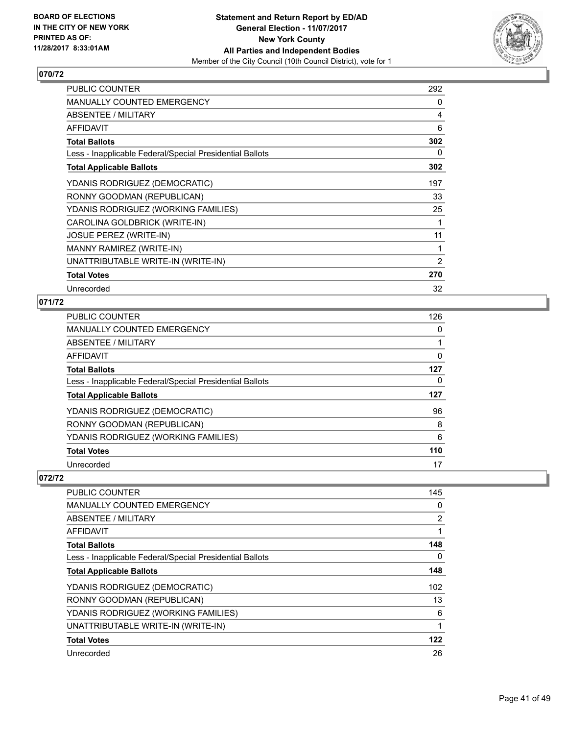## 070/72

| | |
|---|---|
| PUBLIC COUNTER | 292 |
| MANUALLY COUNTED EMERGENCY | 0 |
| ABSENTEE / MILITARY | 4 |
| AFFIDAVIT | 6 |
| **Total Ballots** | **302** |
| Less - Inapplicable Federal/Special Presidential Ballots | 0 |
| **Total Applicable Ballots** | **302** |
| YDANIS RODRIGUEZ (DEMOCRATIC) | 197 |
| RONNY GOODMAN (REPUBLICAN) | 33 |
| YDANIS RODRIGUEZ (WORKING FAMILIES) | 25 |
| CAROLINA GOLDBRICK (WRITE-IN) | 1 |
| JOSUE PEREZ (WRITE-IN) | 11 |
| MANNY RAMIREZ (WRITE-IN) | 1 |
| UNATTRIBUTABLE WRITE-IN (WRITE-IN) | 2 |
| **Total Votes** | **270** |
| Unrecorded | 32 |

## 071/72

| | |
|---|---|
| PUBLIC COUNTER | 126 |
| MANUALLY COUNTED EMERGENCY | 0 |
| ABSENTEE / MILITARY | 1 |
| AFFIDAVIT | 0 |
| **Total Ballots** | **127** |
| Less - Inapplicable Federal/Special Presidential Ballots | 0 |
| **Total Applicable Ballots** | **127** |
| YDANIS RODRIGUEZ (DEMOCRATIC) | 96 |
| RONNY GOODMAN (REPUBLICAN) | 8 |
| YDANIS RODRIGUEZ (WORKING FAMILIES) | 6 |
| **Total Votes** | **110** |
| Unrecorded | 17 |

## 072/72

| | |
|---|---|
| PUBLIC COUNTER | 145 |
| MANUALLY COUNTED EMERGENCY | 0 |
| ABSENTEE / MILITARY | 2 |
| AFFIDAVIT | 1 |
| **Total Ballots** | **148** |
| Less - Inapplicable Federal/Special Presidential Ballots | 0 |
| **Total Applicable Ballots** | **148** |
| YDANIS RODRIGUEZ (DEMOCRATIC) | 102 |
| RONNY GOODMAN (REPUBLICAN) | 13 |
| YDANIS RODRIGUEZ (WORKING FAMILIES) | 6 |
| UNATTRIBUTABLE WRITE-IN (WRITE-IN) | 1 |
| **Total Votes** | **122** |
| Unrecorded | 26 |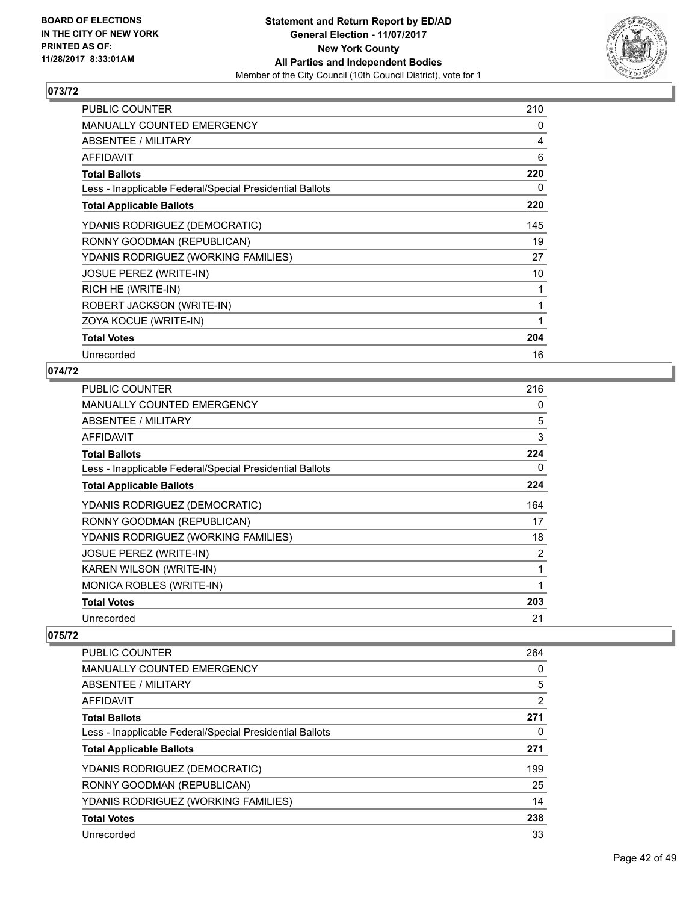**Statement and Return Report by ED/AD**
**General Election - 11/07/2017**
**New York County**
**All Parties and Independent Bodies**
Member of the City Council (10th Council District), vote for 1

BOARD OF ELECTIONS IN THE CITY OF NEW YORK PRINTED AS OF: 11/28/2017 8:33:01AM

## 073/72

| | |
|---|---|
| PUBLIC COUNTER | 210 |
| MANUALLY COUNTED EMERGENCY | 0 |
| ABSENTEE / MILITARY | 4 |
| AFFIDAVIT | 6 |
| **Total Ballots** | **220** |
| Less - Inapplicable Federal/Special Presidential Ballots | 0 |
| **Total Applicable Ballots** | **220** |
| YDANIS RODRIGUEZ (DEMOCRATIC) | 145 |
| RONNY GOODMAN (REPUBLICAN) | 19 |
| YDANIS RODRIGUEZ (WORKING FAMILIES) | 27 |
| JOSUE PEREZ (WRITE-IN) | 10 |
| RICH HE (WRITE-IN) | 1 |
| ROBERT JACKSON (WRITE-IN) | 1 |
| ZOYA KOCUE (WRITE-IN) | 1 |
| **Total Votes** | **204** |
| Unrecorded | 16 |

## 074/72

| | |
|---|---|
| PUBLIC COUNTER | 216 |
| MANUALLY COUNTED EMERGENCY | 0 |
| ABSENTEE / MILITARY | 5 |
| AFFIDAVIT | 3 |
| **Total Ballots** | **224** |
| Less - Inapplicable Federal/Special Presidential Ballots | 0 |
| **Total Applicable Ballots** | **224** |
| YDANIS RODRIGUEZ (DEMOCRATIC) | 164 |
| RONNY GOODMAN (REPUBLICAN) | 17 |
| YDANIS RODRIGUEZ (WORKING FAMILIES) | 18 |
| JOSUE PEREZ (WRITE-IN) | 2 |
| KAREN WILSON (WRITE-IN) | 1 |
| MONICA ROBLES (WRITE-IN) | 1 |
| **Total Votes** | **203** |
| Unrecorded | 21 |

## 075/72

| | |
|---|---|
| PUBLIC COUNTER | 264 |
| MANUALLY COUNTED EMERGENCY | 0 |
| ABSENTEE / MILITARY | 5 |
| AFFIDAVIT | 2 |
| **Total Ballots** | **271** |
| Less - Inapplicable Federal/Special Presidential Ballots | 0 |
| **Total Applicable Ballots** | **271** |
| YDANIS RODRIGUEZ (DEMOCRATIC) | 199 |
| RONNY GOODMAN (REPUBLICAN) | 25 |
| YDANIS RODRIGUEZ (WORKING FAMILIES) | 14 |
| **Total Votes** | **238** |
| Unrecorded | 33 |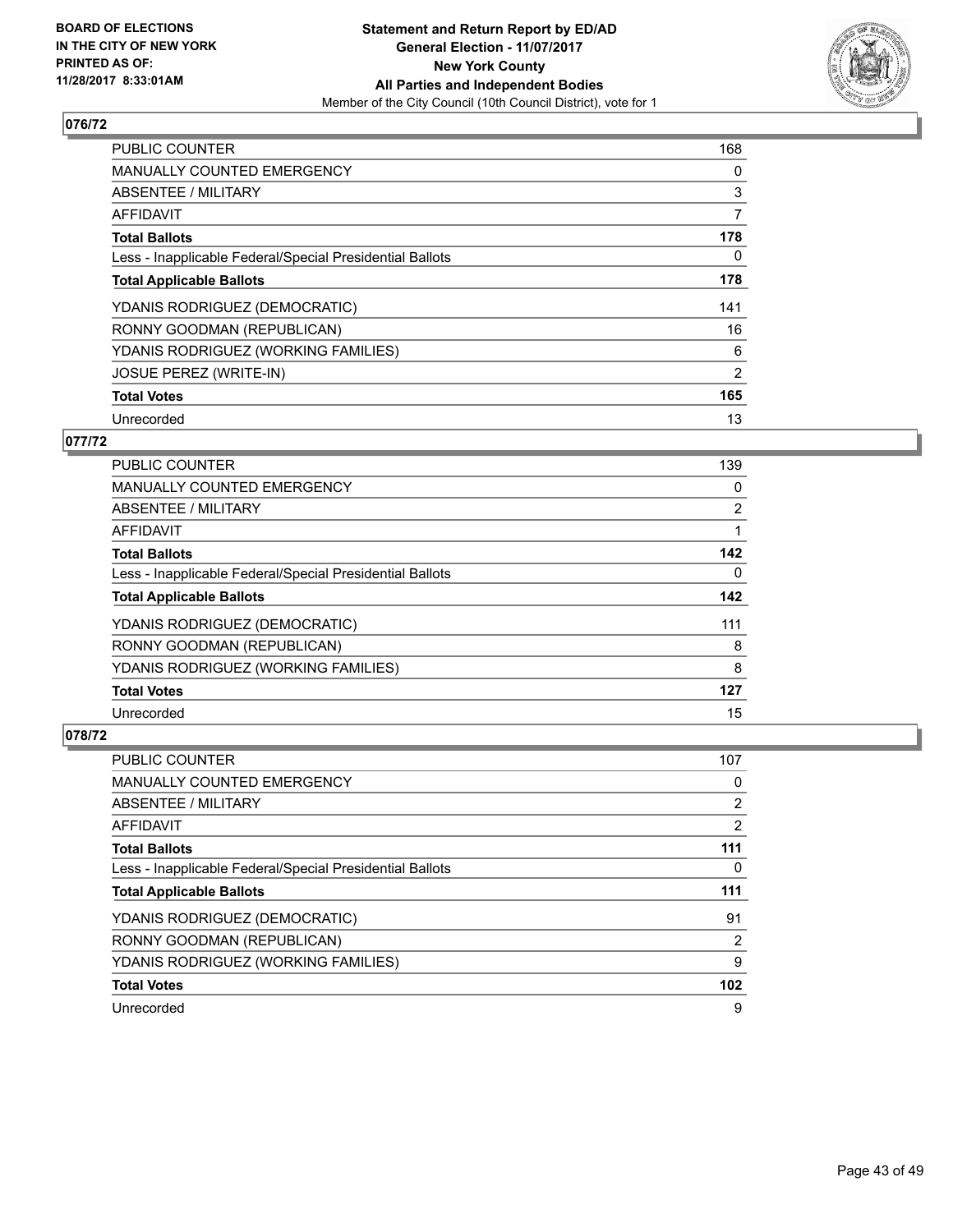**BOARD OF ELECTIONS IN THE CITY OF NEW YORK PRINTED AS OF: 11/28/2017 8:33:01AM**

**Statement and Return Report by ED/AD**
**General Election - 11/07/2017**
**New York County**
**All Parties and Independent Bodies**
Member of the City Council (10th Council District), vote for 1

## 076/72

| | |
|---|---|
| PUBLIC COUNTER | 168 |
| MANUALLY COUNTED EMERGENCY | 0 |
| ABSENTEE / MILITARY | 3 |
| AFFIDAVIT | 7 |
| **Total Ballots** | **178** |
| Less - Inapplicable Federal/Special Presidential Ballots | 0 |
| **Total Applicable Ballots** | **178** |
| YDANIS RODRIGUEZ (DEMOCRATIC) | 141 |
| RONNY GOODMAN (REPUBLICAN) | 16 |
| YDANIS RODRIGUEZ (WORKING FAMILIES) | 6 |
| JOSUE PEREZ (WRITE-IN) | 2 |
| **Total Votes** | **165** |
| Unrecorded | 13 |

## 077/72

| | |
|---|---|
| PUBLIC COUNTER | 139 |
| MANUALLY COUNTED EMERGENCY | 0 |
| ABSENTEE / MILITARY | 2 |
| AFFIDAVIT | 1 |
| **Total Ballots** | **142** |
| Less - Inapplicable Federal/Special Presidential Ballots | 0 |
| **Total Applicable Ballots** | **142** |
| YDANIS RODRIGUEZ (DEMOCRATIC) | 111 |
| RONNY GOODMAN (REPUBLICAN) | 8 |
| YDANIS RODRIGUEZ (WORKING FAMILIES) | 8 |
| **Total Votes** | **127** |
| Unrecorded | 15 |

## 078/72

| | |
|---|---|
| PUBLIC COUNTER | 107 |
| MANUALLY COUNTED EMERGENCY | 0 |
| ABSENTEE / MILITARY | 2 |
| AFFIDAVIT | 2 |
| **Total Ballots** | **111** |
| Less - Inapplicable Federal/Special Presidential Ballots | 0 |
| **Total Applicable Ballots** | **111** |
| YDANIS RODRIGUEZ (DEMOCRATIC) | 91 |
| RONNY GOODMAN (REPUBLICAN) | 2 |
| YDANIS RODRIGUEZ (WORKING FAMILIES) | 9 |
| **Total Votes** | **102** |
| Unrecorded | 9 |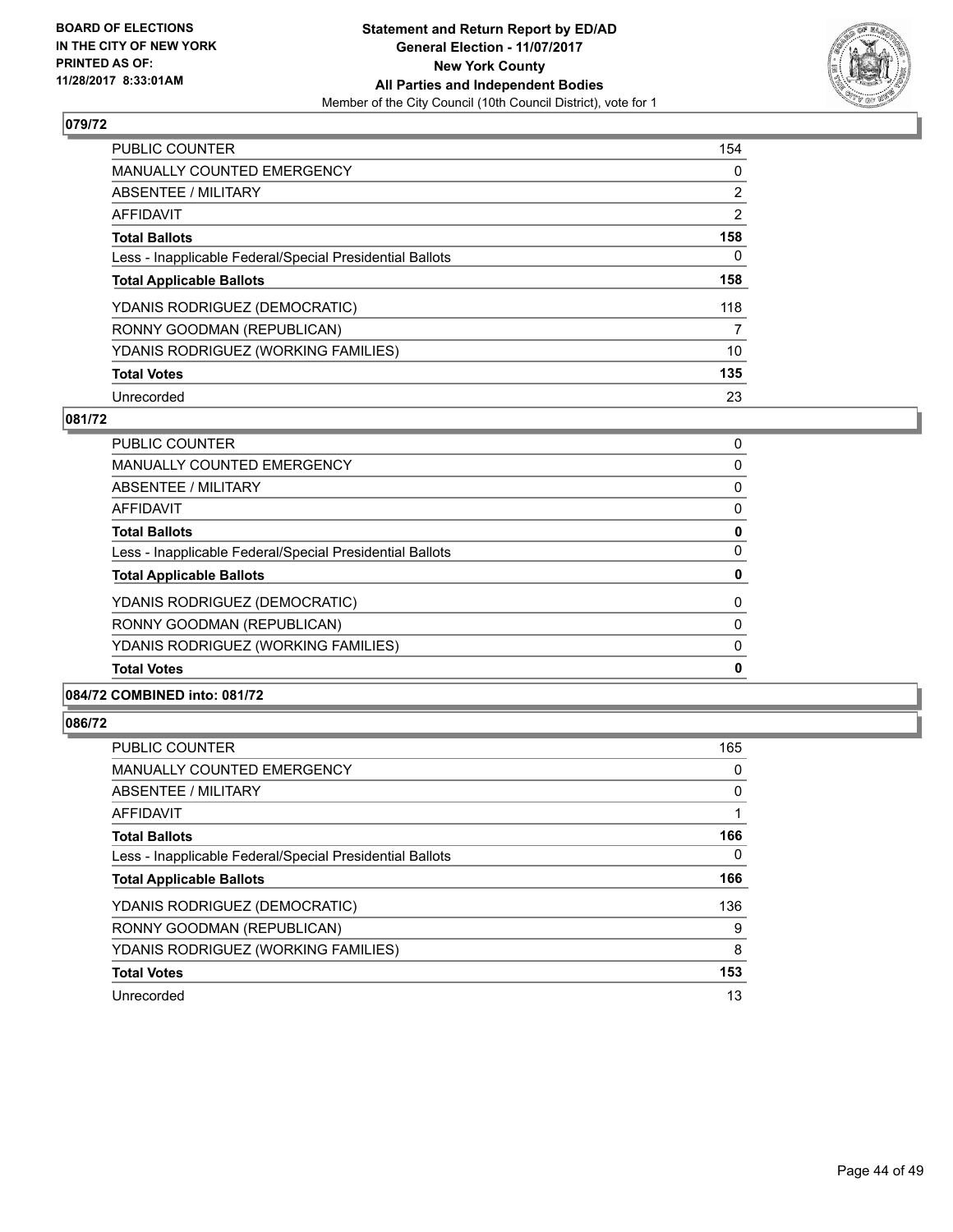**BOARD OF ELECTIONS IN THE CITY OF NEW YORK PRINTED AS OF: 11/28/2017 8:33:01AM**

**Statement and Return Report by ED/AD General Election - 11/07/2017 New York County All Parties and Independent Bodies**

Member of the City Council (10th Council District), vote for 1

## 079/72

| | |
|---|---|
| PUBLIC COUNTER | 154 |
| MANUALLY COUNTED EMERGENCY | 0 |
| ABSENTEE / MILITARY | 2 |
| AFFIDAVIT | 2 |
| **Total Ballots** | **158** |
| Less - Inapplicable Federal/Special Presidential Ballots | 0 |
| **Total Applicable Ballots** | **158** |
| YDANIS RODRIGUEZ (DEMOCRATIC) | 118 |
| RONNY GOODMAN (REPUBLICAN) | 7 |
| YDANIS RODRIGUEZ (WORKING FAMILIES) | 10 |
| **Total Votes** | **135** |
| Unrecorded | 23 |

## 081/72

| | |
|---|---|
| PUBLIC COUNTER | 0 |
| MANUALLY COUNTED EMERGENCY | 0 |
| ABSENTEE / MILITARY | 0 |
| AFFIDAVIT | 0 |
| **Total Ballots** | **0** |
| Less - Inapplicable Federal/Special Presidential Ballots | 0 |
| **Total Applicable Ballots** | **0** |
| YDANIS RODRIGUEZ (DEMOCRATIC) | 0 |
| RONNY GOODMAN (REPUBLICAN) | 0 |
| YDANIS RODRIGUEZ (WORKING FAMILIES) | 0 |
| **Total Votes** | **0** |

## 084/72 COMBINED into: 081/72

## 086/72

| | |
|---|---|
| PUBLIC COUNTER | 165 |
| MANUALLY COUNTED EMERGENCY | 0 |
| ABSENTEE / MILITARY | 0 |
| AFFIDAVIT | 1 |
| **Total Ballots** | **166** |
| Less - Inapplicable Federal/Special Presidential Ballots | 0 |
| **Total Applicable Ballots** | **166** |
| YDANIS RODRIGUEZ (DEMOCRATIC) | 136 |
| RONNY GOODMAN (REPUBLICAN) | 9 |
| YDANIS RODRIGUEZ (WORKING FAMILIES) | 8 |
| **Total Votes** | **153** |
| Unrecorded | 13 |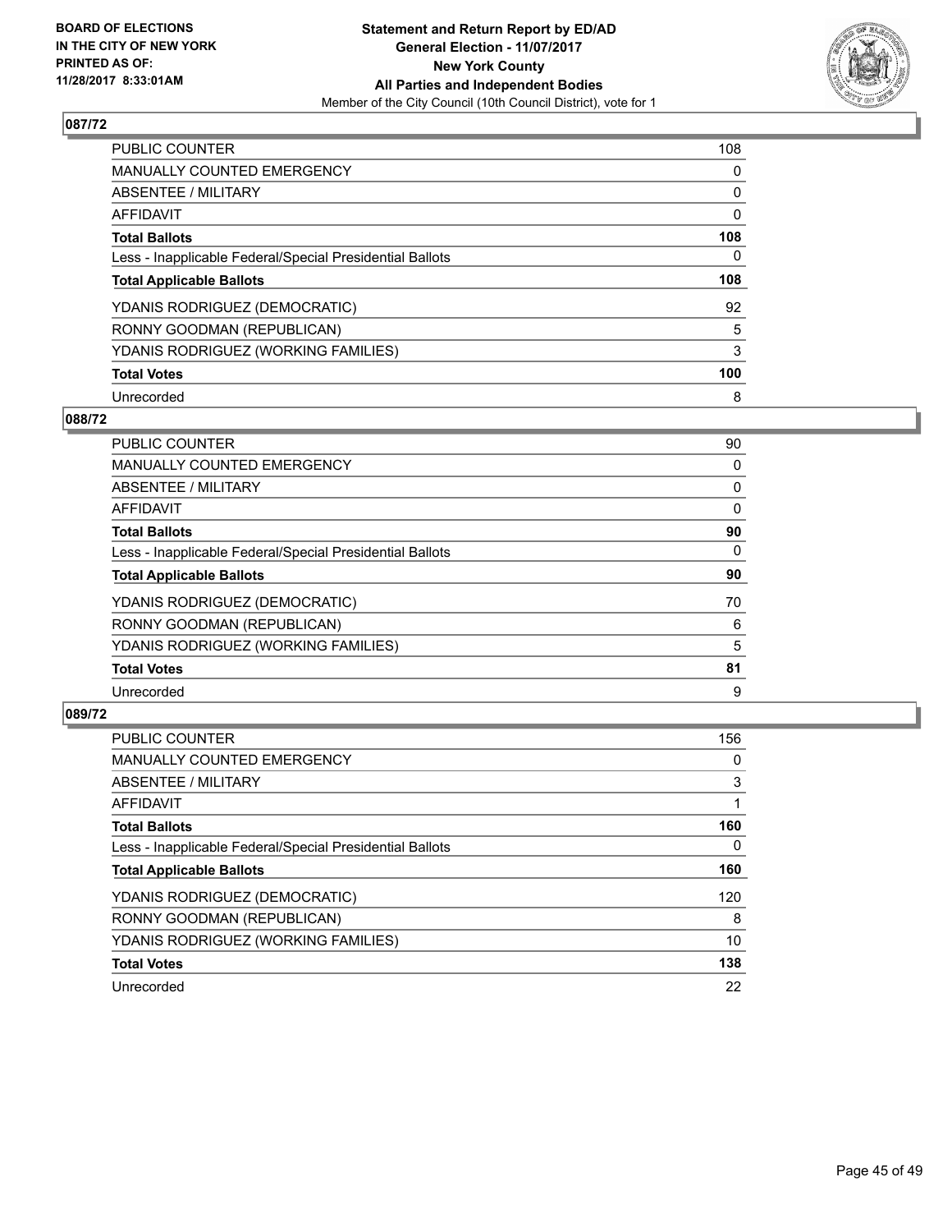BOARD OF ELECTIONS
IN THE CITY OF NEW YORK
PRINTED AS OF:
11/28/2017 8:33:01AM

**Statement and Return Report by ED/AD**
**General Election - 11/07/2017**
**New York County**
**All Parties and Independent Bodies**
Member of the City Council (10th Council District), vote for 1

### 087/72

| | |
|---|---|
| PUBLIC COUNTER | 108 |
| MANUALLY COUNTED EMERGENCY | 0 |
| ABSENTEE / MILITARY | 0 |
| AFFIDAVIT | 0 |
| **Total Ballots** | **108** |
| Less - Inapplicable Federal/Special Presidential Ballots | 0 |
| **Total Applicable Ballots** | **108** |
| YDANIS RODRIGUEZ (DEMOCRATIC) | 92 |
| RONNY GOODMAN (REPUBLICAN) | 5 |
| YDANIS RODRIGUEZ (WORKING FAMILIES) | 3 |
| **Total Votes** | **100** |
| Unrecorded | 8 |

### 088/72

| | |
|---|---|
| PUBLIC COUNTER | 90 |
| MANUALLY COUNTED EMERGENCY | 0 |
| ABSENTEE / MILITARY | 0 |
| AFFIDAVIT | 0 |
| **Total Ballots** | **90** |
| Less - Inapplicable Federal/Special Presidential Ballots | 0 |
| **Total Applicable Ballots** | **90** |
| YDANIS RODRIGUEZ (DEMOCRATIC) | 70 |
| RONNY GOODMAN (REPUBLICAN) | 6 |
| YDANIS RODRIGUEZ (WORKING FAMILIES) | 5 |
| **Total Votes** | **81** |
| Unrecorded | 9 |

### 089/72

| | |
|---|---|
| PUBLIC COUNTER | 156 |
| MANUALLY COUNTED EMERGENCY | 0 |
| ABSENTEE / MILITARY | 3 |
| AFFIDAVIT | 1 |
| **Total Ballots** | **160** |
| Less - Inapplicable Federal/Special Presidential Ballots | 0 |
| **Total Applicable Ballots** | **160** |
| YDANIS RODRIGUEZ (DEMOCRATIC) | 120 |
| RONNY GOODMAN (REPUBLICAN) | 8 |
| YDANIS RODRIGUEZ (WORKING FAMILIES) | 10 |
| **Total Votes** | **138** |
| Unrecorded | 22 |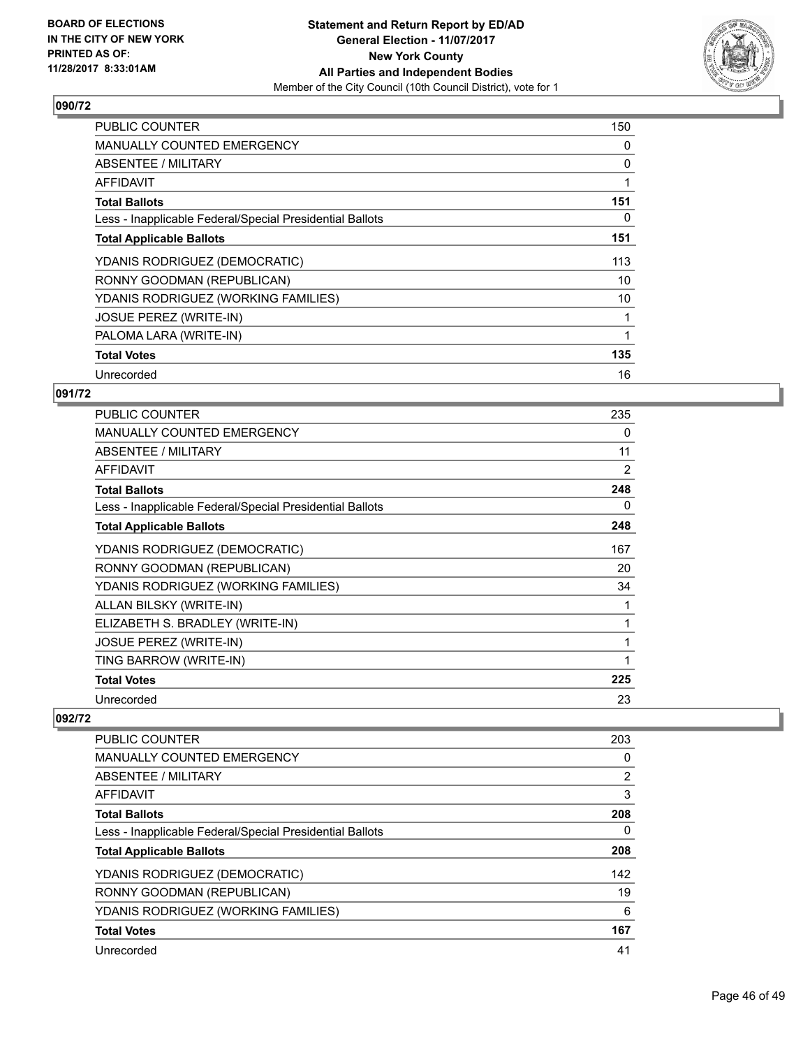**Statement and Return Report by ED/AD**
**General Election - 11/07/2017**
**New York County**
**All Parties and Independent Bodies**
Member of the City Council (10th Council District), vote for 1

BOARD OF ELECTIONS IN THE CITY OF NEW YORK PRINTED AS OF: 11/28/2017 8:33:01AM

## 090/72

| | |
|---|---|
| PUBLIC COUNTER | 150 |
| MANUALLY COUNTED EMERGENCY | 0 |
| ABSENTEE / MILITARY | 0 |
| AFFIDAVIT | 1 |
| **Total Ballots** | **151** |
| Less - Inapplicable Federal/Special Presidential Ballots | 0 |
| **Total Applicable Ballots** | **151** |
| YDANIS RODRIGUEZ (DEMOCRATIC) | 113 |
| RONNY GOODMAN (REPUBLICAN) | 10 |
| YDANIS RODRIGUEZ (WORKING FAMILIES) | 10 |
| JOSUE PEREZ (WRITE-IN) | 1 |
| PALOMA LARA (WRITE-IN) | 1 |
| **Total Votes** | **135** |
| Unrecorded | 16 |

## 091/72

| | |
|---|---|
| PUBLIC COUNTER | 235 |
| MANUALLY COUNTED EMERGENCY | 0 |
| ABSENTEE / MILITARY | 11 |
| AFFIDAVIT | 2 |
| **Total Ballots** | **248** |
| Less - Inapplicable Federal/Special Presidential Ballots | 0 |
| **Total Applicable Ballots** | **248** |
| YDANIS RODRIGUEZ (DEMOCRATIC) | 167 |
| RONNY GOODMAN (REPUBLICAN) | 20 |
| YDANIS RODRIGUEZ (WORKING FAMILIES) | 34 |
| ALLAN BILSKY (WRITE-IN) | 1 |
| ELIZABETH S. BRADLEY (WRITE-IN) | 1 |
| JOSUE PEREZ (WRITE-IN) | 1 |
| TING BARROW (WRITE-IN) | 1 |
| **Total Votes** | **225** |
| Unrecorded | 23 |

## 092/72

| | |
|---|---|
| PUBLIC COUNTER | 203 |
| MANUALLY COUNTED EMERGENCY | 0 |
| ABSENTEE / MILITARY | 2 |
| AFFIDAVIT | 3 |
| **Total Ballots** | **208** |
| Less - Inapplicable Federal/Special Presidential Ballots | 0 |
| **Total Applicable Ballots** | **208** |
| YDANIS RODRIGUEZ (DEMOCRATIC) | 142 |
| RONNY GOODMAN (REPUBLICAN) | 19 |
| YDANIS RODRIGUEZ (WORKING FAMILIES) | 6 |
| **Total Votes** | **167** |
| Unrecorded | 41 |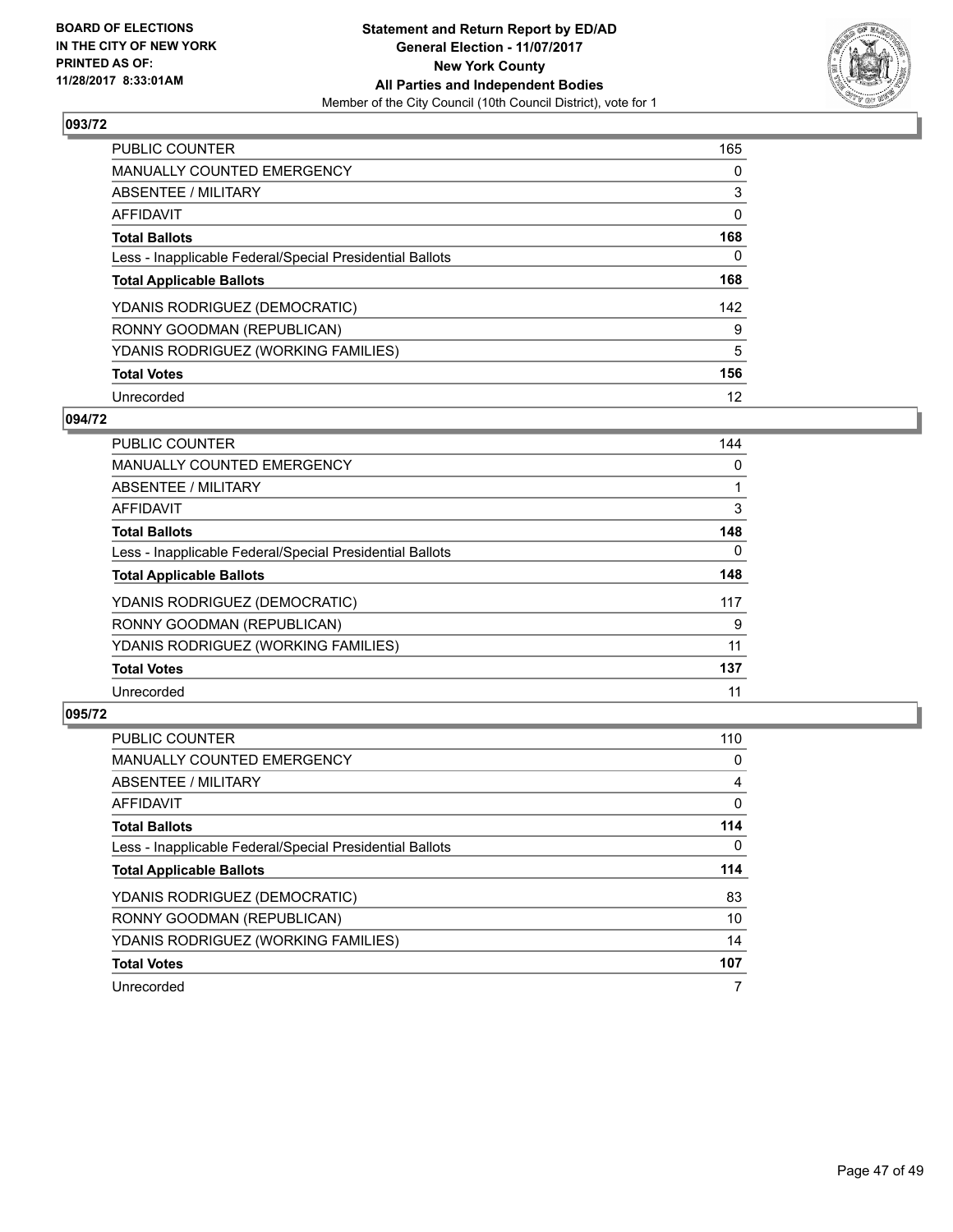**BOARD OF ELECTIONS IN THE CITY OF NEW YORK PRINTED AS OF: 11/28/2017 8:33:01AM**

**Statement and Return Report by ED/AD**
**General Election - 11/07/2017**
**New York County**
**All Parties and Independent Bodies**
Member of the City Council (10th Council District), vote for 1

### 093/72

| | |
|---|---|
| PUBLIC COUNTER | 165 |
| MANUALLY COUNTED EMERGENCY | 0 |
| ABSENTEE / MILITARY | 3 |
| AFFIDAVIT | 0 |
| **Total Ballots** | **168** |
| Less - Inapplicable Federal/Special Presidential Ballots | 0 |
| **Total Applicable Ballots** | **168** |
| YDANIS RODRIGUEZ (DEMOCRATIC) | 142 |
| RONNY GOODMAN (REPUBLICAN) | 9 |
| YDANIS RODRIGUEZ (WORKING FAMILIES) | 5 |
| **Total Votes** | **156** |
| Unrecorded | 12 |

### 094/72

| | |
|---|---|
| PUBLIC COUNTER | 144 |
| MANUALLY COUNTED EMERGENCY | 0 |
| ABSENTEE / MILITARY | 1 |
| AFFIDAVIT | 3 |
| **Total Ballots** | **148** |
| Less - Inapplicable Federal/Special Presidential Ballots | 0 |
| **Total Applicable Ballots** | **148** |
| YDANIS RODRIGUEZ (DEMOCRATIC) | 117 |
| RONNY GOODMAN (REPUBLICAN) | 9 |
| YDANIS RODRIGUEZ (WORKING FAMILIES) | 11 |
| **Total Votes** | **137** |
| Unrecorded | 11 |

### 095/72

| | |
|---|---|
| PUBLIC COUNTER | 110 |
| MANUALLY COUNTED EMERGENCY | 0 |
| ABSENTEE / MILITARY | 4 |
| AFFIDAVIT | 0 |
| **Total Ballots** | **114** |
| Less - Inapplicable Federal/Special Presidential Ballots | 0 |
| **Total Applicable Ballots** | **114** |
| YDANIS RODRIGUEZ (DEMOCRATIC) | 83 |
| RONNY GOODMAN (REPUBLICAN) | 10 |
| YDANIS RODRIGUEZ (WORKING FAMILIES) | 14 |
| **Total Votes** | **107** |
| Unrecorded | 7 |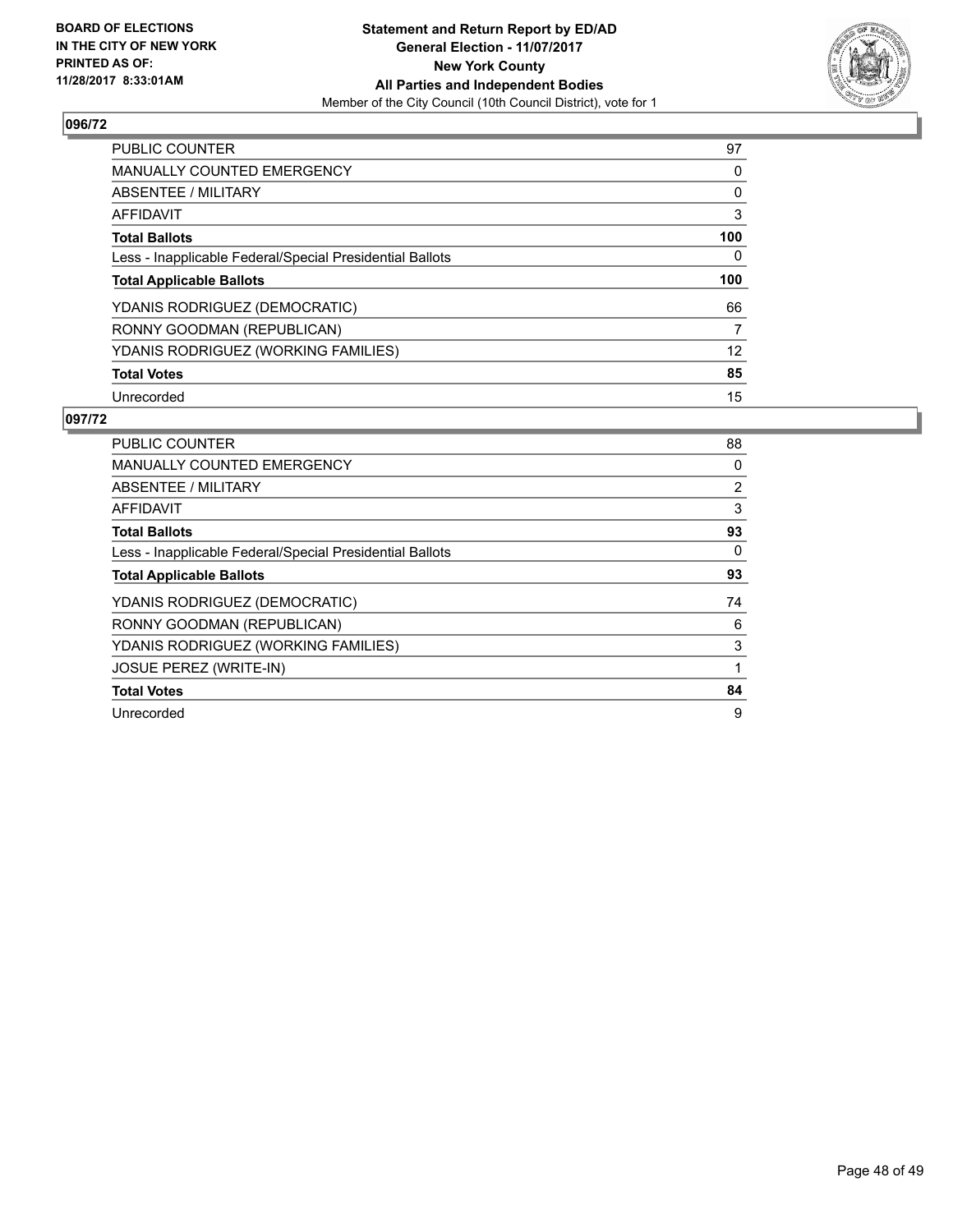**BOARD OF ELECTIONS IN THE CITY OF NEW YORK PRINTED AS OF: 11/28/2017 8:33:01AM**

**Statement and Return Report by ED/AD**
**General Election - 11/07/2017**
**New York County**
**All Parties and Independent Bodies**
Member of the City Council (10th Council District), vote for 1

## 096/72

| | |
|---|---|
| PUBLIC COUNTER | 97 |
| MANUALLY COUNTED EMERGENCY | 0 |
| ABSENTEE / MILITARY | 0 |
| AFFIDAVIT | 3 |
| **Total Ballots** | **100** |
| Less - Inapplicable Federal/Special Presidential Ballots | 0 |
| **Total Applicable Ballots** | **100** |
| YDANIS RODRIGUEZ (DEMOCRATIC) | 66 |
| RONNY GOODMAN (REPUBLICAN) | 7 |
| YDANIS RODRIGUEZ (WORKING FAMILIES) | 12 |
| **Total Votes** | **85** |
| Unrecorded | 15 |

## 097/72

| | |
|---|---|
| PUBLIC COUNTER | 88 |
| MANUALLY COUNTED EMERGENCY | 0 |
| ABSENTEE / MILITARY | 2 |
| AFFIDAVIT | 3 |
| **Total Ballots** | **93** |
| Less - Inapplicable Federal/Special Presidential Ballots | 0 |
| **Total Applicable Ballots** | **93** |
| YDANIS RODRIGUEZ (DEMOCRATIC) | 74 |
| RONNY GOODMAN (REPUBLICAN) | 6 |
| YDANIS RODRIGUEZ (WORKING FAMILIES) | 3 |
| JOSUE PEREZ (WRITE-IN) | 1 |
| **Total Votes** | **84** |
| Unrecorded | 9 |